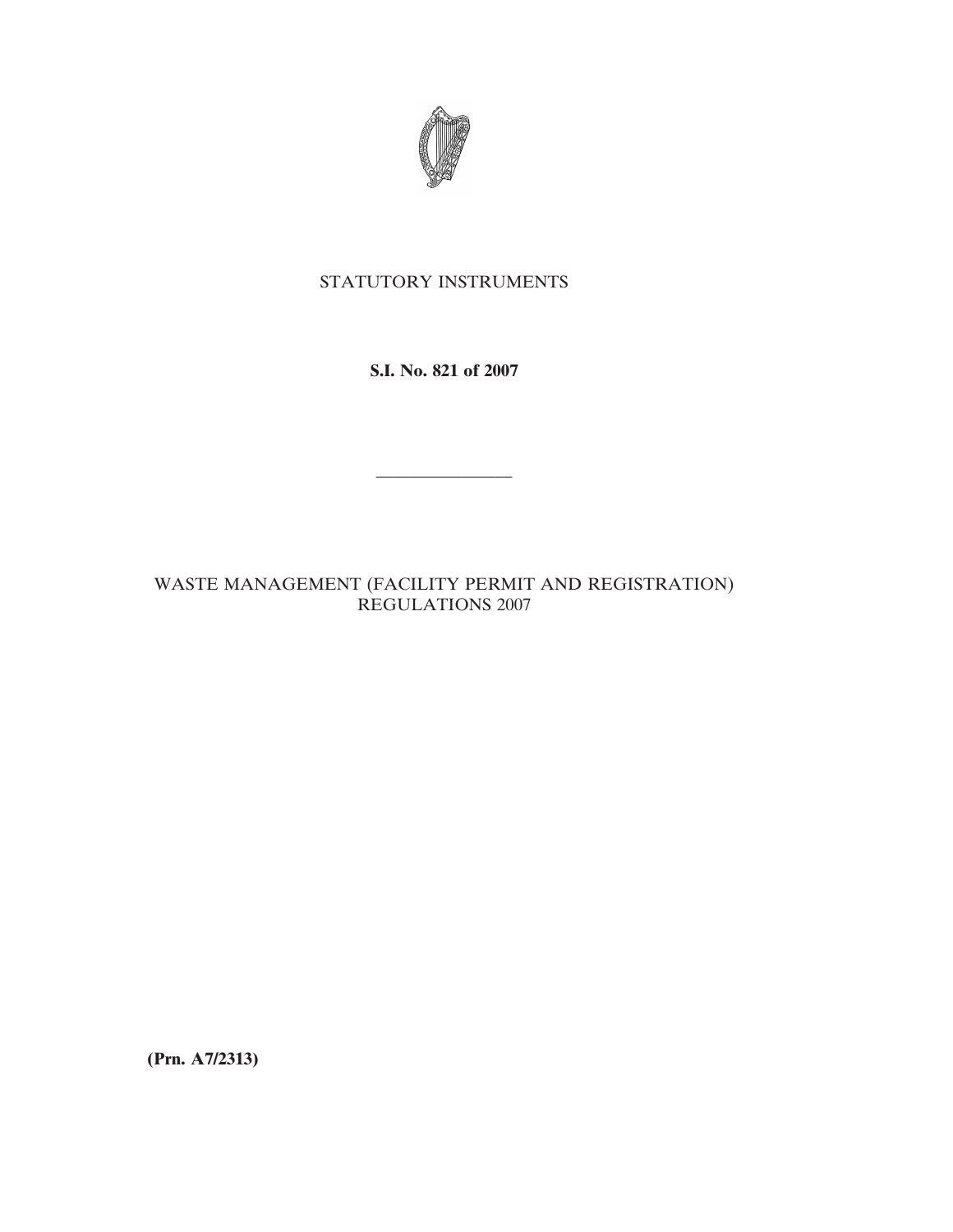STATUTORY INSTRUMENTS

**S.I. No. 821 of 2007**

---

WASTE MANAGEMENT (FACILITY PERMIT AND REGISTRATION) REGULATIONS 2007

**(Prn. A7/2313)**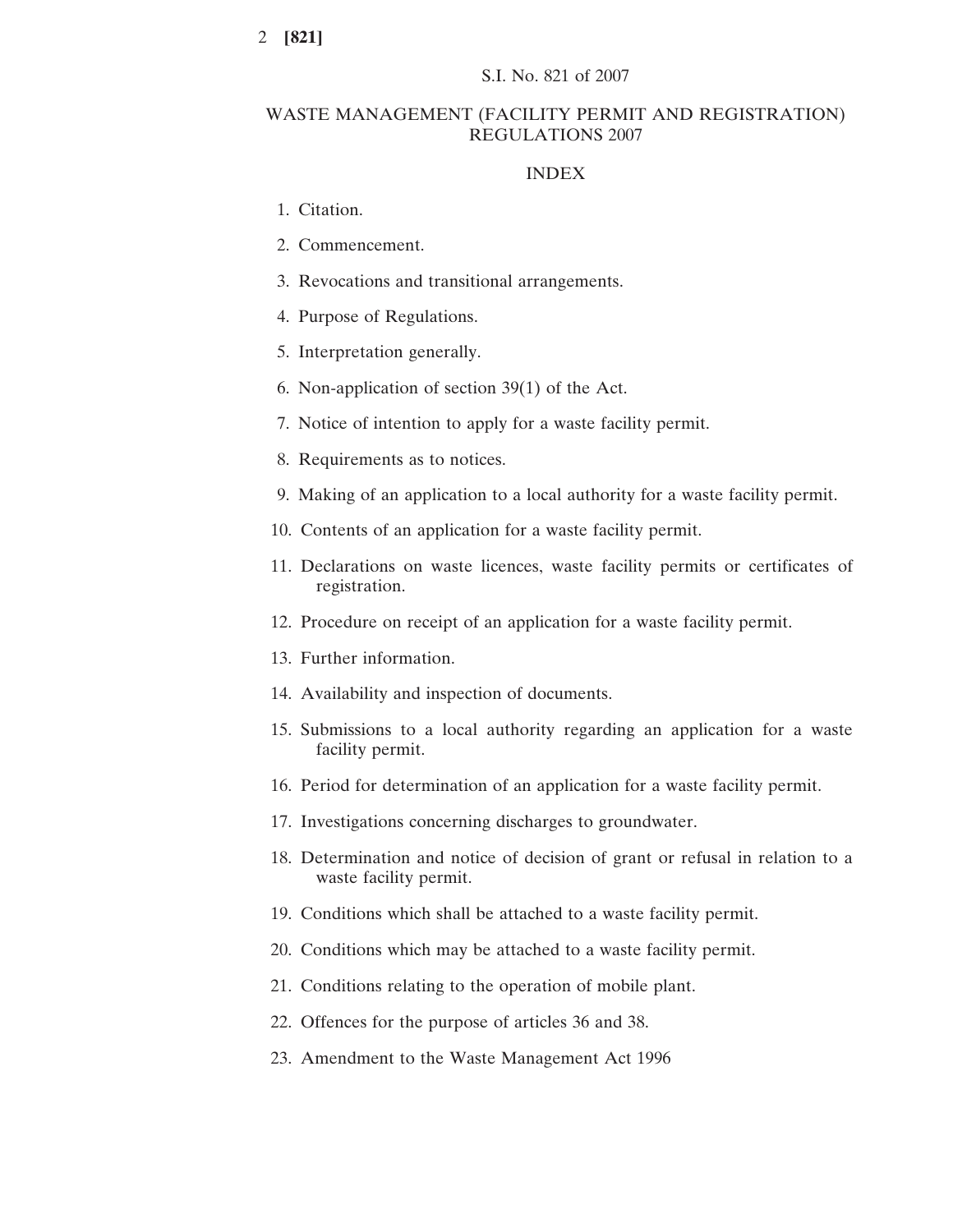S.I. No. 821 of 2007

# WASTE MANAGEMENT (FACILITY PERMIT AND REGISTRATION) REGULATIONS 2007

## INDEX

1. Citation.
2. Commencement.
3. Revocations and transitional arrangements.
4. Purpose of Regulations.
5. Interpretation generally.
6. Non-application of section 39(1) of the Act.
7. Notice of intention to apply for a waste facility permit.
8. Requirements as to notices.
9. Making of an application to a local authority for a waste facility permit.
10. Contents of an application for a waste facility permit.
11. Declarations on waste licences, waste facility permits or certificates of registration.
12. Procedure on receipt of an application for a waste facility permit.
13. Further information.
14. Availability and inspection of documents.
15. Submissions to a local authority regarding an application for a waste facility permit.
16. Period for determination of an application for a waste facility permit.
17. Investigations concerning discharges to groundwater.
18. Determination and notice of decision of grant or refusal in relation to a waste facility permit.
19. Conditions which shall be attached to a waste facility permit.
20. Conditions which may be attached to a waste facility permit.
21. Conditions relating to the operation of mobile plant.
22. Offences for the purpose of articles 36 and 38.
23. Amendment to the Waste Management Act 1996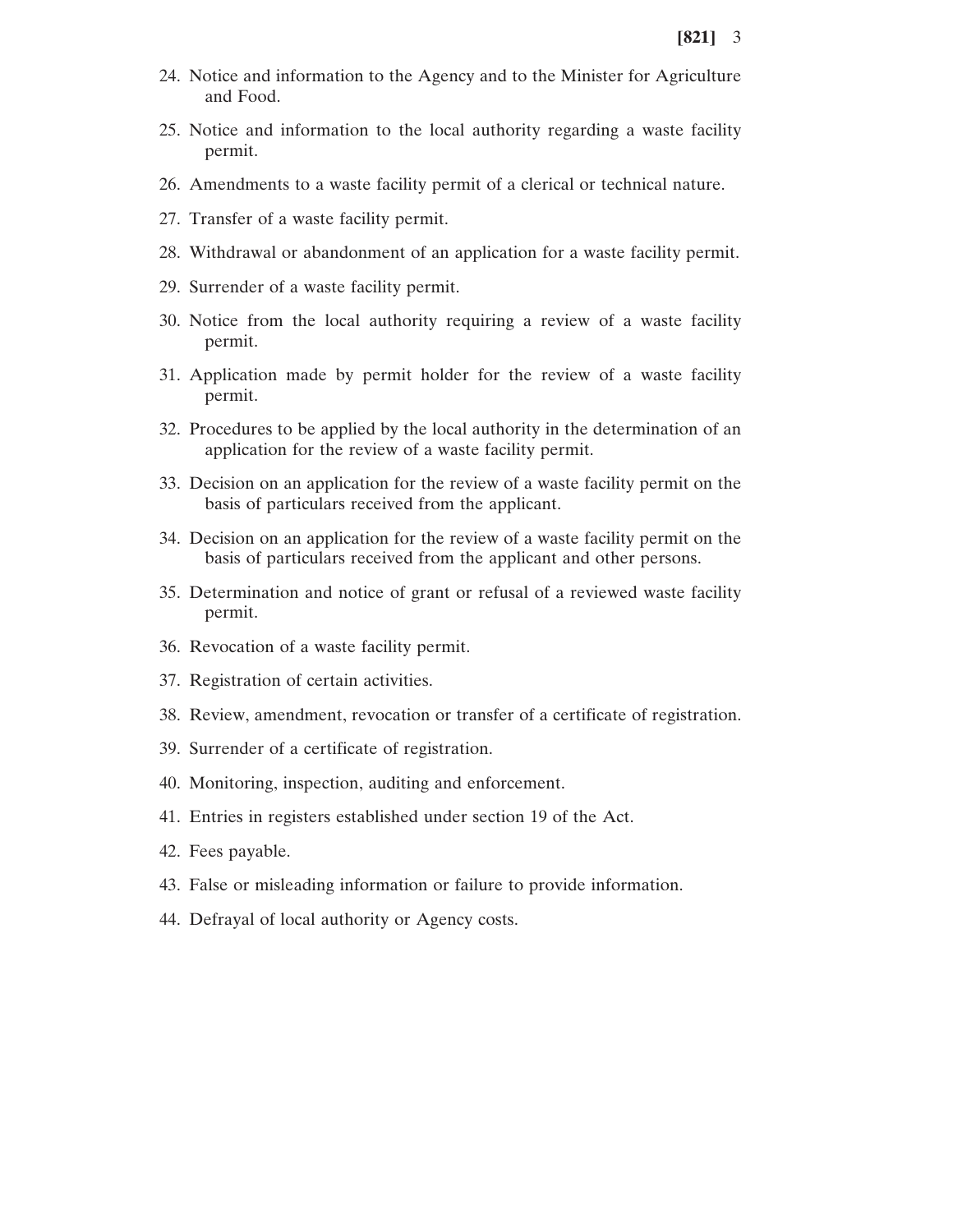24. Notice and information to the Agency and to the Minister for Agriculture and Food.

25. Notice and information to the local authority regarding a waste facility permit.

26. Amendments to a waste facility permit of a clerical or technical nature.

27. Transfer of a waste facility permit.

28. Withdrawal or abandonment of an application for a waste facility permit.

29. Surrender of a waste facility permit.

30. Notice from the local authority requiring a review of a waste facility permit.

31. Application made by permit holder for the review of a waste facility permit.

32. Procedures to be applied by the local authority in the determination of an application for the review of a waste facility permit.

33. Decision on an application for the review of a waste facility permit on the basis of particulars received from the applicant.

34. Decision on an application for the review of a waste facility permit on the basis of particulars received from the applicant and other persons.

35. Determination and notice of grant or refusal of a reviewed waste facility permit.

36. Revocation of a waste facility permit.

37. Registration of certain activities.

38. Review, amendment, revocation or transfer of a certificate of registration.

39. Surrender of a certificate of registration.

40. Monitoring, inspection, auditing and enforcement.

41. Entries in registers established under section 19 of the Act.

42. Fees payable.

43. False or misleading information or failure to provide information.

44. Defrayal of local authority or Agency costs.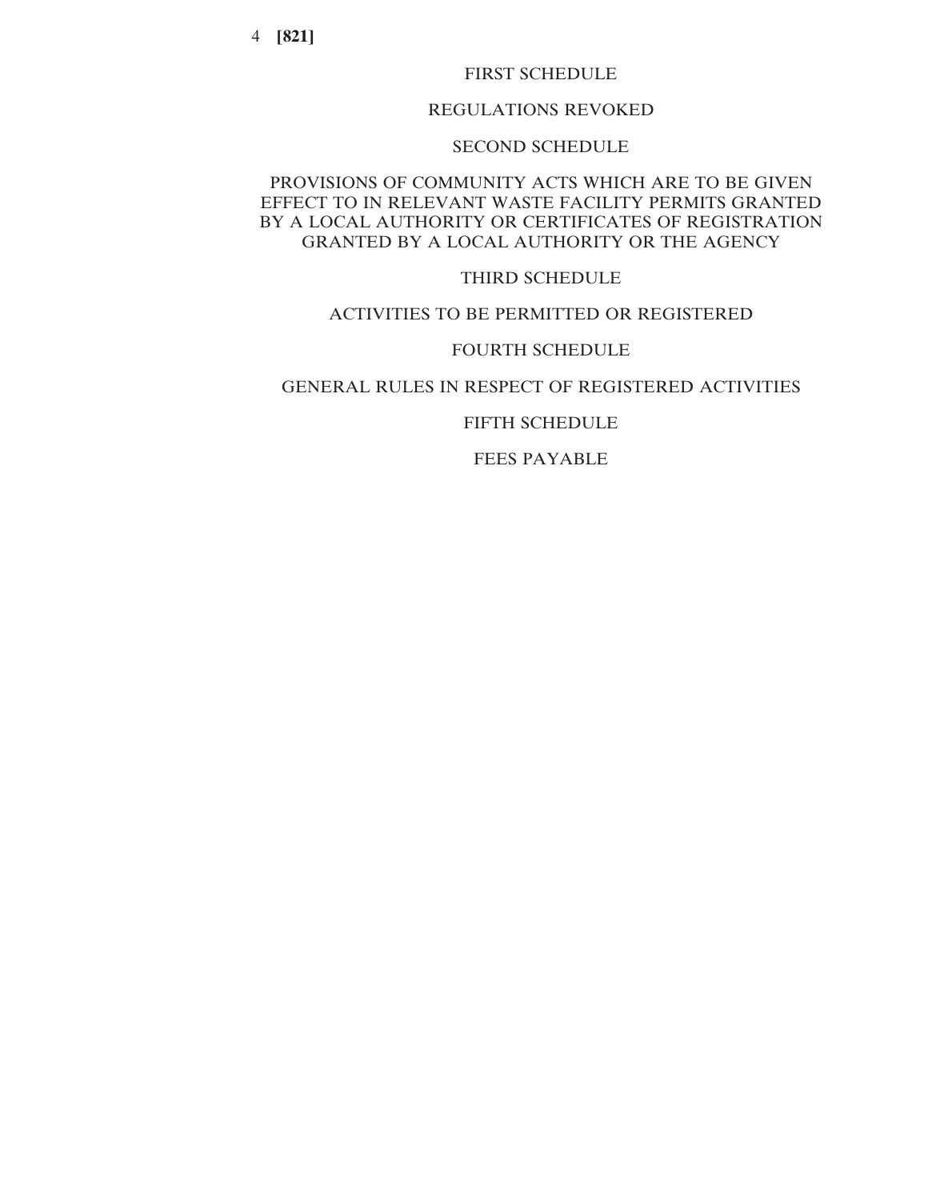FIRST SCHEDULE

REGULATIONS REVOKED

SECOND SCHEDULE

PROVISIONS OF COMMUNITY ACTS WHICH ARE TO BE GIVEN EFFECT TO IN RELEVANT WASTE FACILITY PERMITS GRANTED BY A LOCAL AUTHORITY OR CERTIFICATES OF REGISTRATION GRANTED BY A LOCAL AUTHORITY OR THE AGENCY

THIRD SCHEDULE

ACTIVITIES TO BE PERMITTED OR REGISTERED

FOURTH SCHEDULE

GENERAL RULES IN RESPECT OF REGISTERED ACTIVITIES

FIFTH SCHEDULE

FEES PAYABLE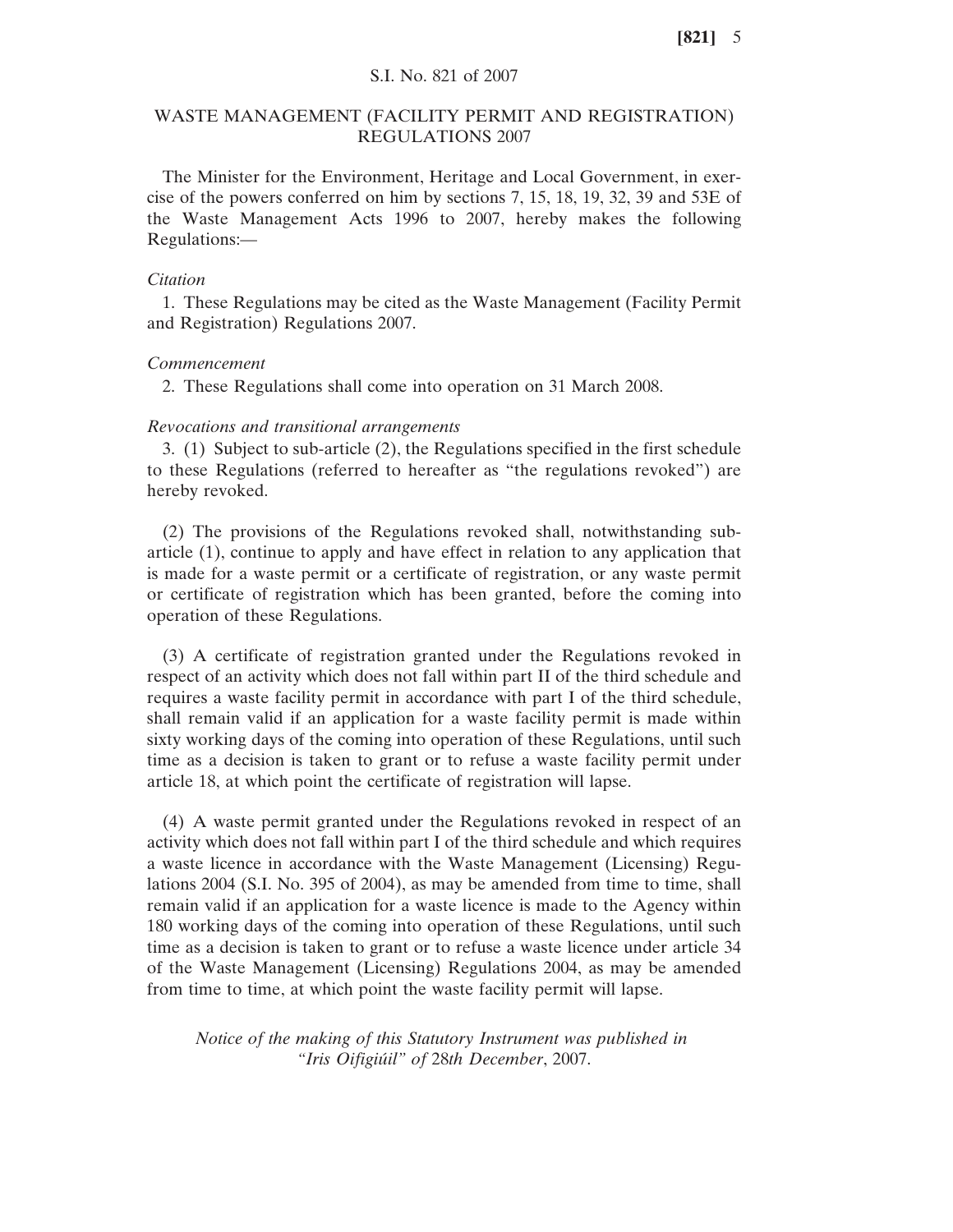S.I. No. 821 of 2007

# WASTE MANAGEMENT (FACILITY PERMIT AND REGISTRATION) REGULATIONS 2007

The Minister for the Environment, Heritage and Local Government, in exercise of the powers conferred on him by sections 7, 15, 18, 19, 32, 39 and 53E of the Waste Management Acts 1996 to 2007, hereby makes the following Regulations:—

*Citation*

1. These Regulations may be cited as the Waste Management (Facility Permit and Registration) Regulations 2007.

*Commencement*

2. These Regulations shall come into operation on 31 March 2008.

*Revocations and transitional arrangements*

3. (1) Subject to sub-article (2), the Regulations specified in the first schedule to these Regulations (referred to hereafter as "the regulations revoked") are hereby revoked.

(2) The provisions of the Regulations revoked shall, notwithstanding sub-article (1), continue to apply and have effect in relation to any application that is made for a waste permit or a certificate of registration, or any waste permit or certificate of registration which has been granted, before the coming into operation of these Regulations.

(3) A certificate of registration granted under the Regulations revoked in respect of an activity which does not fall within part II of the third schedule and requires a waste facility permit in accordance with part I of the third schedule, shall remain valid if an application for a waste facility permit is made within sixty working days of the coming into operation of these Regulations, until such time as a decision is taken to grant or to refuse a waste facility permit under article 18, at which point the certificate of registration will lapse.

(4) A waste permit granted under the Regulations revoked in respect of an activity which does not fall within part I of the third schedule and which requires a waste licence in accordance with the Waste Management (Licensing) Regulations 2004 (S.I. No. 395 of 2004), as may be amended from time to time, shall remain valid if an application for a waste licence is made to the Agency within 180 working days of the coming into operation of these Regulations, until such time as a decision is taken to grant or to refuse a waste licence under article 34 of the Waste Management (Licensing) Regulations 2004, as may be amended from time to time, at which point the waste facility permit will lapse.

*Notice of the making of this Statutory Instrument was published in "Iris Oifigiúil" of* 28*th December*, 2007.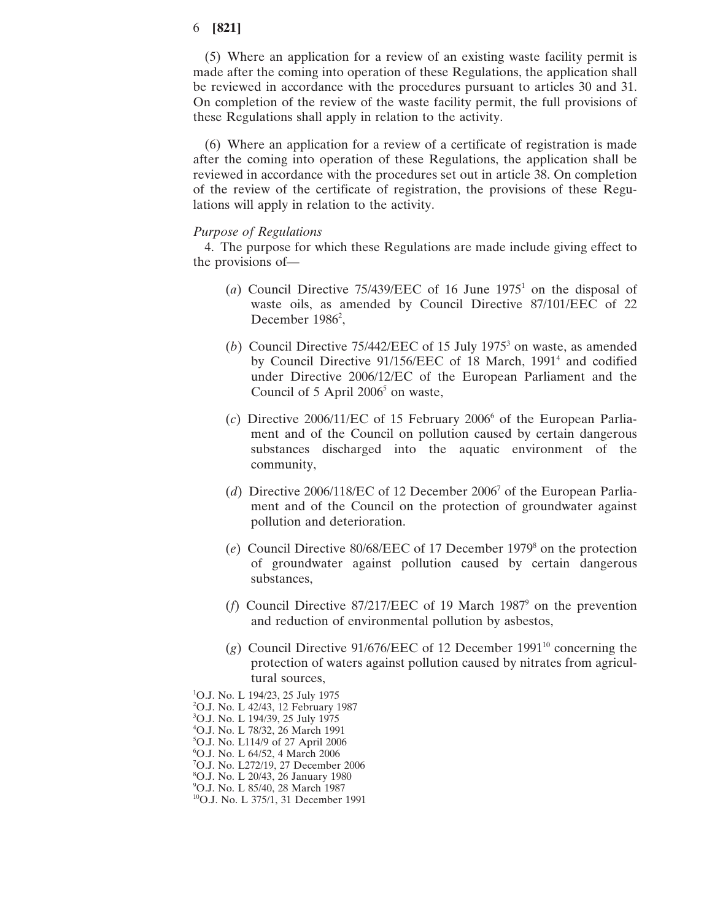(5) Where an application for a review of an existing waste facility permit is made after the coming into operation of these Regulations, the application shall be reviewed in accordance with the procedures pursuant to articles 30 and 31. On completion of the review of the waste facility permit, the full provisions of these Regulations shall apply in relation to the activity.

(6) Where an application for a review of a certificate of registration is made after the coming into operation of these Regulations, the application shall be reviewed in accordance with the procedures set out in article 38. On completion of the review of the certificate of registration, the provisions of these Regulations will apply in relation to the activity.

*Purpose of Regulations*

4. The purpose for which these Regulations are made include giving effect to the provisions of—

(*a*) Council Directive 75/439/EEC of 16 June 1975[1] on the disposal of waste oils, as amended by Council Directive 87/101/EEC of 22 December 1986[2],

(*b*) Council Directive 75/442/EEC of 15 July 1975[3] on waste, as amended by Council Directive 91/156/EEC of 18 March, 1991[4] and codified under Directive 2006/12/EC of the European Parliament and the Council of 5 April 2006[5] on waste,

(*c*) Directive 2006/11/EC of 15 February 2006[6] of the European Parliament and of the Council on pollution caused by certain dangerous substances discharged into the aquatic environment of the community,

(*d*) Directive 2006/118/EC of 12 December 2006[7] of the European Parliament and of the Council on the protection of groundwater against pollution and deterioration.

(*e*) Council Directive 80/68/EEC of 17 December 1979[8] on the protection of groundwater against pollution caused by certain dangerous substances,

(*f*) Council Directive 87/217/EEC of 19 March 1987[9] on the prevention and reduction of environmental pollution by asbestos,

(*g*) Council Directive 91/676/EEC of 12 December 1991[10] concerning the protection of waters against pollution caused by nitrates from agricultural sources,

[1]O.J. No. L 194/23, 25 July 1975
[2]O.J. No. L 42/43, 12 February 1987
[3]O.J. No. L 194/39, 25 July 1975
[4]O.J. No. L 78/32, 26 March 1991
[5]O.J. No. L114/9 of 27 April 2006
[6]O.J. No. L 64/52, 4 March 2006
[7]O.J. No. L272/19, 27 December 2006
[8]O.J. No. L 20/43, 26 January 1980
[9]O.J. No. L 85/40, 28 March 1987
[10]O.J. No. L 375/1, 31 December 1991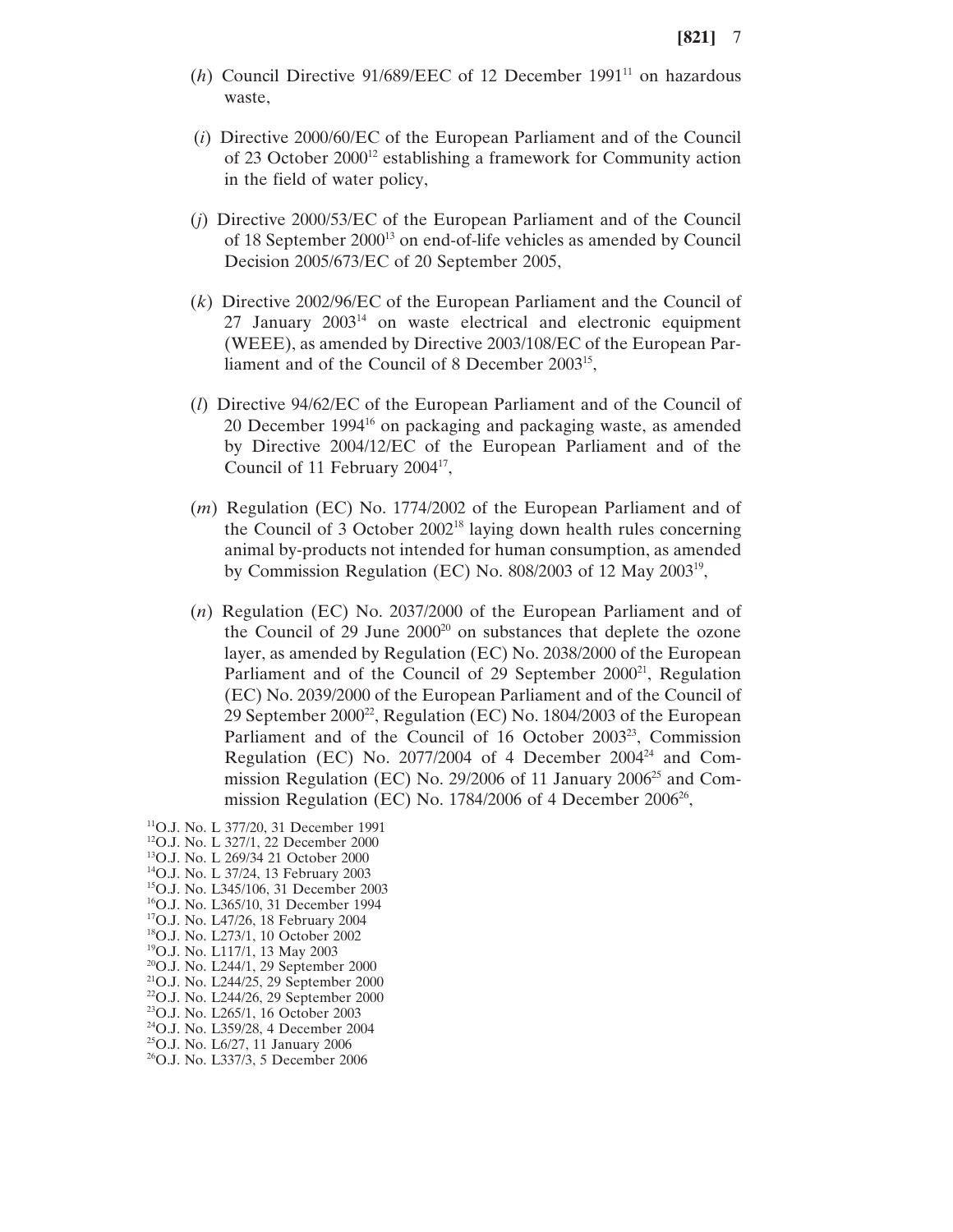(*h*) Council Directive 91/689/EEC of 12 December 1991[11] on hazardous waste,

(*i*) Directive 2000/60/EC of the European Parliament and of the Council of 23 October 2000[12] establishing a framework for Community action in the field of water policy,

(*j*) Directive 2000/53/EC of the European Parliament and of the Council of 18 September 2000[13] on end-of-life vehicles as amended by Council Decision 2005/673/EC of 20 September 2005,

(*k*) Directive 2002/96/EC of the European Parliament and the Council of 27 January 2003[14] on waste electrical and electronic equipment (WEEE), as amended by Directive 2003/108/EC of the European Parliament and of the Council of 8 December 2003[15],

(*l*) Directive 94/62/EC of the European Parliament and of the Council of 20 December 1994[16] on packaging and packaging waste, as amended by Directive 2004/12/EC of the European Parliament and of the Council of 11 February 2004[17],

(*m*) Regulation (EC) No. 1774/2002 of the European Parliament and of the Council of 3 October 2002[18] laying down health rules concerning animal by-products not intended for human consumption, as amended by Commission Regulation (EC) No. 808/2003 of 12 May 2003[19],

(*n*) Regulation (EC) No. 2037/2000 of the European Parliament and of the Council of 29 June 2000[20] on substances that deplete the ozone layer, as amended by Regulation (EC) No. 2038/2000 of the European Parliament and of the Council of 29 September 2000[21], Regulation (EC) No. 2039/2000 of the European Parliament and of the Council of 29 September 2000[22], Regulation (EC) No. 1804/2003 of the European Parliament and of the Council of 16 October 2003[23], Commission Regulation (EC) No. 2077/2004 of 4 December 2004[24] and Commission Regulation (EC) No. 29/2006 of 11 January 2006[25] and Commission Regulation (EC) No. 1784/2006 of 4 December 2006[26],

[11]O.J. No. L 377/20, 31 December 1991
[12]O.J. No. L 327/1, 22 December 2000
[13]O.J. No. L 269/34 21 October 2000
[14]O.J. No. L 37/24, 13 February 2003
[15]O.J. No. L345/106, 31 December 2003
[16]O.J. No. L365/10, 31 December 1994
[17]O.J. No. L47/26, 18 February 2004
[18]O.J. No. L273/1, 10 October 2002
[19]O.J. No. L117/1, 13 May 2003
[20]O.J. No. L244/1, 29 September 2000
[21]O.J. No. L244/25, 29 September 2000
[22]O.J. No. L244/26, 29 September 2000
[23]O.J. No. L265/1, 16 October 2003
[24]O.J. No. L359/28, 4 December 2004
[25]O.J. No. L6/27, 11 January 2006
[26]O.J. No. L337/3, 5 December 2006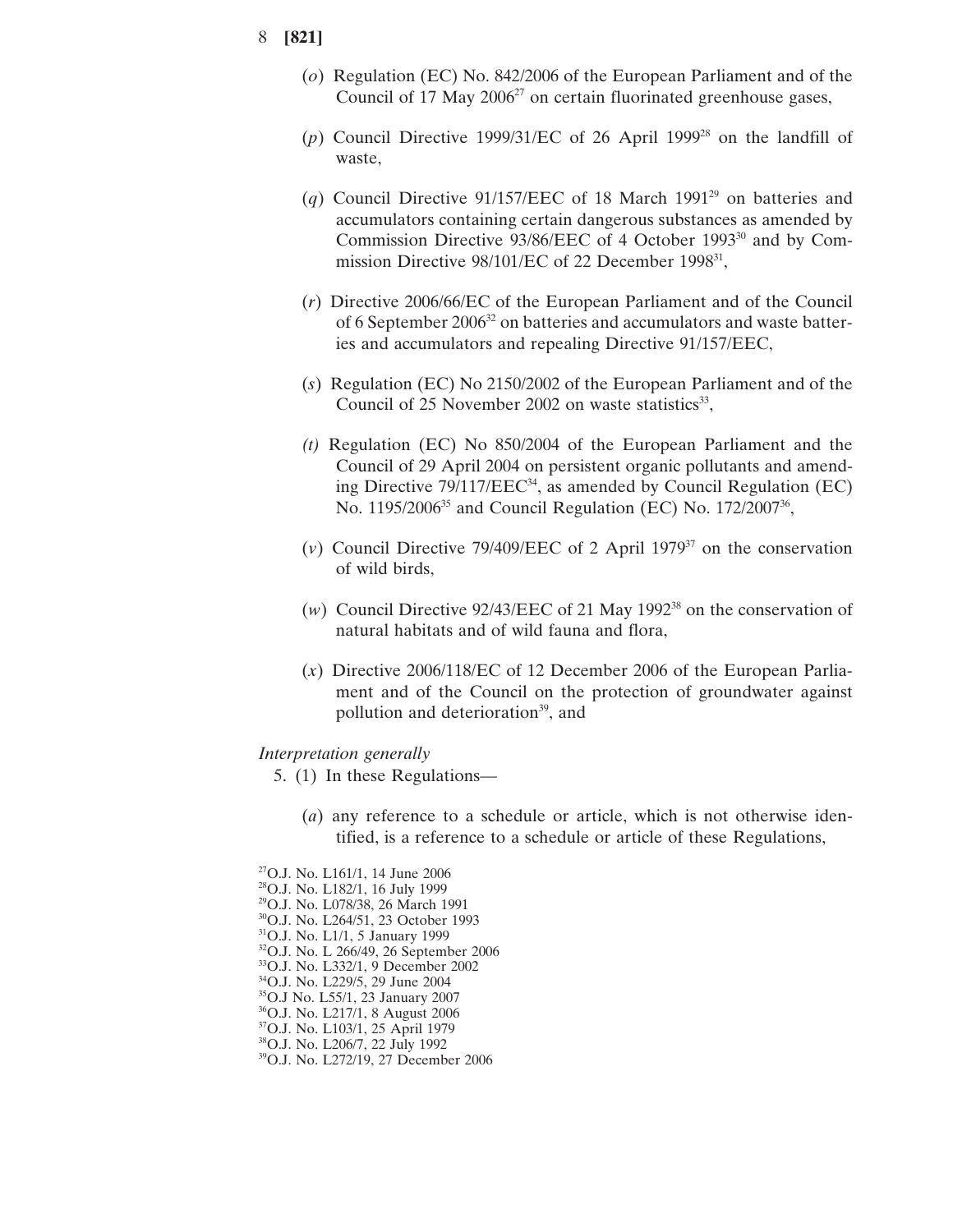(*o*) Regulation (EC) No. 842/2006 of the European Parliament and of the Council of 17 May 2006[27] on certain fluorinated greenhouse gases,

(*p*) Council Directive 1999/31/EC of 26 April 1999[28] on the landfill of waste,

(*q*) Council Directive 91/157/EEC of 18 March 1991[29] on batteries and accumulators containing certain dangerous substances as amended by Commission Directive 93/86/EEC of 4 October 1993[30] and by Commission Directive 98/101/EC of 22 December 1998[31],

(*r*) Directive 2006/66/EC of the European Parliament and of the Council of 6 September 2006[32] on batteries and accumulators and waste batteries and accumulators and repealing Directive 91/157/EEC,

(*s*) Regulation (EC) No 2150/2002 of the European Parliament and of the Council of 25 November 2002 on waste statistics[33],

*(t)* Regulation (EC) No 850/2004 of the European Parliament and the Council of 29 April 2004 on persistent organic pollutants and amending Directive 79/117/EEC[34], as amended by Council Regulation (EC) No. 1195/2006[35] and Council Regulation (EC) No. 172/2007[36],

(*v*) Council Directive 79/409/EEC of 2 April 1979[37] on the conservation of wild birds,

(*w*) Council Directive 92/43/EEC of 21 May 1992[38] on the conservation of natural habitats and of wild fauna and flora,

(*x*) Directive 2006/118/EC of 12 December 2006 of the European Parliament and of the Council on the protection of groundwater against pollution and deterioration[39], and

*Interpretation generally*

5. (1) In these Regulations—

(*a*) any reference to a schedule or article, which is not otherwise identified, is a reference to a schedule or article of these Regulations,

[27]O.J. No. L161/1, 14 June 2006
[28]O.J. No. L182/1, 16 July 1999
[29]O.J. No. L078/38, 26 March 1991
[30]O.J. No. L264/51, 23 October 1993
[31]O.J. No. L1/1, 5 January 1999
[32]O.J. No. L 266/49, 26 September 2006
[33]O.J. No. L332/1, 9 December 2002
[34]O.J. No. L229/5, 29 June 2004
[35]O.J No. L55/1, 23 January 2007
[36]O.J. No. L217/1, 8 August 2006
[37]O.J. No. L103/1, 25 April 1979
[38]O.J. No. L206/7, 22 July 1992
[39]O.J. No. L272/19, 27 December 2006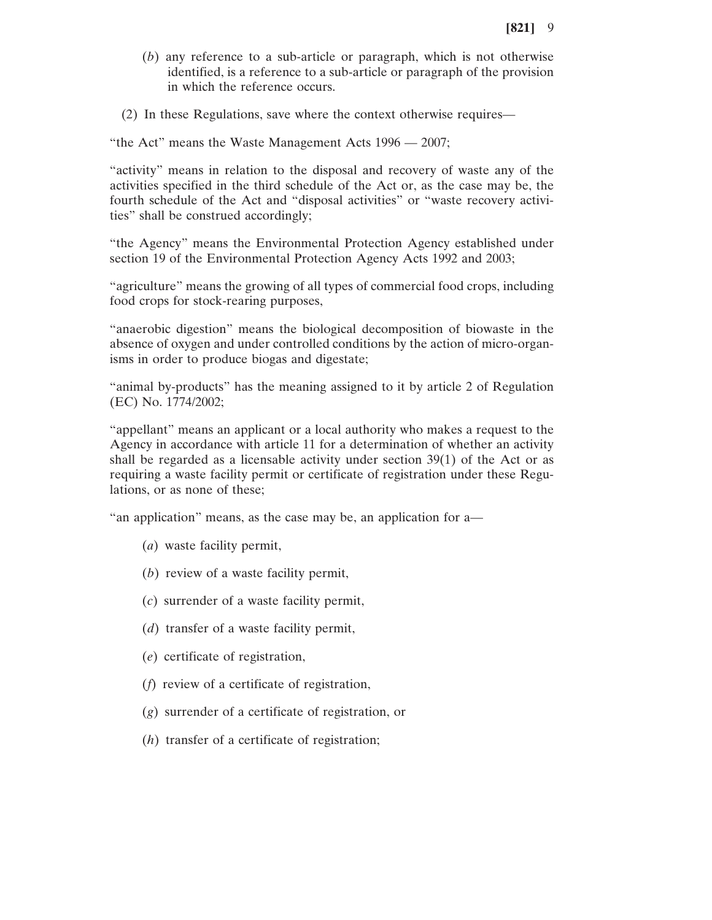(*b*) any reference to a sub-article or paragraph, which is not otherwise identified, is a reference to a sub-article or paragraph of the provision in which the reference occurs.

(2) In these Regulations, save where the context otherwise requires—

"the Act" means the Waste Management Acts 1996 — 2007;

"activity" means in relation to the disposal and recovery of waste any of the activities specified in the third schedule of the Act or, as the case may be, the fourth schedule of the Act and "disposal activities" or "waste recovery activities" shall be construed accordingly;

"the Agency" means the Environmental Protection Agency established under section 19 of the Environmental Protection Agency Acts 1992 and 2003;

"agriculture" means the growing of all types of commercial food crops, including food crops for stock-rearing purposes,

"anaerobic digestion" means the biological decomposition of biowaste in the absence of oxygen and under controlled conditions by the action of micro-organisms in order to produce biogas and digestate;

"animal by-products" has the meaning assigned to it by article 2 of Regulation (EC) No. 1774/2002;

"appellant" means an applicant or a local authority who makes a request to the Agency in accordance with article 11 for a determination of whether an activity shall be regarded as a licensable activity under section 39(1) of the Act or as requiring a waste facility permit or certificate of registration under these Regulations, or as none of these;

"an application" means, as the case may be, an application for a—

(*a*) waste facility permit,

(*b*) review of a waste facility permit,

(*c*) surrender of a waste facility permit,

(*d*) transfer of a waste facility permit,

(*e*) certificate of registration,

(*f*) review of a certificate of registration,

(*g*) surrender of a certificate of registration, or

(*h*) transfer of a certificate of registration;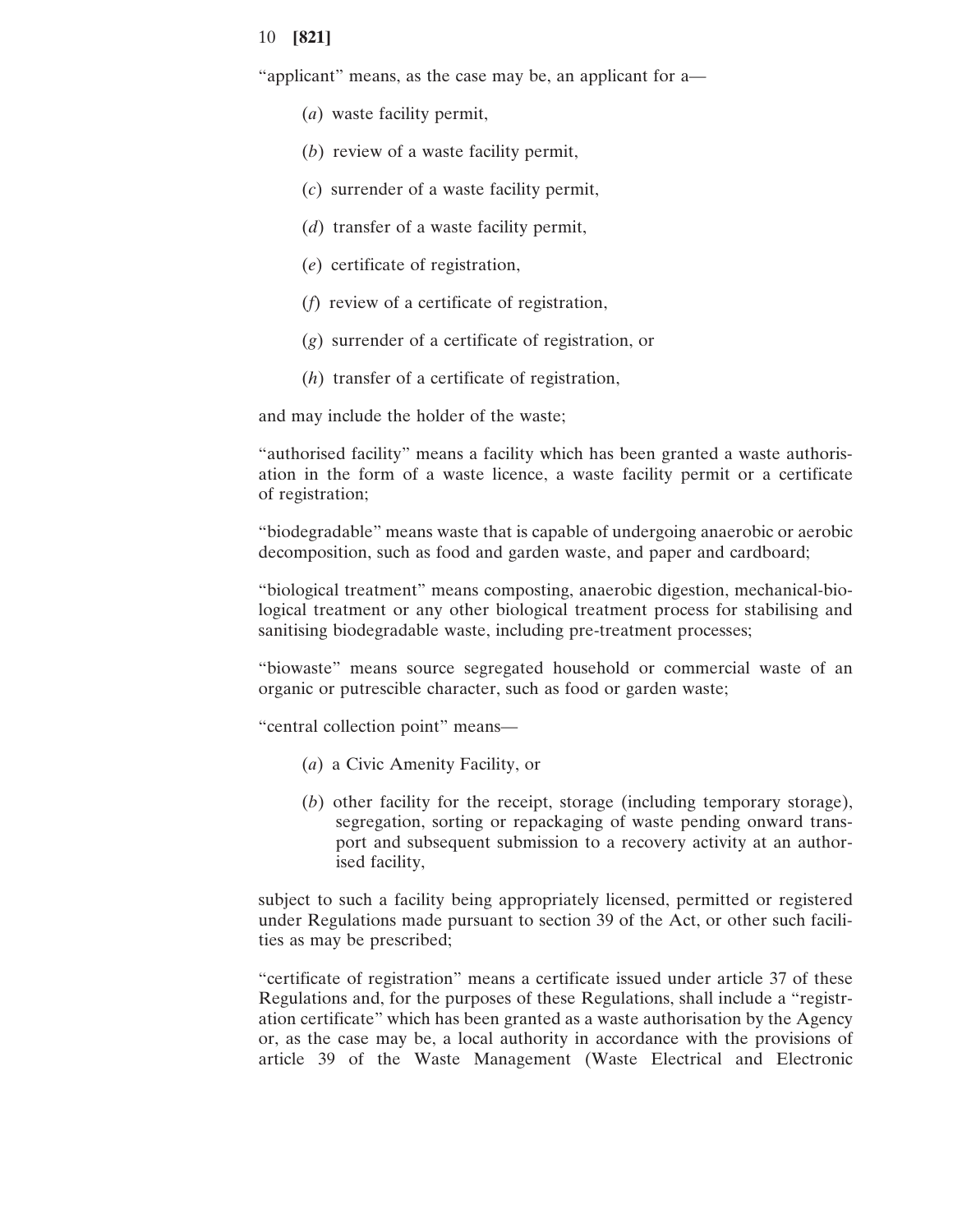"applicant" means, as the case may be, an applicant for a—

(*a*) waste facility permit,

(*b*) review of a waste facility permit,

(*c*) surrender of a waste facility permit,

(*d*) transfer of a waste facility permit,

(*e*) certificate of registration,

(*f*) review of a certificate of registration,

(*g*) surrender of a certificate of registration, or

(*h*) transfer of a certificate of registration,

and may include the holder of the waste;

"authorised facility" means a facility which has been granted a waste authorisation in the form of a waste licence, a waste facility permit or a certificate of registration;

"biodegradable" means waste that is capable of undergoing anaerobic or aerobic decomposition, such as food and garden waste, and paper and cardboard;

"biological treatment" means composting, anaerobic digestion, mechanical-biological treatment or any other biological treatment process for stabilising and sanitising biodegradable waste, including pre-treatment processes;

"biowaste" means source segregated household or commercial waste of an organic or putrescible character, such as food or garden waste;

"central collection point" means—

(*a*) a Civic Amenity Facility, or

(*b*) other facility for the receipt, storage (including temporary storage), segregation, sorting or repackaging of waste pending onward transport and subsequent submission to a recovery activity at an authorised facility,

subject to such a facility being appropriately licensed, permitted or registered under Regulations made pursuant to section 39 of the Act, or other such facilities as may be prescribed;

"certificate of registration" means a certificate issued under article 37 of these Regulations and, for the purposes of these Regulations, shall include a "registration certificate" which has been granted as a waste authorisation by the Agency or, as the case may be, a local authority in accordance with the provisions of article 39 of the Waste Management (Waste Electrical and Electronic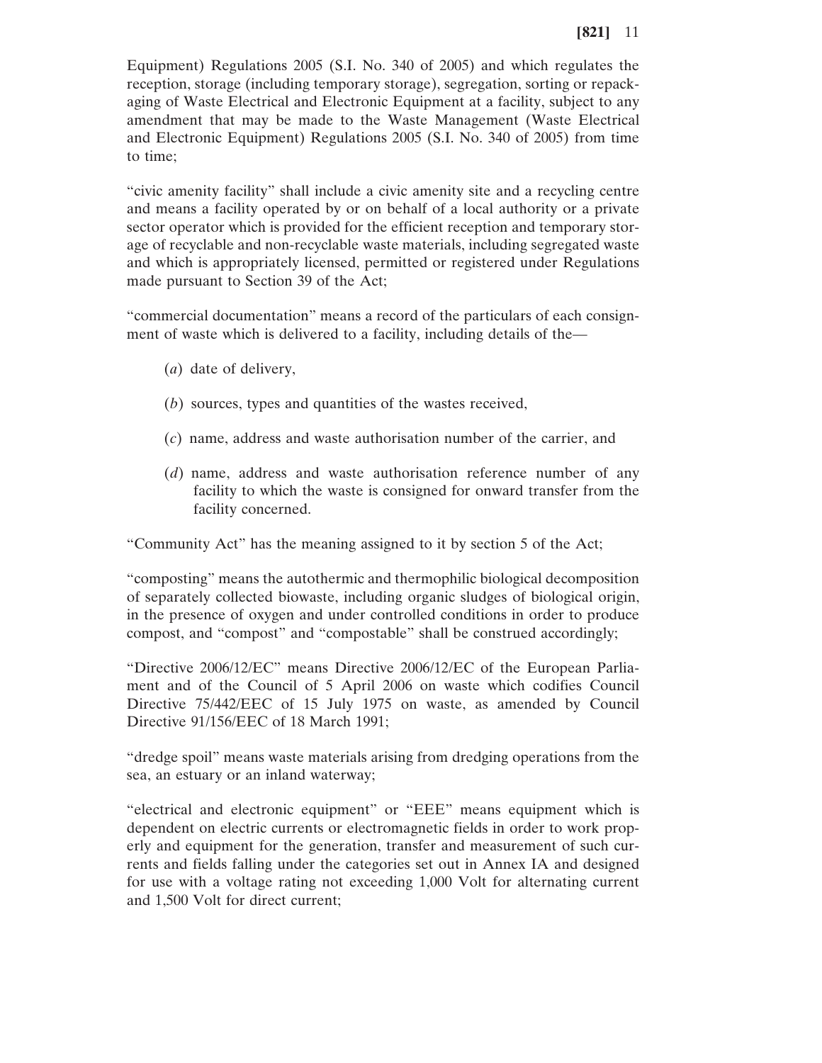Equipment) Regulations 2005 (S.I. No. 340 of 2005) and which regulates the reception, storage (including temporary storage), segregation, sorting or repackaging of Waste Electrical and Electronic Equipment at a facility, subject to any amendment that may be made to the Waste Management (Waste Electrical and Electronic Equipment) Regulations 2005 (S.I. No. 340 of 2005) from time to time;

“civic amenity facility” shall include a civic amenity site and a recycling centre and means a facility operated by or on behalf of a local authority or a private sector operator which is provided for the efficient reception and temporary storage of recyclable and non-recyclable waste materials, including segregated waste and which is appropriately licensed, permitted or registered under Regulations made pursuant to Section 39 of the Act;

“commercial documentation” means a record of the particulars of each consignment of waste which is delivered to a facility, including details of the—

(*a*) date of delivery,

(*b*) sources, types and quantities of the wastes received,

(*c*) name, address and waste authorisation number of the carrier, and

(*d*) name, address and waste authorisation reference number of any facility to which the waste is consigned for onward transfer from the facility concerned.

“Community Act” has the meaning assigned to it by section 5 of the Act;

“composting” means the autothermic and thermophilic biological decomposition of separately collected biowaste, including organic sludges of biological origin, in the presence of oxygen and under controlled conditions in order to produce compost, and “compost” and “compostable” shall be construed accordingly;

“Directive 2006/12/EC” means Directive 2006/12/EC of the European Parliament and of the Council of 5 April 2006 on waste which codifies Council Directive 75/442/EEC of 15 July 1975 on waste, as amended by Council Directive 91/156/EEC of 18 March 1991;

“dredge spoil” means waste materials arising from dredging operations from the sea, an estuary or an inland waterway;

“electrical and electronic equipment” or “EEE” means equipment which is dependent on electric currents or electromagnetic fields in order to work properly and equipment for the generation, transfer and measurement of such currents and fields falling under the categories set out in Annex IA and designed for use with a voltage rating not exceeding 1,000 Volt for alternating current and 1,500 Volt for direct current;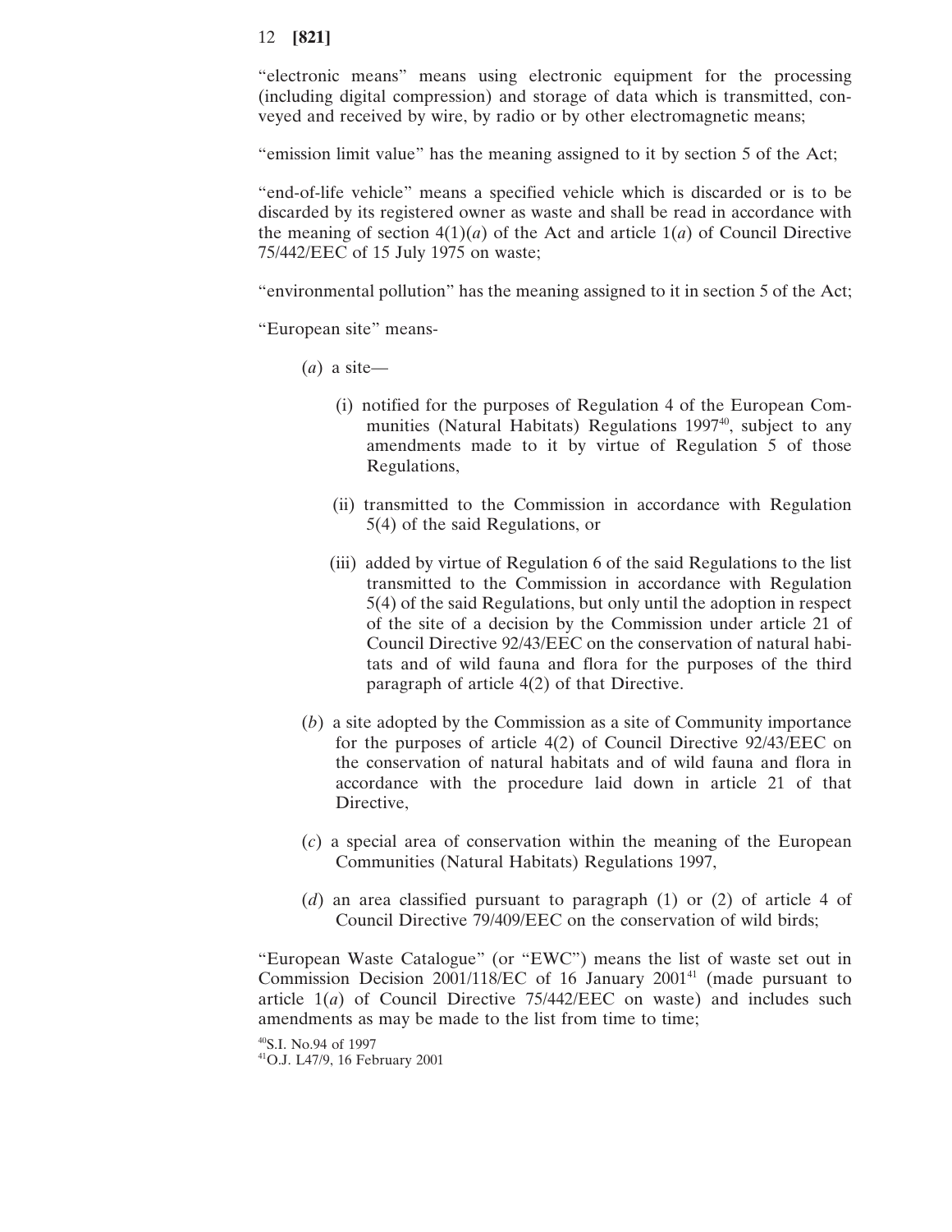"electronic means" means using electronic equipment for the processing (including digital compression) and storage of data which is transmitted, conveyed and received by wire, by radio or by other electromagnetic means;

"emission limit value" has the meaning assigned to it by section 5 of the Act;

"end-of-life vehicle" means a specified vehicle which is discarded or is to be discarded by its registered owner as waste and shall be read in accordance with the meaning of section 4(1)(*a*) of the Act and article 1(*a*) of Council Directive 75/442/EEC of 15 July 1975 on waste;

"environmental pollution" has the meaning assigned to it in section 5 of the Act;

"European site" means-

(*a*) a site—

(i) notified for the purposes of Regulation 4 of the European Communities (Natural Habitats) Regulations 1997[40], subject to any amendments made to it by virtue of Regulation 5 of those Regulations,

(ii) transmitted to the Commission in accordance with Regulation 5(4) of the said Regulations, or

(iii) added by virtue of Regulation 6 of the said Regulations to the list transmitted to the Commission in accordance with Regulation 5(4) of the said Regulations, but only until the adoption in respect of the site of a decision by the Commission under article 21 of Council Directive 92/43/EEC on the conservation of natural habitats and of wild fauna and flora for the purposes of the third paragraph of article 4(2) of that Directive.

(*b*) a site adopted by the Commission as a site of Community importance for the purposes of article 4(2) of Council Directive 92/43/EEC on the conservation of natural habitats and of wild fauna and flora in accordance with the procedure laid down in article 21 of that Directive,

(*c*) a special area of conservation within the meaning of the European Communities (Natural Habitats) Regulations 1997,

(*d*) an area classified pursuant to paragraph (1) or (2) of article 4 of Council Directive 79/409/EEC on the conservation of wild birds;

"European Waste Catalogue" (or "EWC") means the list of waste set out in Commission Decision 2001/118/EC of 16 January 2001[41] (made pursuant to article 1(*a*) of Council Directive 75/442/EEC on waste) and includes such amendments as may be made to the list from time to time;

[40]S.I. No.94 of 1997
[41]O.J. L47/9, 16 February 2001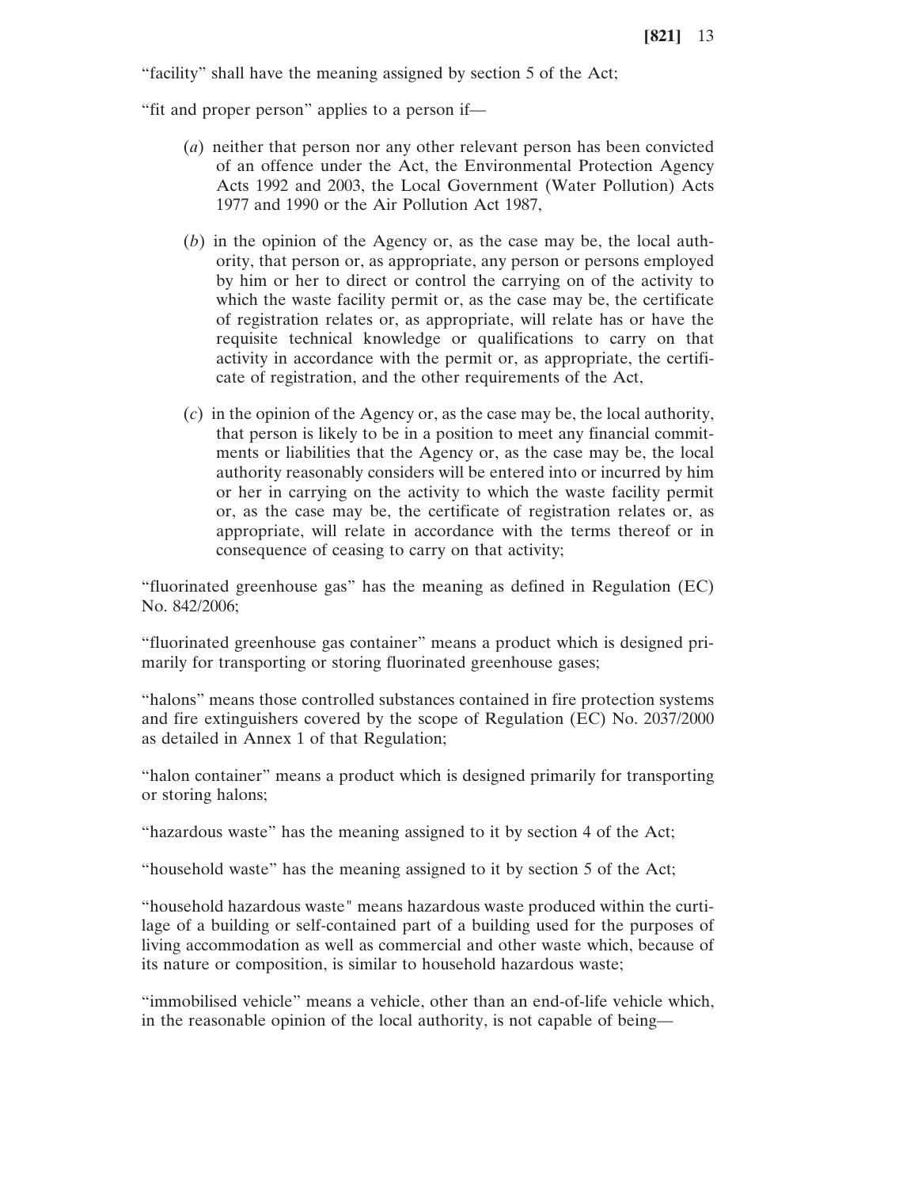"facility" shall have the meaning assigned by section 5 of the Act;

"fit and proper person" applies to a person if—

(*a*) neither that person nor any other relevant person has been convicted of an offence under the Act, the Environmental Protection Agency Acts 1992 and 2003, the Local Government (Water Pollution) Acts 1977 and 1990 or the Air Pollution Act 1987,

(*b*) in the opinion of the Agency or, as the case may be, the local authority, that person or, as appropriate, any person or persons employed by him or her to direct or control the carrying on of the activity to which the waste facility permit or, as the case may be, the certificate of registration relates or, as appropriate, will relate has or have the requisite technical knowledge or qualifications to carry on that activity in accordance with the permit or, as appropriate, the certificate of registration, and the other requirements of the Act,

(*c*) in the opinion of the Agency or, as the case may be, the local authority, that person is likely to be in a position to meet any financial commitments or liabilities that the Agency or, as the case may be, the local authority reasonably considers will be entered into or incurred by him or her in carrying on the activity to which the waste facility permit or, as the case may be, the certificate of registration relates or, as appropriate, will relate in accordance with the terms thereof or in consequence of ceasing to carry on that activity;

"fluorinated greenhouse gas" has the meaning as defined in Regulation (EC) No. 842/2006;

"fluorinated greenhouse gas container" means a product which is designed primarily for transporting or storing fluorinated greenhouse gases;

"halons" means those controlled substances contained in fire protection systems and fire extinguishers covered by the scope of Regulation (EC) No. 2037/2000 as detailed in Annex 1 of that Regulation;

"halon container" means a product which is designed primarily for transporting or storing halons;

"hazardous waste" has the meaning assigned to it by section 4 of the Act;

"household waste" has the meaning assigned to it by section 5 of the Act;

"household hazardous waste" means hazardous waste produced within the curtilage of a building or self-contained part of a building used for the purposes of living accommodation as well as commercial and other waste which, because of its nature or composition, is similar to household hazardous waste;

"immobilised vehicle" means a vehicle, other than an end-of-life vehicle which, in the reasonable opinion of the local authority, is not capable of being—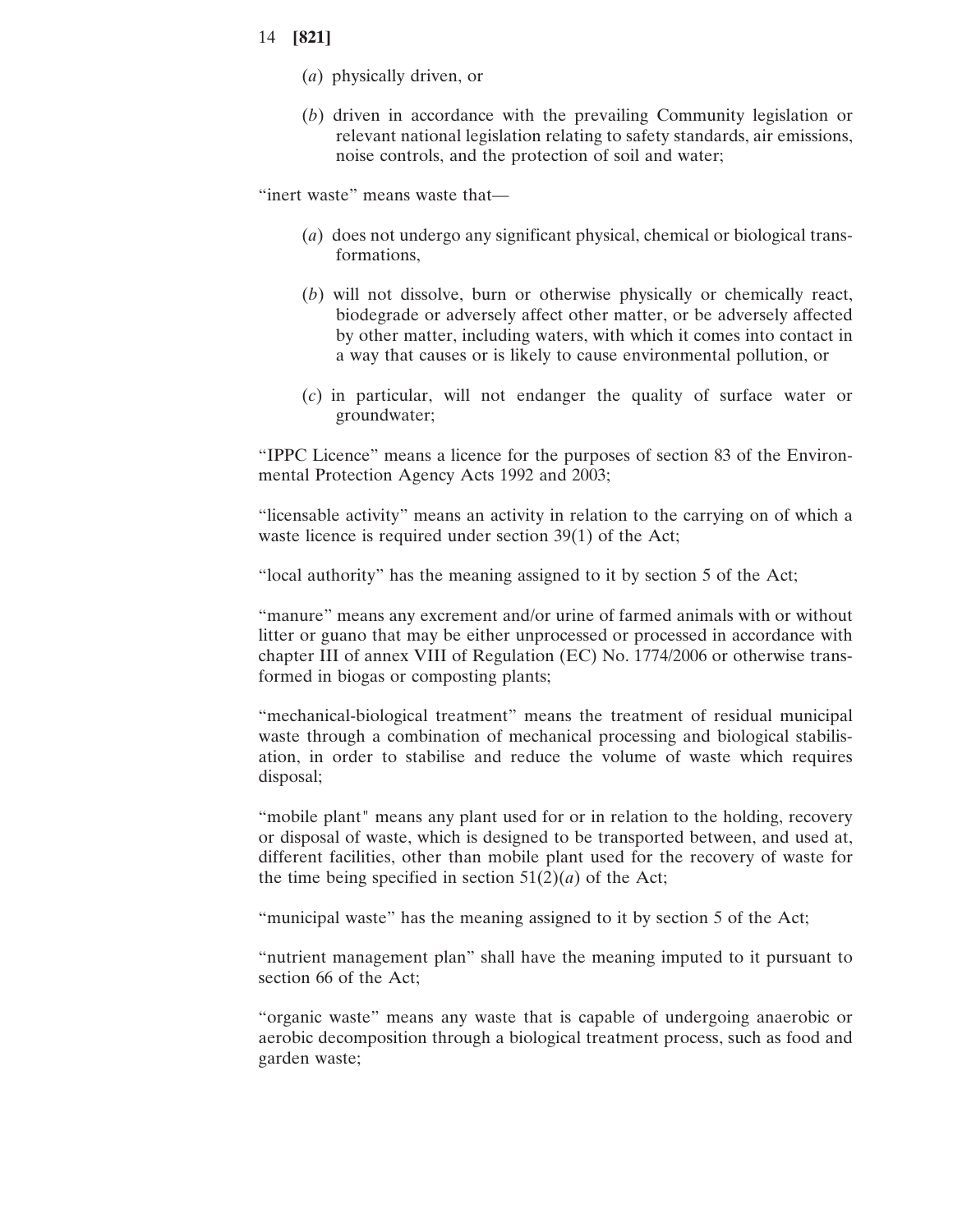(*a*) physically driven, or

(*b*) driven in accordance with the prevailing Community legislation or relevant national legislation relating to safety standards, air emissions, noise controls, and the protection of soil and water;

"inert waste" means waste that—

(*a*) does not undergo any significant physical, chemical or biological transformations,

(*b*) will not dissolve, burn or otherwise physically or chemically react, biodegrade or adversely affect other matter, or be adversely affected by other matter, including waters, with which it comes into contact in a way that causes or is likely to cause environmental pollution, or

(*c*) in particular, will not endanger the quality of surface water or groundwater;

"IPPC Licence" means a licence for the purposes of section 83 of the Environmental Protection Agency Acts 1992 and 2003;

"licensable activity" means an activity in relation to the carrying on of which a waste licence is required under section 39(1) of the Act;

"local authority" has the meaning assigned to it by section 5 of the Act;

"manure" means any excrement and/or urine of farmed animals with or without litter or guano that may be either unprocessed or processed in accordance with chapter III of annex VIII of Regulation (EC) No. 1774/2006 or otherwise transformed in biogas or composting plants;

"mechanical-biological treatment" means the treatment of residual municipal waste through a combination of mechanical processing and biological stabilisation, in order to stabilise and reduce the volume of waste which requires disposal;

"mobile plant" means any plant used for or in relation to the holding, recovery or disposal of waste, which is designed to be transported between, and used at, different facilities, other than mobile plant used for the recovery of waste for the time being specified in section 51(2)(*a*) of the Act;

"municipal waste" has the meaning assigned to it by section 5 of the Act;

"nutrient management plan" shall have the meaning imputed to it pursuant to section 66 of the Act;

"organic waste" means any waste that is capable of undergoing anaerobic or aerobic decomposition through a biological treatment process, such as food and garden waste;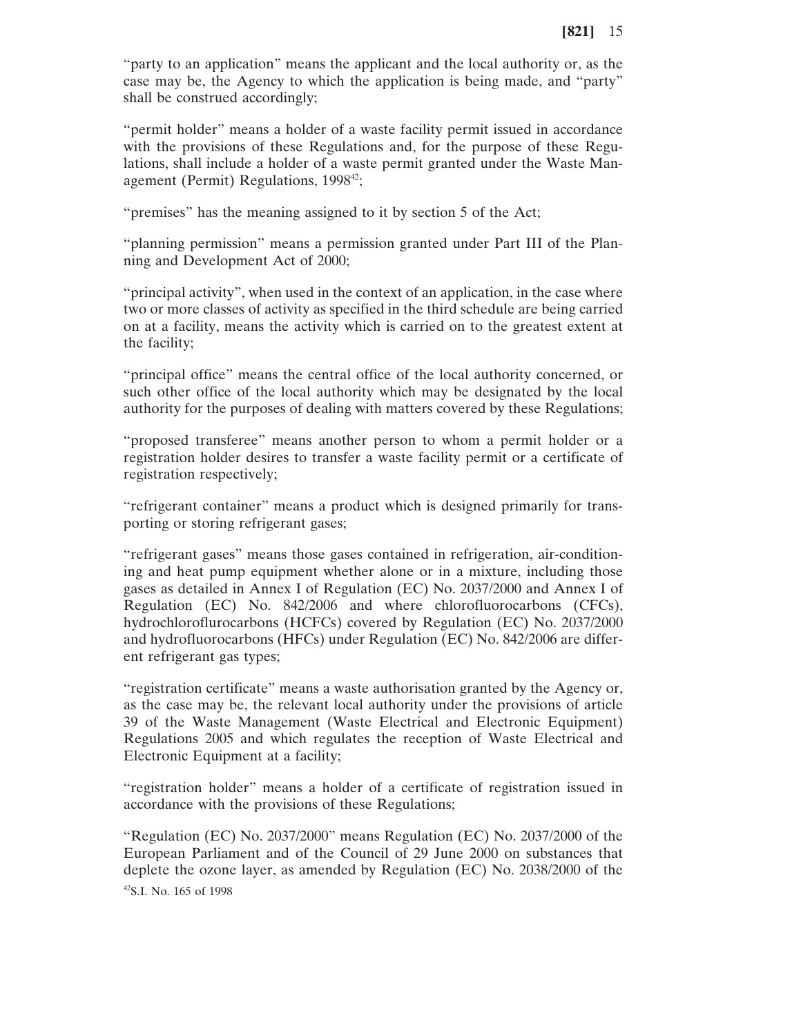"party to an application" means the applicant and the local authority or, as the case may be, the Agency to which the application is being made, and "party" shall be construed accordingly;

"permit holder" means a holder of a waste facility permit issued in accordance with the provisions of these Regulations and, for the purpose of these Regulations, shall include a holder of a waste permit granted under the Waste Management (Permit) Regulations, 1998[42];

"premises" has the meaning assigned to it by section 5 of the Act;

"planning permission" means a permission granted under Part III of the Planning and Development Act of 2000;

"principal activity", when used in the context of an application, in the case where two or more classes of activity as specified in the third schedule are being carried on at a facility, means the activity which is carried on to the greatest extent at the facility;

"principal office" means the central office of the local authority concerned, or such other office of the local authority which may be designated by the local authority for the purposes of dealing with matters covered by these Regulations;

"proposed transferee" means another person to whom a permit holder or a registration holder desires to transfer a waste facility permit or a certificate of registration respectively;

"refrigerant container" means a product which is designed primarily for transporting or storing refrigerant gases;

"refrigerant gases" means those gases contained in refrigeration, air-conditioning and heat pump equipment whether alone or in a mixture, including those gases as detailed in Annex I of Regulation (EC) No. 2037/2000 and Annex I of Regulation (EC) No. 842/2006 and where chlorofluorocarbons (CFCs), hydrochloroflurocarbons (HCFCs) covered by Regulation (EC) No. 2037/2000 and hydrofluorocarbons (HFCs) under Regulation (EC) No. 842/2006 are different refrigerant gas types;

"registration certificate" means a waste authorisation granted by the Agency or, as the case may be, the relevant local authority under the provisions of article 39 of the Waste Management (Waste Electrical and Electronic Equipment) Regulations 2005 and which regulates the reception of Waste Electrical and Electronic Equipment at a facility;

"registration holder" means a holder of a certificate of registration issued in accordance with the provisions of these Regulations;

"Regulation (EC) No. 2037/2000" means Regulation (EC) No. 2037/2000 of the European Parliament and of the Council of 29 June 2000 on substances that deplete the ozone layer, as amended by Regulation (EC) No. 2038/2000 of the

[42]S.I. No. 165 of 1998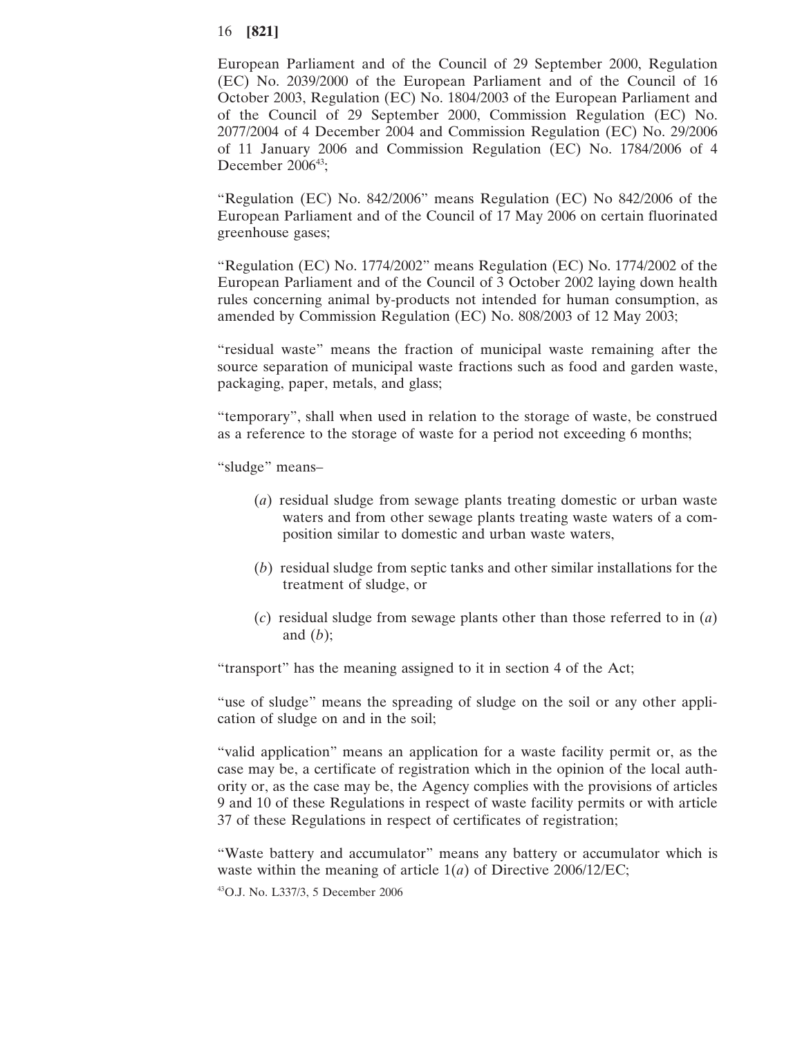European Parliament and of the Council of 29 September 2000, Regulation (EC) No. 2039/2000 of the European Parliament and of the Council of 16 October 2003, Regulation (EC) No. 1804/2003 of the European Parliament and of the Council of 29 September 2000, Commission Regulation (EC) No. 2077/2004 of 4 December 2004 and Commission Regulation (EC) No. 29/2006 of 11 January 2006 and Commission Regulation (EC) No. 1784/2006 of 4 December 2006[43];

"Regulation (EC) No. 842/2006" means Regulation (EC) No 842/2006 of the European Parliament and of the Council of 17 May 2006 on certain fluorinated greenhouse gases;

"Regulation (EC) No. 1774/2002" means Regulation (EC) No. 1774/2002 of the European Parliament and of the Council of 3 October 2002 laying down health rules concerning animal by-products not intended for human consumption, as amended by Commission Regulation (EC) No. 808/2003 of 12 May 2003;

"residual waste" means the fraction of municipal waste remaining after the source separation of municipal waste fractions such as food and garden waste, packaging, paper, metals, and glass;

"temporary", shall when used in relation to the storage of waste, be construed as a reference to the storage of waste for a period not exceeding 6 months;

"sludge" means–

(*a*) residual sludge from sewage plants treating domestic or urban waste waters and from other sewage plants treating waste waters of a composition similar to domestic and urban waste waters,

(*b*) residual sludge from septic tanks and other similar installations for the treatment of sludge, or

(*c*) residual sludge from sewage plants other than those referred to in (*a*) and (*b*);

"transport" has the meaning assigned to it in section 4 of the Act;

"use of sludge" means the spreading of sludge on the soil or any other application of sludge on and in the soil;

"valid application" means an application for a waste facility permit or, as the case may be, a certificate of registration which in the opinion of the local authority or, as the case may be, the Agency complies with the provisions of articles 9 and 10 of these Regulations in respect of waste facility permits or with article 37 of these Regulations in respect of certificates of registration;

"Waste battery and accumulator" means any battery or accumulator which is waste within the meaning of article 1(*a*) of Directive 2006/12/EC;

[43]O.J. No. L337/3, 5 December 2006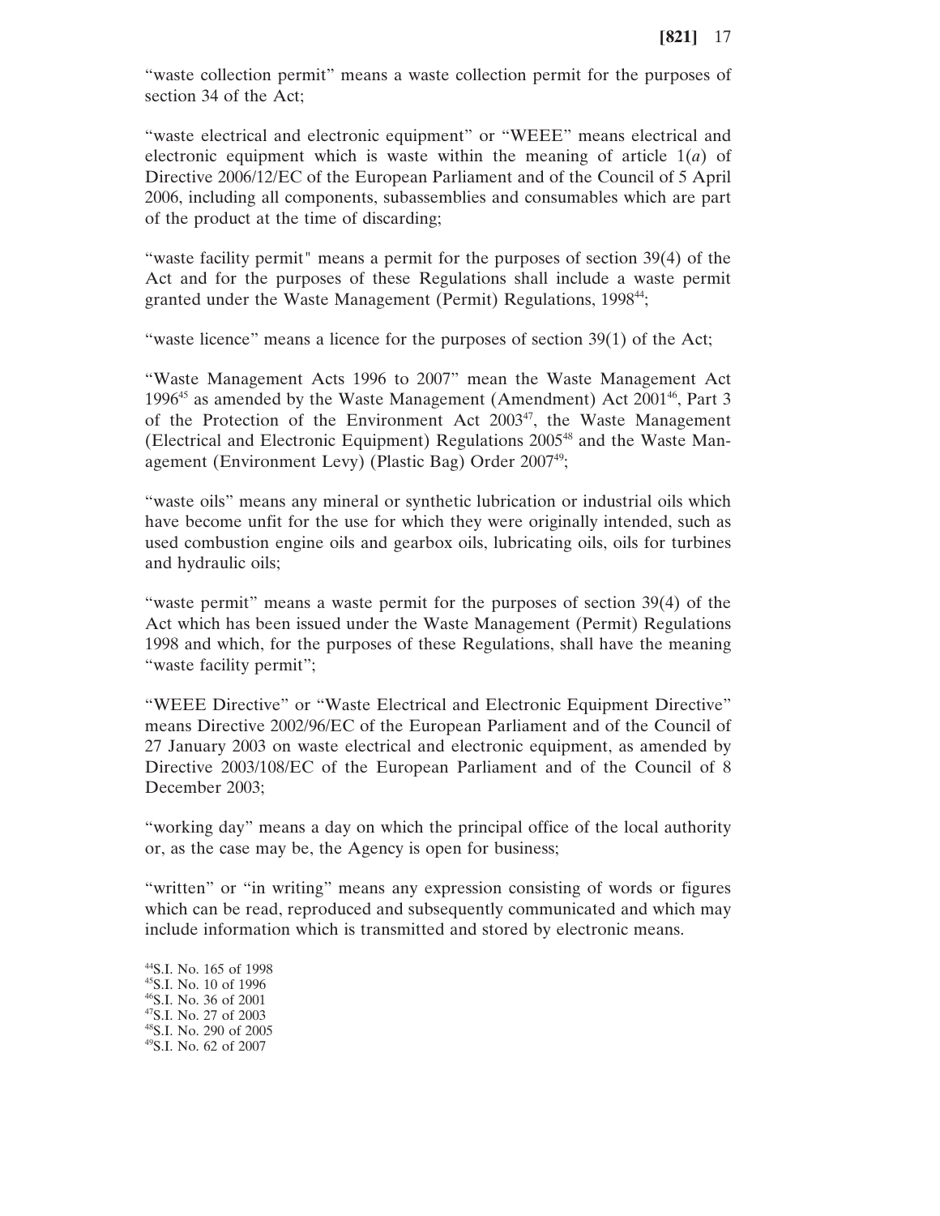"waste collection permit" means a waste collection permit for the purposes of section 34 of the Act;

"waste electrical and electronic equipment" or "WEEE" means electrical and electronic equipment which is waste within the meaning of article 1(*a*) of Directive 2006/12/EC of the European Parliament and of the Council of 5 April 2006, including all components, subassemblies and consumables which are part of the product at the time of discarding;

"waste facility permit" means a permit for the purposes of section 39(4) of the Act and for the purposes of these Regulations shall include a waste permit granted under the Waste Management (Permit) Regulations, 1998[44];

"waste licence" means a licence for the purposes of section 39(1) of the Act;

"Waste Management Acts 1996 to 2007" mean the Waste Management Act 1996[45] as amended by the Waste Management (Amendment) Act 2001[46], Part 3 of the Protection of the Environment Act 2003[47], the Waste Management (Electrical and Electronic Equipment) Regulations 2005[48] and the Waste Management (Environment Levy) (Plastic Bag) Order 2007[49];

"waste oils" means any mineral or synthetic lubrication or industrial oils which have become unfit for the use for which they were originally intended, such as used combustion engine oils and gearbox oils, lubricating oils, oils for turbines and hydraulic oils;

"waste permit" means a waste permit for the purposes of section 39(4) of the Act which has been issued under the Waste Management (Permit) Regulations 1998 and which, for the purposes of these Regulations, shall have the meaning "waste facility permit";

"WEEE Directive" or "Waste Electrical and Electronic Equipment Directive" means Directive 2002/96/EC of the European Parliament and of the Council of 27 January 2003 on waste electrical and electronic equipment, as amended by Directive 2003/108/EC of the European Parliament and of the Council of 8 December 2003;

"working day" means a day on which the principal office of the local authority or, as the case may be, the Agency is open for business;

"written" or "in writing" means any expression consisting of words or figures which can be read, reproduced and subsequently communicated and which may include information which is transmitted and stored by electronic means.

[44]S.I. No. 165 of 1998
[45]S.I. No. 10 of 1996
[46]S.I. No. 36 of 2001
[47]S.I. No. 27 of 2003
[48]S.I. No. 290 of 2005
[49]S.I. No. 62 of 2007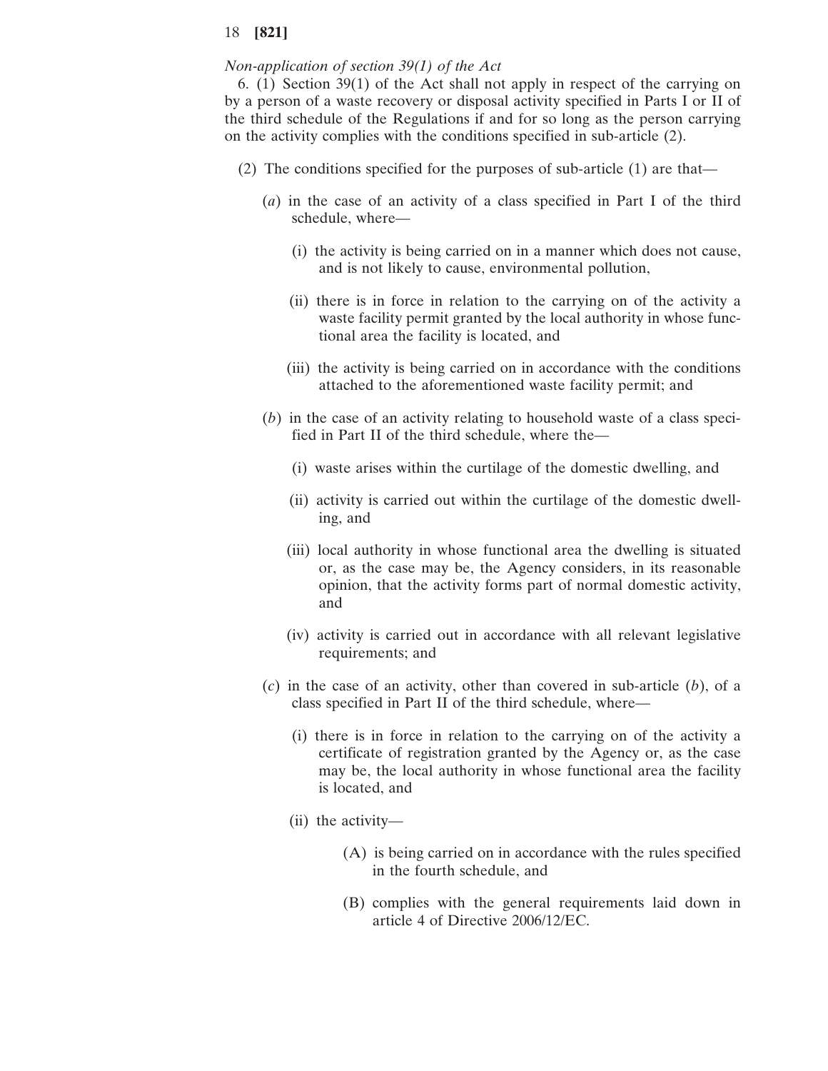*Non-application of section 39(1) of the Act*

6. (1) Section 39(1) of the Act shall not apply in respect of the carrying on by a person of a waste recovery or disposal activity specified in Parts I or II of the third schedule of the Regulations if and for so long as the person carrying on the activity complies with the conditions specified in sub-article (2).

(2) The conditions specified for the purposes of sub-article (1) are that—

(*a*) in the case of an activity of a class specified in Part I of the third schedule, where—

(i) the activity is being carried on in a manner which does not cause, and is not likely to cause, environmental pollution,

(ii) there is in force in relation to the carrying on of the activity a waste facility permit granted by the local authority in whose functional area the facility is located, and

(iii) the activity is being carried on in accordance with the conditions attached to the aforementioned waste facility permit; and

(*b*) in the case of an activity relating to household waste of a class specified in Part II of the third schedule, where the—

(i) waste arises within the curtilage of the domestic dwelling, and

(ii) activity is carried out within the curtilage of the domestic dwelling, and

(iii) local authority in whose functional area the dwelling is situated or, as the case may be, the Agency considers, in its reasonable opinion, that the activity forms part of normal domestic activity, and

(iv) activity is carried out in accordance with all relevant legislative requirements; and

(*c*) in the case of an activity, other than covered in sub-article (*b*), of a class specified in Part II of the third schedule, where—

(i) there is in force in relation to the carrying on of the activity a certificate of registration granted by the Agency or, as the case may be, the local authority in whose functional area the facility is located, and

(ii) the activity—

(A) is being carried on in accordance with the rules specified in the fourth schedule, and

(B) complies with the general requirements laid down in article 4 of Directive 2006/12/EC.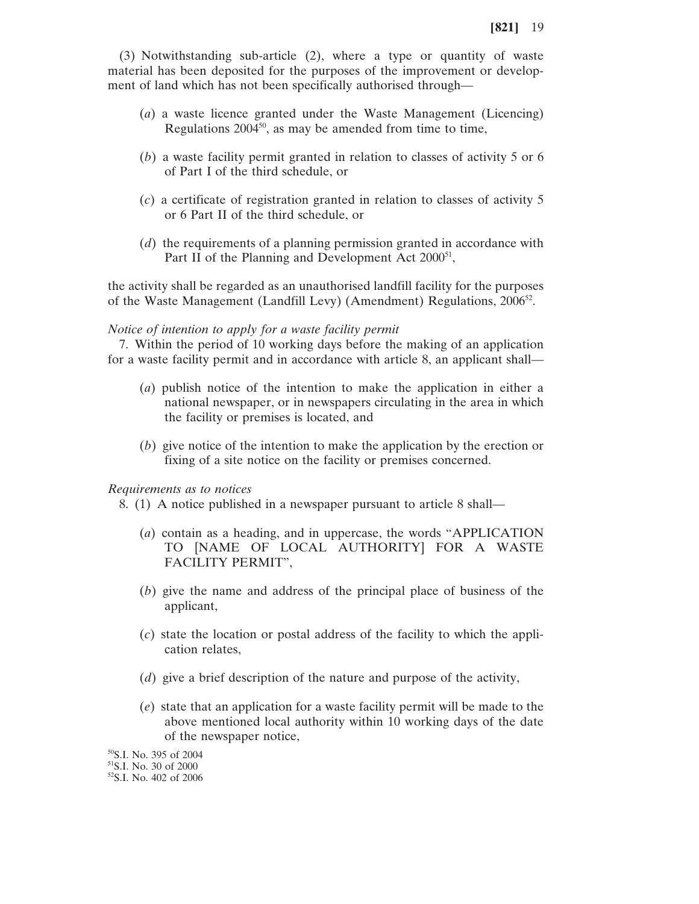(3) Notwithstanding sub-article (2), where a type or quantity of waste material has been deposited for the purposes of the improvement or development of land which has not been specifically authorised through—

(*a*) a waste licence granted under the Waste Management (Licencing) Regulations 2004[50], as may be amended from time to time,

(*b*) a waste facility permit granted in relation to classes of activity 5 or 6 of Part I of the third schedule, or

(*c*) a certificate of registration granted in relation to classes of activity 5 or 6 Part II of the third schedule, or

(*d*) the requirements of a planning permission granted in accordance with Part II of the Planning and Development Act 2000[51],

the activity shall be regarded as an unauthorised landfill facility for the purposes of the Waste Management (Landfill Levy) (Amendment) Regulations, 2006[52].

*Notice of intention to apply for a waste facility permit*

7. Within the period of 10 working days before the making of an application for a waste facility permit and in accordance with article 8, an applicant shall—

(*a*) publish notice of the intention to make the application in either a national newspaper, or in newspapers circulating in the area in which the facility or premises is located, and

(*b*) give notice of the intention to make the application by the erection or fixing of a site notice on the facility or premises concerned.

*Requirements as to notices*

8. (1) A notice published in a newspaper pursuant to article 8 shall—

(*a*) contain as a heading, and in uppercase, the words "APPLICATION TO [NAME OF LOCAL AUTHORITY] FOR A WASTE FACILITY PERMIT",

(*b*) give the name and address of the principal place of business of the applicant,

(*c*) state the location or postal address of the facility to which the application relates,

(*d*) give a brief description of the nature and purpose of the activity,

(*e*) state that an application for a waste facility permit will be made to the above mentioned local authority within 10 working days of the date of the newspaper notice,

[50] S.I. No. 395 of 2004

[51] S.I. No. 30 of 2000

[52] S.I. No. 402 of 2006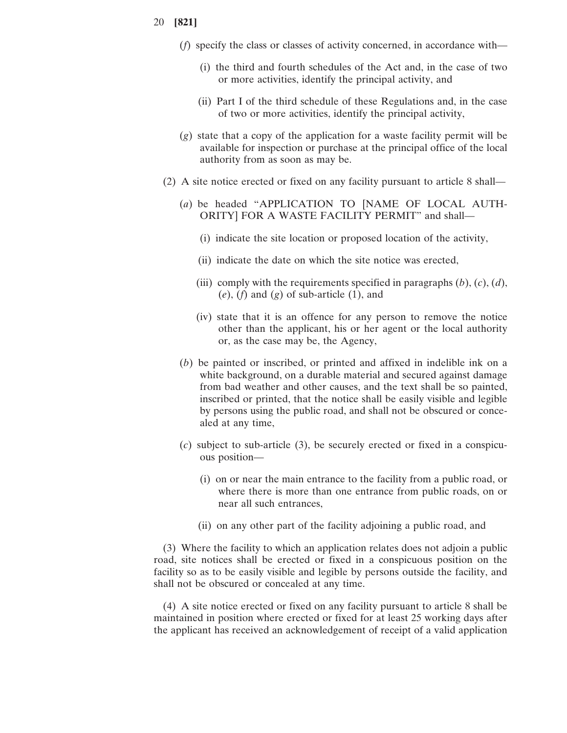(*f*) specify the class or classes of activity concerned, in accordance with—

(i) the third and fourth schedules of the Act and, in the case of two or more activities, identify the principal activity, and

(ii) Part I of the third schedule of these Regulations and, in the case of two or more activities, identify the principal activity,

(*g*) state that a copy of the application for a waste facility permit will be available for inspection or purchase at the principal office of the local authority from as soon as may be.

(2) A site notice erected or fixed on any facility pursuant to article 8 shall—

(*a*) be headed "APPLICATION TO [NAME OF LOCAL AUTHORITY] FOR A WASTE FACILITY PERMIT" and shall—

(i) indicate the site location or proposed location of the activity,

(ii) indicate the date on which the site notice was erected,

(iii) comply with the requirements specified in paragraphs (*b*), (*c*), (*d*), (*e*), (*f*) and (*g*) of sub-article (1), and

(iv) state that it is an offence for any person to remove the notice other than the applicant, his or her agent or the local authority or, as the case may be, the Agency,

(*b*) be painted or inscribed, or printed and affixed in indelible ink on a white background, on a durable material and secured against damage from bad weather and other causes, and the text shall be so painted, inscribed or printed, that the notice shall be easily visible and legible by persons using the public road, and shall not be obscured or concealed at any time,

(*c*) subject to sub-article (3), be securely erected or fixed in a conspicuous position—

(i) on or near the main entrance to the facility from a public road, or where there is more than one entrance from public roads, on or near all such entrances,

(ii) on any other part of the facility adjoining a public road, and

(3) Where the facility to which an application relates does not adjoin a public road, site notices shall be erected or fixed in a conspicuous position on the facility so as to be easily visible and legible by persons outside the facility, and shall not be obscured or concealed at any time.

(4) A site notice erected or fixed on any facility pursuant to article 8 shall be maintained in position where erected or fixed for at least 25 working days after the applicant has received an acknowledgement of receipt of a valid application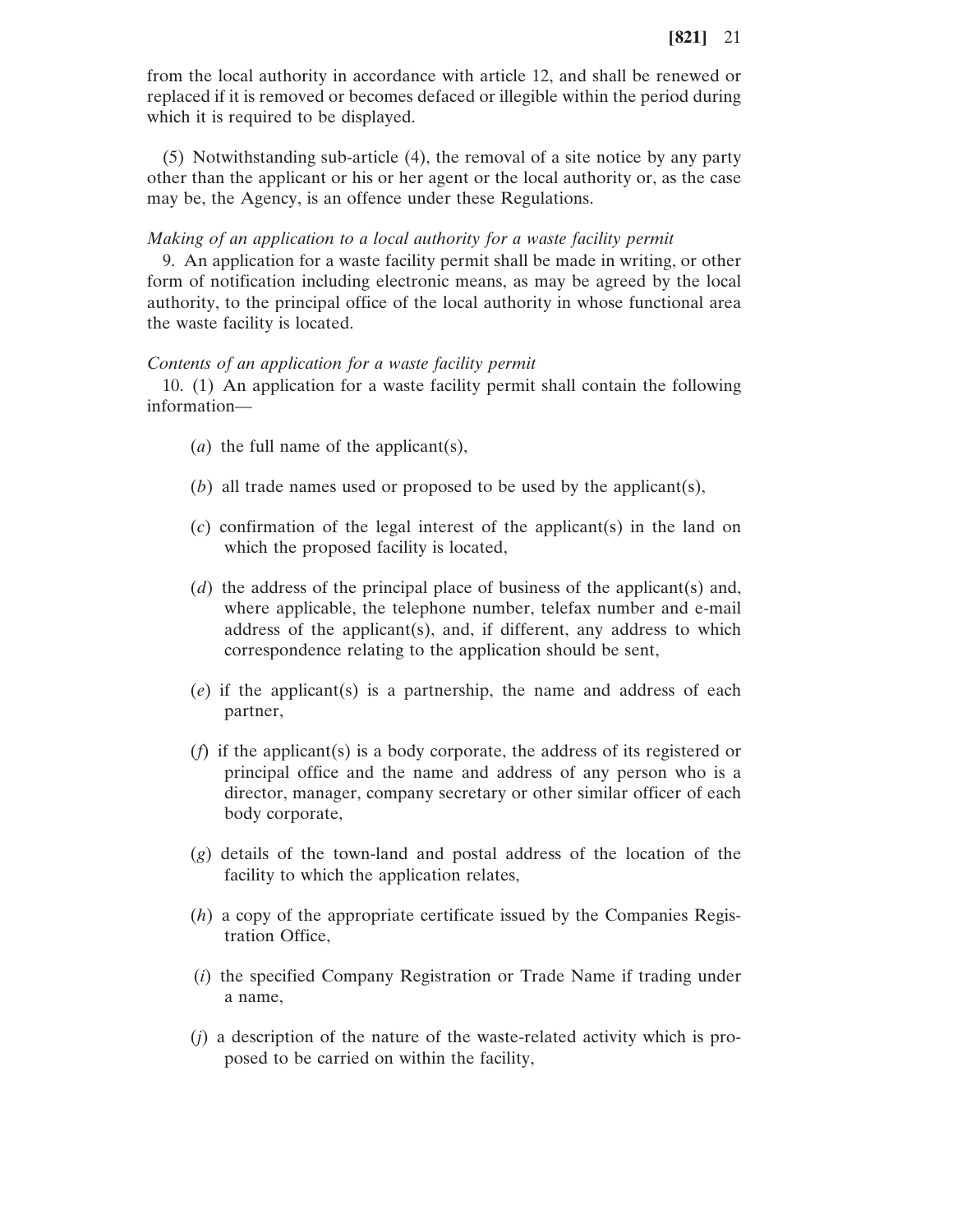from the local authority in accordance with article 12, and shall be renewed or replaced if it is removed or becomes defaced or illegible within the period during which it is required to be displayed.

(5) Notwithstanding sub-article (4), the removal of a site notice by any party other than the applicant or his or her agent or the local authority or, as the case may be, the Agency, is an offence under these Regulations.

*Making of an application to a local authority for a waste facility permit*

9. An application for a waste facility permit shall be made in writing, or other form of notification including electronic means, as may be agreed by the local authority, to the principal office of the local authority in whose functional area the waste facility is located.

*Contents of an application for a waste facility permit*

10. (1) An application for a waste facility permit shall contain the following information—

(*a*) the full name of the applicant(s),

(*b*) all trade names used or proposed to be used by the applicant(s),

(*c*) confirmation of the legal interest of the applicant(s) in the land on which the proposed facility is located,

(*d*) the address of the principal place of business of the applicant(s) and, where applicable, the telephone number, telefax number and e-mail address of the applicant(s), and, if different, any address to which correspondence relating to the application should be sent,

(*e*) if the applicant(s) is a partnership, the name and address of each partner,

(*f*) if the applicant(s) is a body corporate, the address of its registered or principal office and the name and address of any person who is a director, manager, company secretary or other similar officer of each body corporate,

(*g*) details of the town-land and postal address of the location of the facility to which the application relates,

(*h*) a copy of the appropriate certificate issued by the Companies Registration Office,

(*i*) the specified Company Registration or Trade Name if trading under a name,

(*j*) a description of the nature of the waste-related activity which is proposed to be carried on within the facility,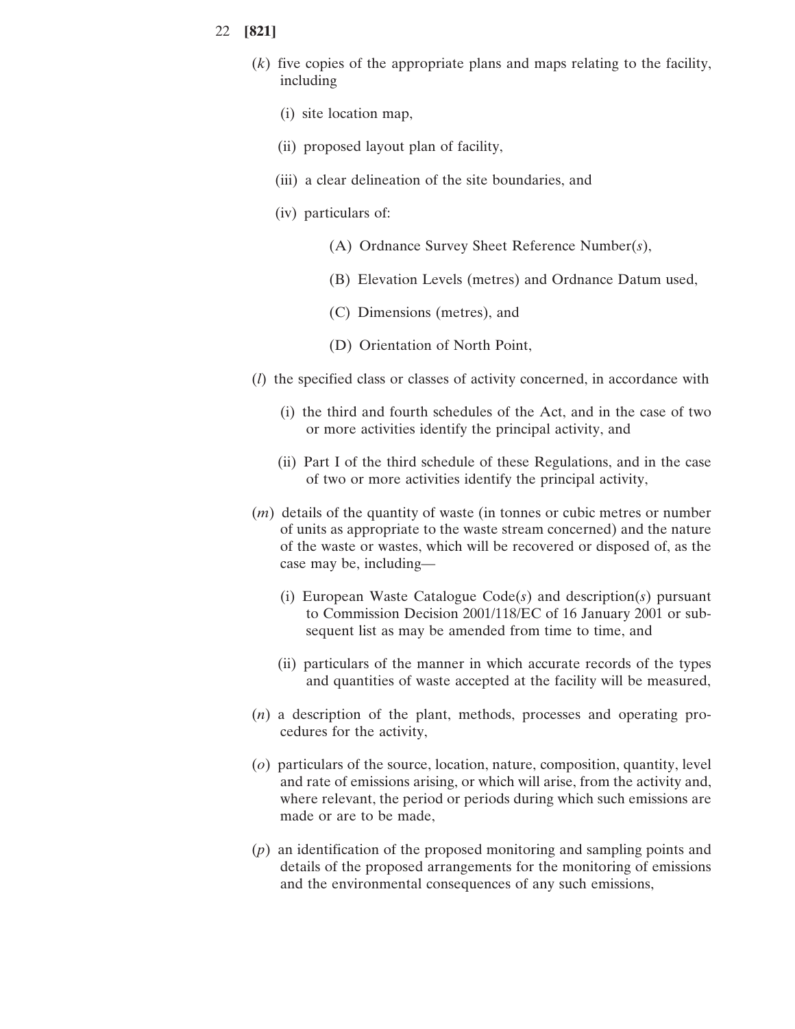(*k*) five copies of the appropriate plans and maps relating to the facility, including

- (i) site location map,
- (ii) proposed layout plan of facility,
- (iii) a clear delineation of the site boundaries, and
- (iv) particulars of:
  - (A) Ordnance Survey Sheet Reference Number(*s*),
  - (B) Elevation Levels (metres) and Ordnance Datum used,
  - (C) Dimensions (metres), and
  - (D) Orientation of North Point,

(*l*) the specified class or classes of activity concerned, in accordance with

- (i) the third and fourth schedules of the Act, and in the case of two or more activities identify the principal activity, and
- (ii) Part I of the third schedule of these Regulations, and in the case of two or more activities identify the principal activity,

(*m*) details of the quantity of waste (in tonnes or cubic metres or number of units as appropriate to the waste stream concerned) and the nature of the waste or wastes, which will be recovered or disposed of, as the case may be, including—

- (i) European Waste Catalogue Code(*s*) and description(*s*) pursuant to Commission Decision 2001/118/EC of 16 January 2001 or subsequent list as may be amended from time to time, and
- (ii) particulars of the manner in which accurate records of the types and quantities of waste accepted at the facility will be measured,

(*n*) a description of the plant, methods, processes and operating procedures for the activity,

(*o*) particulars of the source, location, nature, composition, quantity, level and rate of emissions arising, or which will arise, from the activity and, where relevant, the period or periods during which such emissions are made or are to be made,

(*p*) an identification of the proposed monitoring and sampling points and details of the proposed arrangements for the monitoring of emissions and the environmental consequences of any such emissions,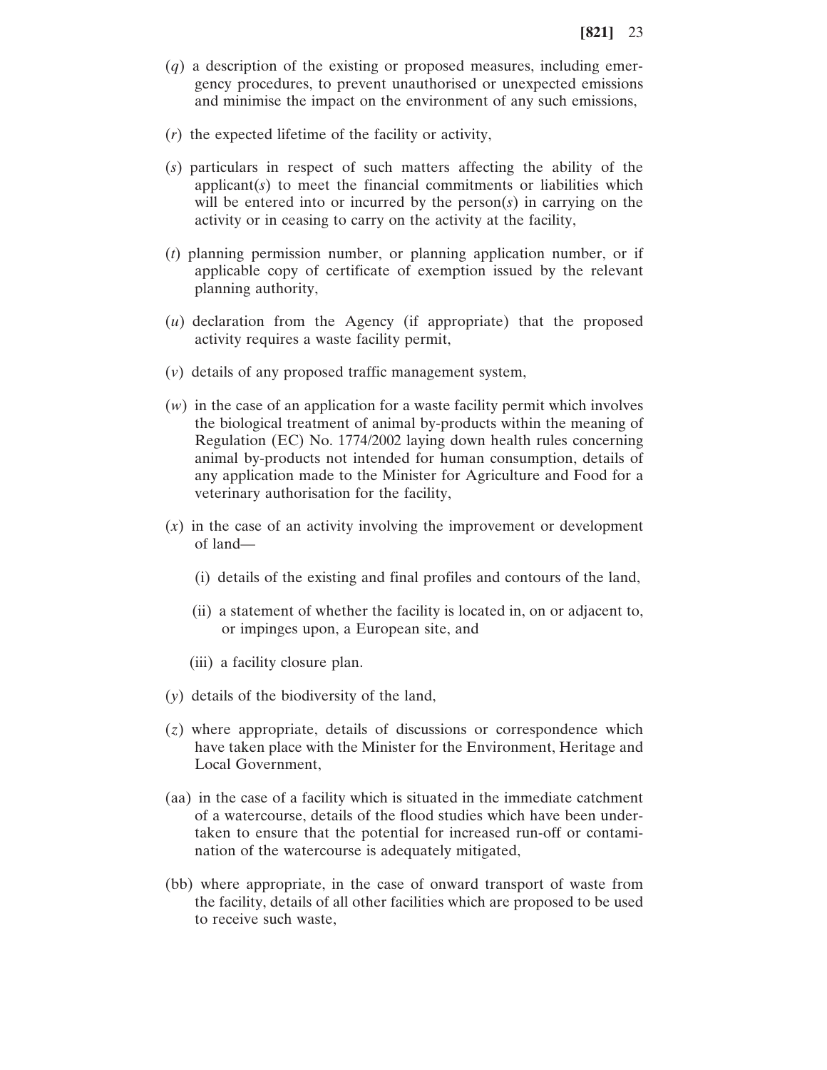(*q*) a description of the existing or proposed measures, including emergency procedures, to prevent unauthorised or unexpected emissions and minimise the impact on the environment of any such emissions,

(*r*) the expected lifetime of the facility or activity,

(*s*) particulars in respect of such matters affecting the ability of the applicant(*s*) to meet the financial commitments or liabilities which will be entered into or incurred by the person(*s*) in carrying on the activity or in ceasing to carry on the activity at the facility,

(*t*) planning permission number, or planning application number, or if applicable copy of certificate of exemption issued by the relevant planning authority,

(*u*) declaration from the Agency (if appropriate) that the proposed activity requires a waste facility permit,

(*v*) details of any proposed traffic management system,

(*w*) in the case of an application for a waste facility permit which involves the biological treatment of animal by-products within the meaning of Regulation (EC) No. 1774/2002 laying down health rules concerning animal by-products not intended for human consumption, details of any application made to the Minister for Agriculture and Food for a veterinary authorisation for the facility,

(*x*) in the case of an activity involving the improvement or development of land—

(i) details of the existing and final profiles and contours of the land,

(ii) a statement of whether the facility is located in, on or adjacent to, or impinges upon, a European site, and

(iii) a facility closure plan.

(*y*) details of the biodiversity of the land,

(*z*) where appropriate, details of discussions or correspondence which have taken place with the Minister for the Environment, Heritage and Local Government,

(aa) in the case of a facility which is situated in the immediate catchment of a watercourse, details of the flood studies which have been undertaken to ensure that the potential for increased run-off or contamination of the watercourse is adequately mitigated,

(bb) where appropriate, in the case of onward transport of waste from the facility, details of all other facilities which are proposed to be used to receive such waste,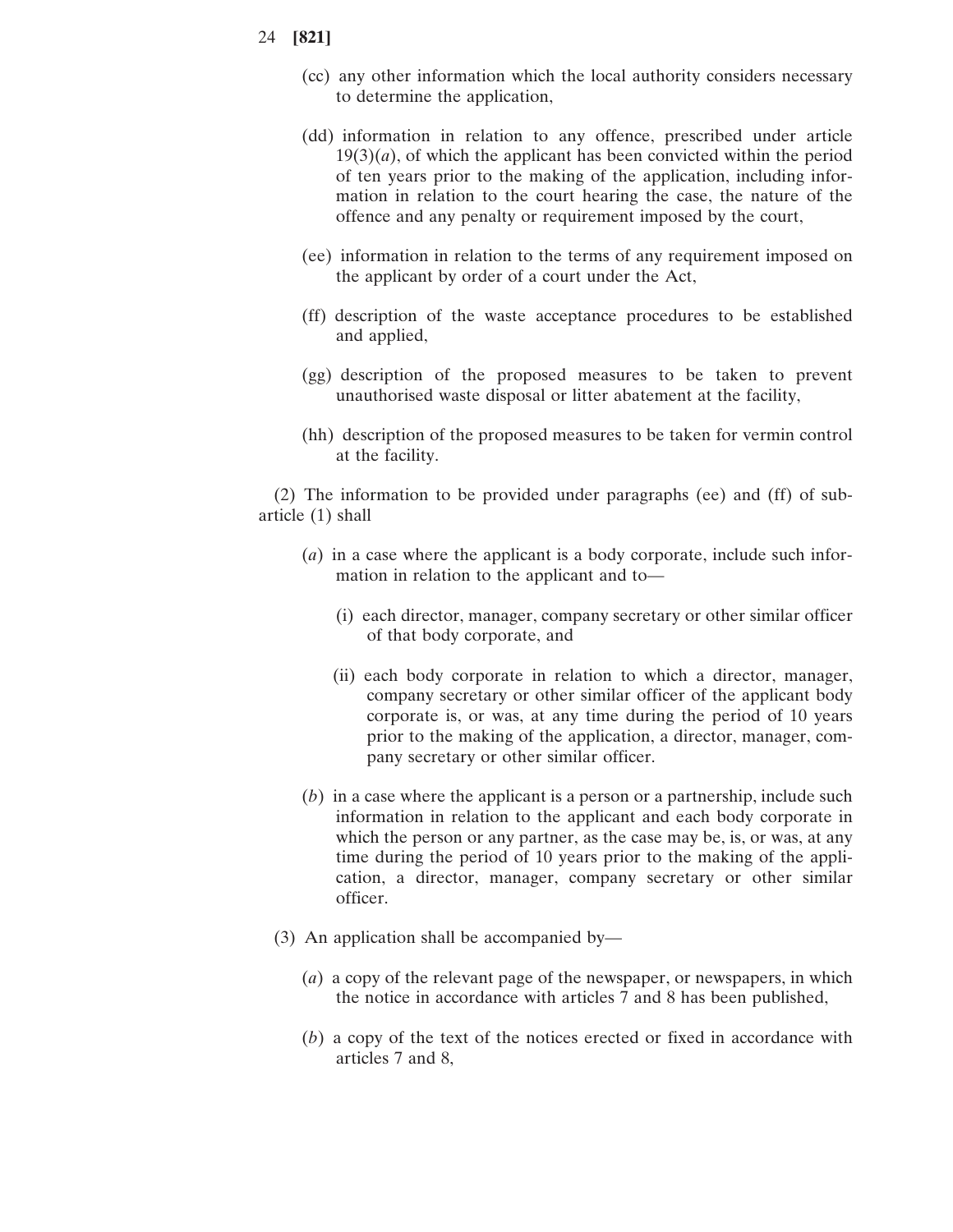(cc) any other information which the local authority considers necessary to determine the application,

(dd) information in relation to any offence, prescribed under article 19(3)(*a*), of which the applicant has been convicted within the period of ten years prior to the making of the application, including information in relation to the court hearing the case, the nature of the offence and any penalty or requirement imposed by the court,

(ee) information in relation to the terms of any requirement imposed on the applicant by order of a court under the Act,

(ff) description of the waste acceptance procedures to be established and applied,

(gg) description of the proposed measures to be taken to prevent unauthorised waste disposal or litter abatement at the facility,

(hh) description of the proposed measures to be taken for vermin control at the facility.

(2) The information to be provided under paragraphs (ee) and (ff) of sub-article (1) shall

(*a*) in a case where the applicant is a body corporate, include such information in relation to the applicant and to—

(i) each director, manager, company secretary or other similar officer of that body corporate, and

(ii) each body corporate in relation to which a director, manager, company secretary or other similar officer of the applicant body corporate is, or was, at any time during the period of 10 years prior to the making of the application, a director, manager, company secretary or other similar officer.

(*b*) in a case where the applicant is a person or a partnership, include such information in relation to the applicant and each body corporate in which the person or any partner, as the case may be, is, or was, at any time during the period of 10 years prior to the making of the application, a director, manager, company secretary or other similar officer.

(3) An application shall be accompanied by—

(*a*) a copy of the relevant page of the newspaper, or newspapers, in which the notice in accordance with articles 7 and 8 has been published,

(*b*) a copy of the text of the notices erected or fixed in accordance with articles 7 and 8,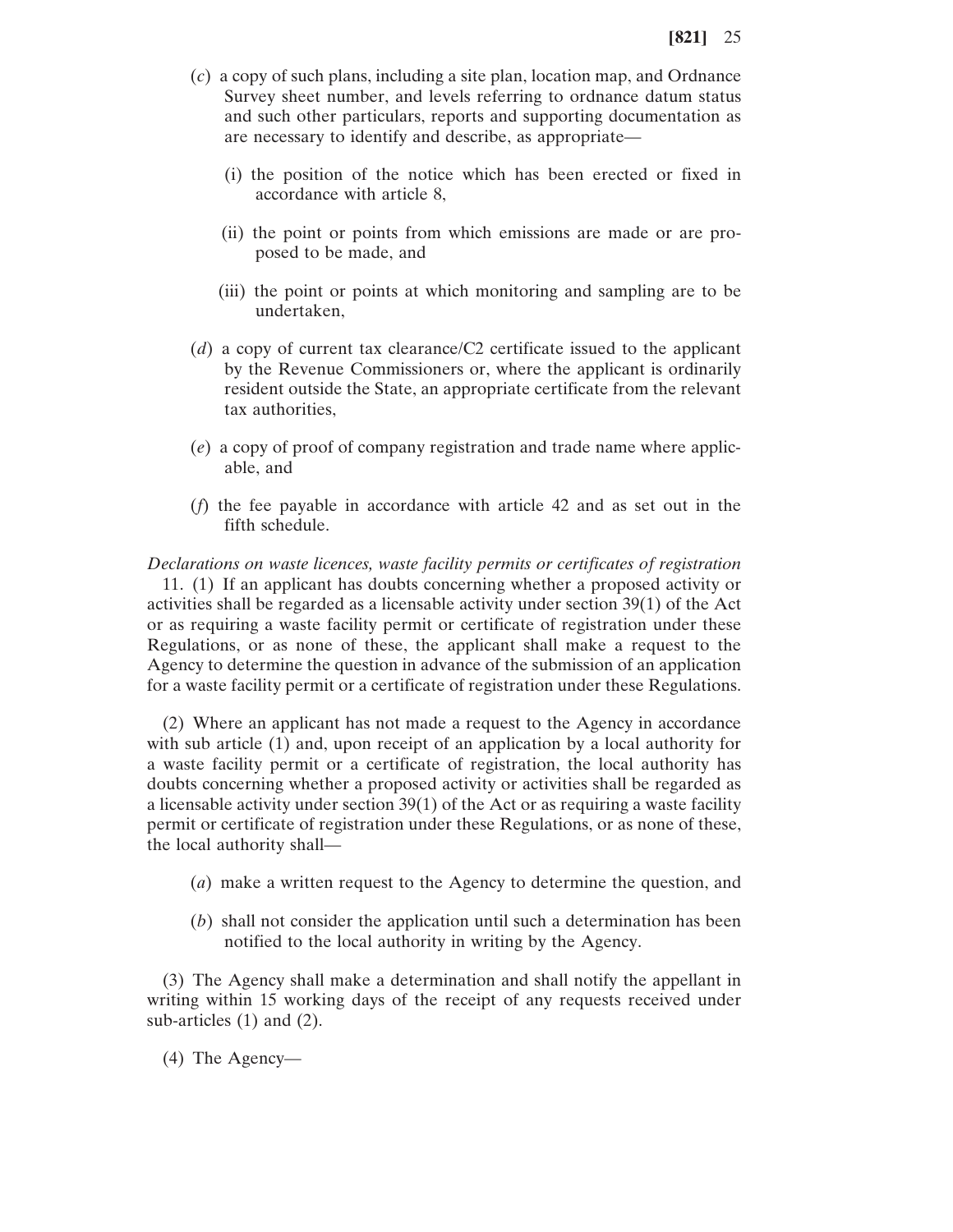(*c*) a copy of such plans, including a site plan, location map, and Ordnance Survey sheet number, and levels referring to ordnance datum status and such other particulars, reports and supporting documentation as are necessary to identify and describe, as appropriate—

(i) the position of the notice which has been erected or fixed in accordance with article 8,

(ii) the point or points from which emissions are made or are proposed to be made, and

(iii) the point or points at which monitoring and sampling are to be undertaken,

(*d*) a copy of current tax clearance/C2 certificate issued to the applicant by the Revenue Commissioners or, where the applicant is ordinarily resident outside the State, an appropriate certificate from the relevant tax authorities,

(*e*) a copy of proof of company registration and trade name where applicable, and

(*f*) the fee payable in accordance with article 42 and as set out in the fifth schedule.

*Declarations on waste licences, waste facility permits or certificates of registration*

11. (1) If an applicant has doubts concerning whether a proposed activity or activities shall be regarded as a licensable activity under section 39(1) of the Act or as requiring a waste facility permit or certificate of registration under these Regulations, or as none of these, the applicant shall make a request to the Agency to determine the question in advance of the submission of an application for a waste facility permit or a certificate of registration under these Regulations.

(2) Where an applicant has not made a request to the Agency in accordance with sub article (1) and, upon receipt of an application by a local authority for a waste facility permit or a certificate of registration, the local authority has doubts concerning whether a proposed activity or activities shall be regarded as a licensable activity under section 39(1) of the Act or as requiring a waste facility permit or certificate of registration under these Regulations, or as none of these, the local authority shall—

(*a*) make a written request to the Agency to determine the question, and

(*b*) shall not consider the application until such a determination has been notified to the local authority in writing by the Agency.

(3) The Agency shall make a determination and shall notify the appellant in writing within 15 working days of the receipt of any requests received under sub-articles (1) and (2).

(4) The Agency—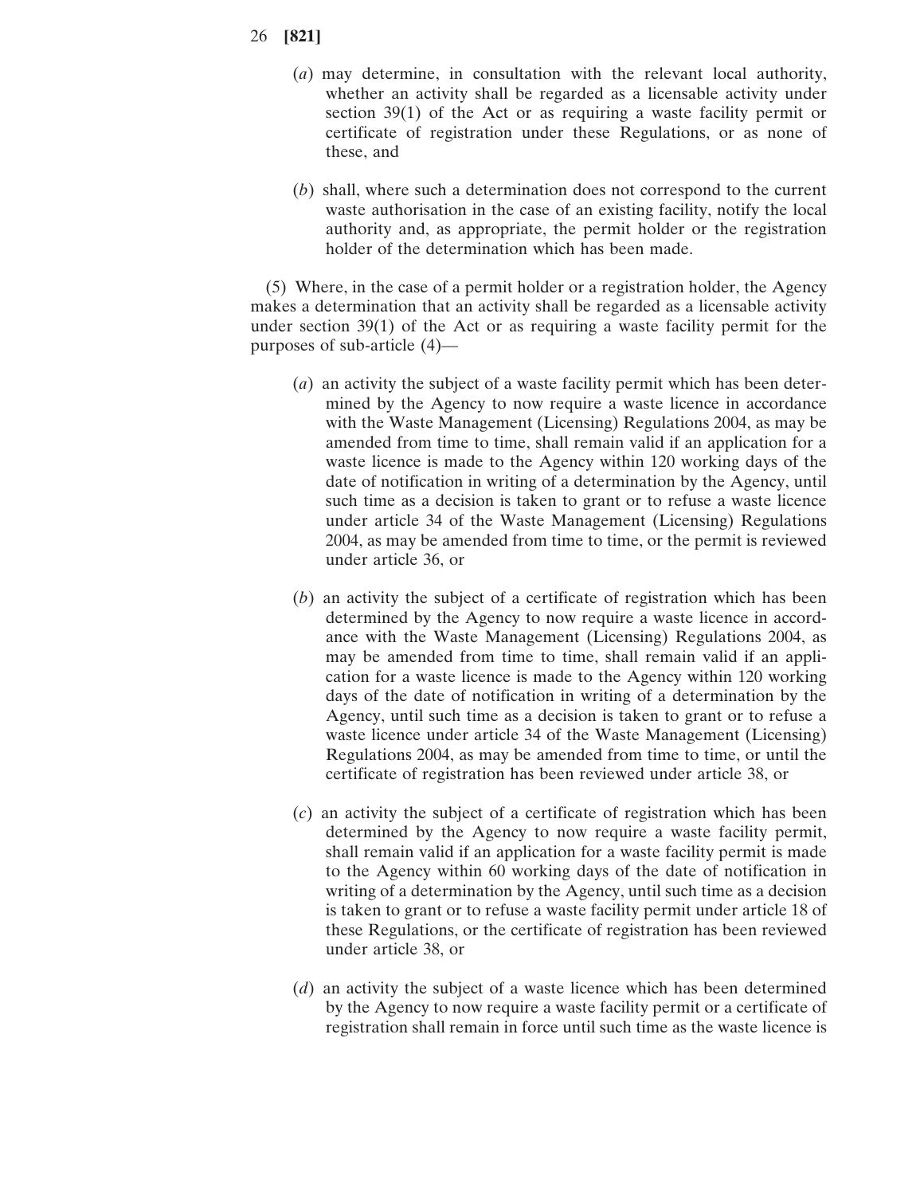(*a*) may determine, in consultation with the relevant local authority, whether an activity shall be regarded as a licensable activity under section 39(1) of the Act or as requiring a waste facility permit or certificate of registration under these Regulations, or as none of these, and

(*b*) shall, where such a determination does not correspond to the current waste authorisation in the case of an existing facility, notify the local authority and, as appropriate, the permit holder or the registration holder of the determination which has been made.

(5) Where, in the case of a permit holder or a registration holder, the Agency makes a determination that an activity shall be regarded as a licensable activity under section 39(1) of the Act or as requiring a waste facility permit for the purposes of sub-article (4)—

(*a*) an activity the subject of a waste facility permit which has been determined by the Agency to now require a waste licence in accordance with the Waste Management (Licensing) Regulations 2004, as may be amended from time to time, shall remain valid if an application for a waste licence is made to the Agency within 120 working days of the date of notification in writing of a determination by the Agency, until such time as a decision is taken to grant or to refuse a waste licence under article 34 of the Waste Management (Licensing) Regulations 2004, as may be amended from time to time, or the permit is reviewed under article 36, or

(*b*) an activity the subject of a certificate of registration which has been determined by the Agency to now require a waste licence in accordance with the Waste Management (Licensing) Regulations 2004, as may be amended from time to time, shall remain valid if an application for a waste licence is made to the Agency within 120 working days of the date of notification in writing of a determination by the Agency, until such time as a decision is taken to grant or to refuse a waste licence under article 34 of the Waste Management (Licensing) Regulations 2004, as may be amended from time to time, or until the certificate of registration has been reviewed under article 38, or

(*c*) an activity the subject of a certificate of registration which has been determined by the Agency to now require a waste facility permit, shall remain valid if an application for a waste facility permit is made to the Agency within 60 working days of the date of notification in writing of a determination by the Agency, until such time as a decision is taken to grant or to refuse a waste facility permit under article 18 of these Regulations, or the certificate of registration has been reviewed under article 38, or

(*d*) an activity the subject of a waste licence which has been determined by the Agency to now require a waste facility permit or a certificate of registration shall remain in force until such time as the waste licence is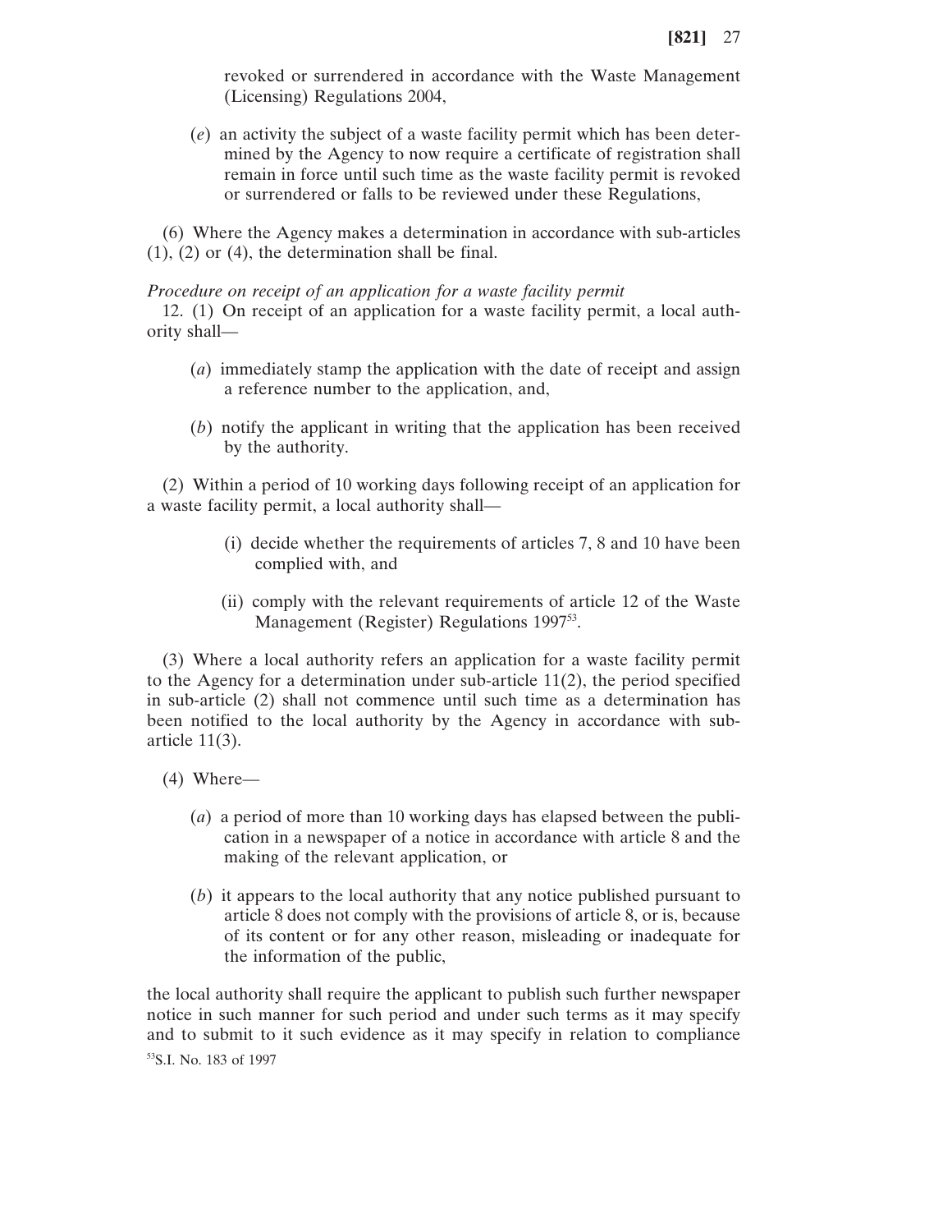revoked or surrendered in accordance with the Waste Management (Licensing) Regulations 2004,

(*e*) an activity the subject of a waste facility permit which has been determined by the Agency to now require a certificate of registration shall remain in force until such time as the waste facility permit is revoked or surrendered or falls to be reviewed under these Regulations,

(6) Where the Agency makes a determination in accordance with sub-articles (1), (2) or (4), the determination shall be final.

*Procedure on receipt of an application for a waste facility permit*

12. (1) On receipt of an application for a waste facility permit, a local authority shall—

(*a*) immediately stamp the application with the date of receipt and assign a reference number to the application, and,

(*b*) notify the applicant in writing that the application has been received by the authority.

(2) Within a period of 10 working days following receipt of an application for a waste facility permit, a local authority shall—

(i) decide whether the requirements of articles 7, 8 and 10 have been complied with, and

(ii) comply with the relevant requirements of article 12 of the Waste Management (Register) Regulations 1997[53].

(3) Where a local authority refers an application for a waste facility permit to the Agency for a determination under sub-article 11(2), the period specified in sub-article (2) shall not commence until such time as a determination has been notified to the local authority by the Agency in accordance with sub-article 11(3).

(4) Where—

(*a*) a period of more than 10 working days has elapsed between the publication in a newspaper of a notice in accordance with article 8 and the making of the relevant application, or

(*b*) it appears to the local authority that any notice published pursuant to article 8 does not comply with the provisions of article 8, or is, because of its content or for any other reason, misleading or inadequate for the information of the public,

the local authority shall require the applicant to publish such further newspaper notice in such manner for such period and under such terms as it may specify and to submit to it such evidence as it may specify in relation to compliance

[53]S.I. No. 183 of 1997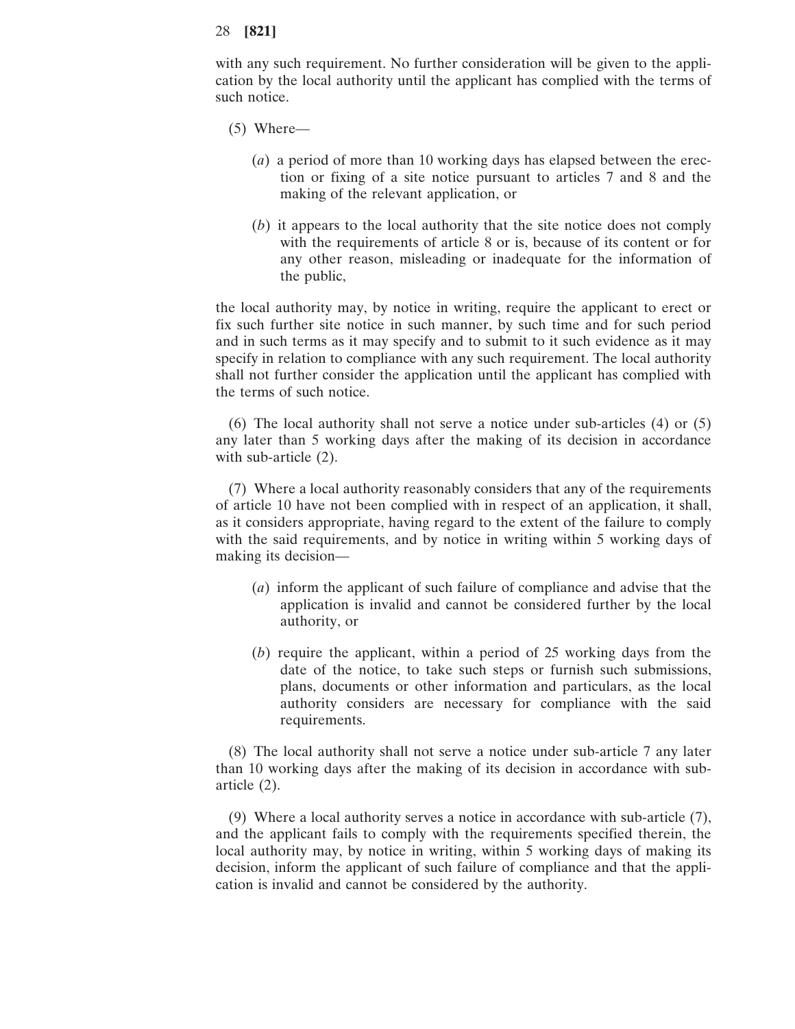with any such requirement. No further consideration will be given to the application by the local authority until the applicant has complied with the terms of such notice.

(5) Where—

(*a*) a period of more than 10 working days has elapsed between the erection or fixing of a site notice pursuant to articles 7 and 8 and the making of the relevant application, or

(*b*) it appears to the local authority that the site notice does not comply with the requirements of article 8 or is, because of its content or for any other reason, misleading or inadequate for the information of the public,

the local authority may, by notice in writing, require the applicant to erect or fix such further site notice in such manner, by such time and for such period and in such terms as it may specify and to submit to it such evidence as it may specify in relation to compliance with any such requirement. The local authority shall not further consider the application until the applicant has complied with the terms of such notice.

(6) The local authority shall not serve a notice under sub-articles (4) or (5) any later than 5 working days after the making of its decision in accordance with sub-article (2).

(7) Where a local authority reasonably considers that any of the requirements of article 10 have not been complied with in respect of an application, it shall, as it considers appropriate, having regard to the extent of the failure to comply with the said requirements, and by notice in writing within 5 working days of making its decision—

(*a*) inform the applicant of such failure of compliance and advise that the application is invalid and cannot be considered further by the local authority, or

(*b*) require the applicant, within a period of 25 working days from the date of the notice, to take such steps or furnish such submissions, plans, documents or other information and particulars, as the local authority considers are necessary for compliance with the said requirements.

(8) The local authority shall not serve a notice under sub-article 7 any later than 10 working days after the making of its decision in accordance with sub-article (2).

(9) Where a local authority serves a notice in accordance with sub-article (7), and the applicant fails to comply with the requirements specified therein, the local authority may, by notice in writing, within 5 working days of making its decision, inform the applicant of such failure of compliance and that the application is invalid and cannot be considered by the authority.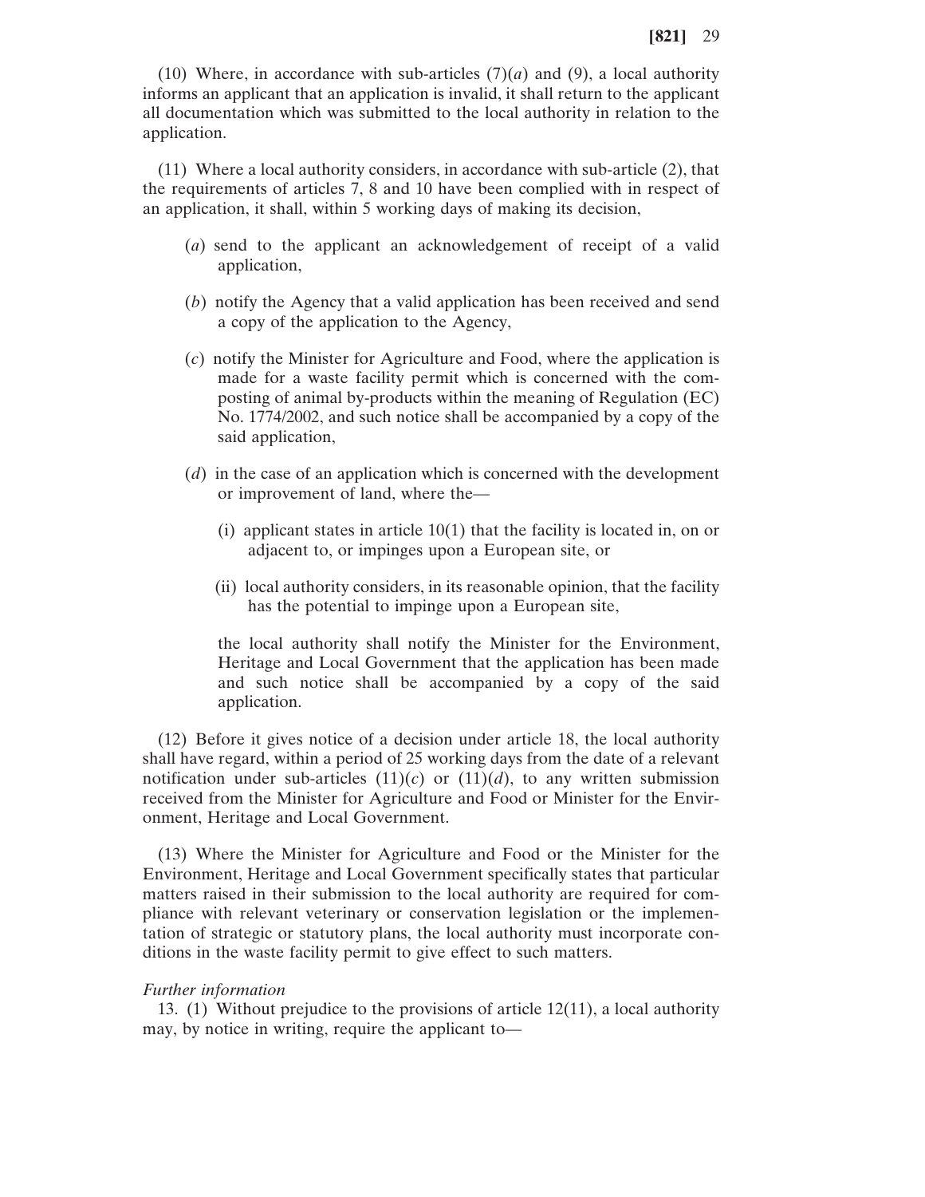(10) Where, in accordance with sub-articles (7)(*a*) and (9), a local authority informs an applicant that an application is invalid, it shall return to the applicant all documentation which was submitted to the local authority in relation to the application.

(11) Where a local authority considers, in accordance with sub-article (2), that the requirements of articles 7, 8 and 10 have been complied with in respect of an application, it shall, within 5 working days of making its decision,

(*a*) send to the applicant an acknowledgement of receipt of a valid application,

(*b*) notify the Agency that a valid application has been received and send a copy of the application to the Agency,

(*c*) notify the Minister for Agriculture and Food, where the application is made for a waste facility permit which is concerned with the composting of animal by-products within the meaning of Regulation (EC) No. 1774/2002, and such notice shall be accompanied by a copy of the said application,

(*d*) in the case of an application which is concerned with the development or improvement of land, where the—

(i) applicant states in article 10(1) that the facility is located in, on or adjacent to, or impinges upon a European site, or

(ii) local authority considers, in its reasonable opinion, that the facility has the potential to impinge upon a European site,

the local authority shall notify the Minister for the Environment, Heritage and Local Government that the application has been made and such notice shall be accompanied by a copy of the said application.

(12) Before it gives notice of a decision under article 18, the local authority shall have regard, within a period of 25 working days from the date of a relevant notification under sub-articles (11)(*c*) or (11)(*d*), to any written submission received from the Minister for Agriculture and Food or Minister for the Environment, Heritage and Local Government.

(13) Where the Minister for Agriculture and Food or the Minister for the Environment, Heritage and Local Government specifically states that particular matters raised in their submission to the local authority are required for compliance with relevant veterinary or conservation legislation or the implementation of strategic or statutory plans, the local authority must incorporate conditions in the waste facility permit to give effect to such matters.

*Further information*

13. (1) Without prejudice to the provisions of article 12(11), a local authority may, by notice in writing, require the applicant to—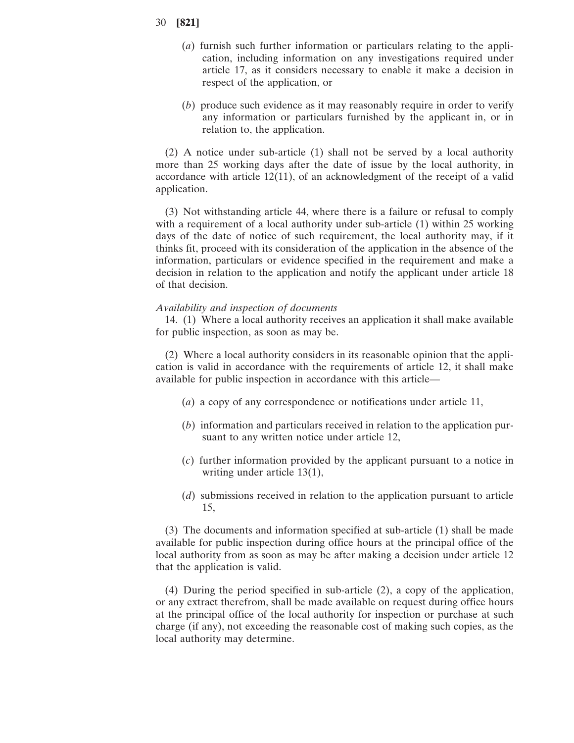(*a*) furnish such further information or particulars relating to the application, including information on any investigations required under article 17, as it considers necessary to enable it make a decision in respect of the application, or

(*b*) produce such evidence as it may reasonably require in order to verify any information or particulars furnished by the applicant in, or in relation to, the application.

(2) A notice under sub-article (1) shall not be served by a local authority more than 25 working days after the date of issue by the local authority, in accordance with article 12(11), of an acknowledgment of the receipt of a valid application.

(3) Not withstanding article 44, where there is a failure or refusal to comply with a requirement of a local authority under sub-article (1) within 25 working days of the date of notice of such requirement, the local authority may, if it thinks fit, proceed with its consideration of the application in the absence of the information, particulars or evidence specified in the requirement and make a decision in relation to the application and notify the applicant under article 18 of that decision.

*Availability and inspection of documents*

14. (1) Where a local authority receives an application it shall make available for public inspection, as soon as may be.

(2) Where a local authority considers in its reasonable opinion that the application is valid in accordance with the requirements of article 12, it shall make available for public inspection in accordance with this article—

(*a*) a copy of any correspondence or notifications under article 11,

(*b*) information and particulars received in relation to the application pursuant to any written notice under article 12,

(*c*) further information provided by the applicant pursuant to a notice in writing under article 13(1),

(*d*) submissions received in relation to the application pursuant to article 15,

(3) The documents and information specified at sub-article (1) shall be made available for public inspection during office hours at the principal office of the local authority from as soon as may be after making a decision under article 12 that the application is valid.

(4) During the period specified in sub-article (2), a copy of the application, or any extract therefrom, shall be made available on request during office hours at the principal office of the local authority for inspection or purchase at such charge (if any), not exceeding the reasonable cost of making such copies, as the local authority may determine.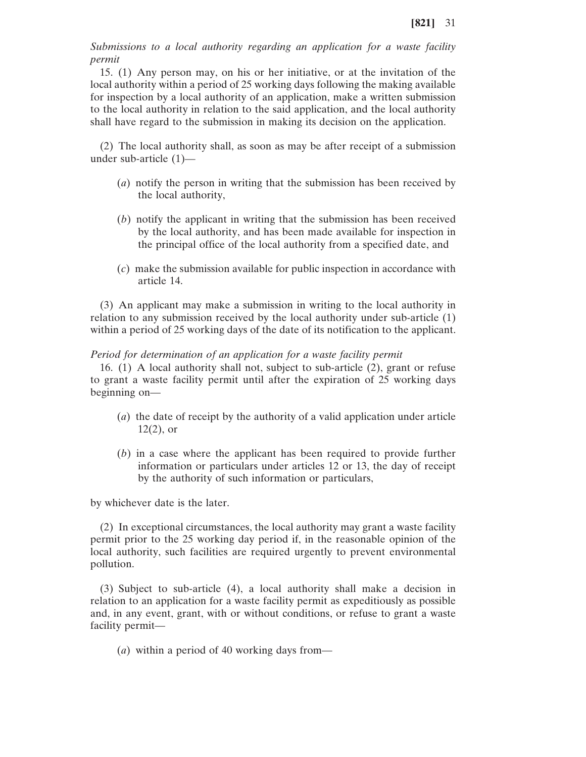*Submissions to a local authority regarding an application for a waste facility permit*

15. (1) Any person may, on his or her initiative, or at the invitation of the local authority within a period of 25 working days following the making available for inspection by a local authority of an application, make a written submission to the local authority in relation to the said application, and the local authority shall have regard to the submission in making its decision on the application.

(2) The local authority shall, as soon as may be after receipt of a submission under sub-article (1)—

(*a*) notify the person in writing that the submission has been received by the local authority,

(*b*) notify the applicant in writing that the submission has been received by the local authority, and has been made available for inspection in the principal office of the local authority from a specified date, and

(*c*) make the submission available for public inspection in accordance with article 14.

(3) An applicant may make a submission in writing to the local authority in relation to any submission received by the local authority under sub-article (1) within a period of 25 working days of the date of its notification to the applicant.

*Period for determination of an application for a waste facility permit*

16. (1) A local authority shall not, subject to sub-article (2), grant or refuse to grant a waste facility permit until after the expiration of 25 working days beginning on—

(*a*) the date of receipt by the authority of a valid application under article 12(2), or

(*b*) in a case where the applicant has been required to provide further information or particulars under articles 12 or 13, the day of receipt by the authority of such information or particulars,

by whichever date is the later.

(2) In exceptional circumstances, the local authority may grant a waste facility permit prior to the 25 working day period if, in the reasonable opinion of the local authority, such facilities are required urgently to prevent environmental pollution.

(3) Subject to sub-article (4), a local authority shall make a decision in relation to an application for a waste facility permit as expeditiously as possible and, in any event, grant, with or without conditions, or refuse to grant a waste facility permit—

(*a*) within a period of 40 working days from—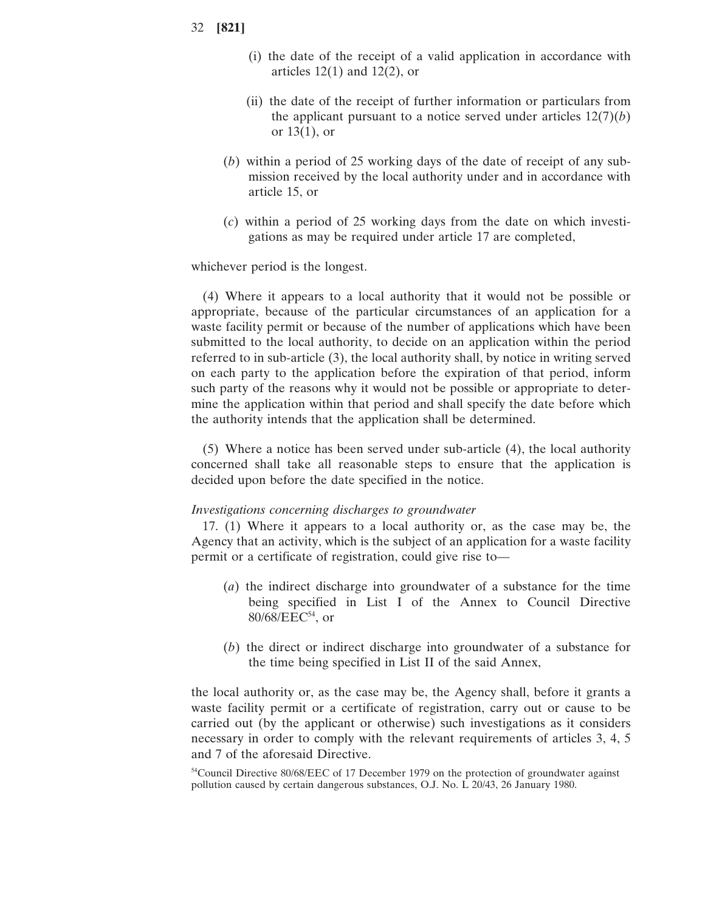(i) the date of the receipt of a valid application in accordance with articles 12(1) and 12(2), or

(ii) the date of the receipt of further information or particulars from the applicant pursuant to a notice served under articles 12(7)(*b*) or 13(1), or

(*b*) within a period of 25 working days of the date of receipt of any submission received by the local authority under and in accordance with article 15, or

(*c*) within a period of 25 working days from the date on which investigations as may be required under article 17 are completed,

whichever period is the longest.

(4) Where it appears to a local authority that it would not be possible or appropriate, because of the particular circumstances of an application for a waste facility permit or because of the number of applications which have been submitted to the local authority, to decide on an application within the period referred to in sub-article (3), the local authority shall, by notice in writing served on each party to the application before the expiration of that period, inform such party of the reasons why it would not be possible or appropriate to determine the application within that period and shall specify the date before which the authority intends that the application shall be determined.

(5) Where a notice has been served under sub-article (4), the local authority concerned shall take all reasonable steps to ensure that the application is decided upon before the date specified in the notice.

*Investigations concerning discharges to groundwater*

17. (1) Where it appears to a local authority or, as the case may be, the Agency that an activity, which is the subject of an application for a waste facility permit or a certificate of registration, could give rise to—

(*a*) the indirect discharge into groundwater of a substance for the time being specified in List I of the Annex to Council Directive 80/68/EEC[54], or

(*b*) the direct or indirect discharge into groundwater of a substance for the time being specified in List II of the said Annex,

the local authority or, as the case may be, the Agency shall, before it grants a waste facility permit or a certificate of registration, carry out or cause to be carried out (by the applicant or otherwise) such investigations as it considers necessary in order to comply with the relevant requirements of articles 3, 4, 5 and 7 of the aforesaid Directive.

[54]Council Directive 80/68/EEC of 17 December 1979 on the protection of groundwater against pollution caused by certain dangerous substances, O.J. No. L 20/43, 26 January 1980.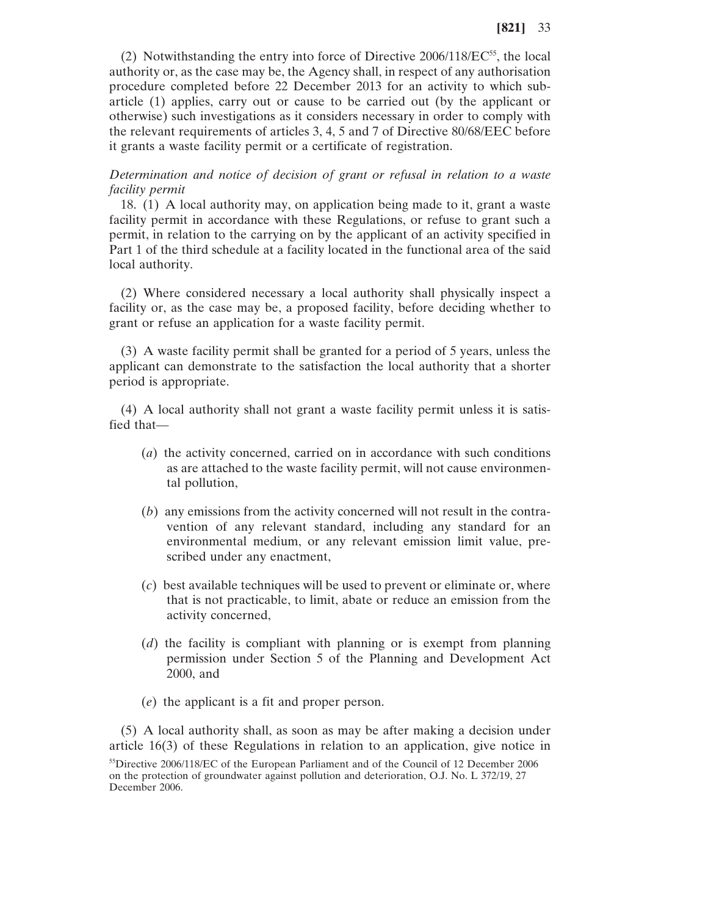(2) Notwithstanding the entry into force of Directive 2006/118/EC[55], the local authority or, as the case may be, the Agency shall, in respect of any authorisation procedure completed before 22 December 2013 for an activity to which sub-article (1) applies, carry out or cause to be carried out (by the applicant or otherwise) such investigations as it considers necessary in order to comply with the relevant requirements of articles 3, 4, 5 and 7 of Directive 80/68/EEC before it grants a waste facility permit or a certificate of registration.

*Determination and notice of decision of grant or refusal in relation to a waste facility permit*

18. (1) A local authority may, on application being made to it, grant a waste facility permit in accordance with these Regulations, or refuse to grant such a permit, in relation to the carrying on by the applicant of an activity specified in Part 1 of the third schedule at a facility located in the functional area of the said local authority.

(2) Where considered necessary a local authority shall physically inspect a facility or, as the case may be, a proposed facility, before deciding whether to grant or refuse an application for a waste facility permit.

(3) A waste facility permit shall be granted for a period of 5 years, unless the applicant can demonstrate to the satisfaction the local authority that a shorter period is appropriate.

(4) A local authority shall not grant a waste facility permit unless it is satisfied that—

(*a*) the activity concerned, carried on in accordance with such conditions as are attached to the waste facility permit, will not cause environmental pollution,

(*b*) any emissions from the activity concerned will not result in the contravention of any relevant standard, including any standard for an environmental medium, or any relevant emission limit value, prescribed under any enactment,

(*c*) best available techniques will be used to prevent or eliminate or, where that is not practicable, to limit, abate or reduce an emission from the activity concerned,

(*d*) the facility is compliant with planning or is exempt from planning permission under Section 5 of the Planning and Development Act 2000, and

(*e*) the applicant is a fit and proper person.

(5) A local authority shall, as soon as may be after making a decision under article 16(3) of these Regulations in relation to an application, give notice in

[55]Directive 2006/118/EC of the European Parliament and of the Council of 12 December 2006 on the protection of groundwater against pollution and deterioration, O.J. No. L 372/19, 27 December 2006.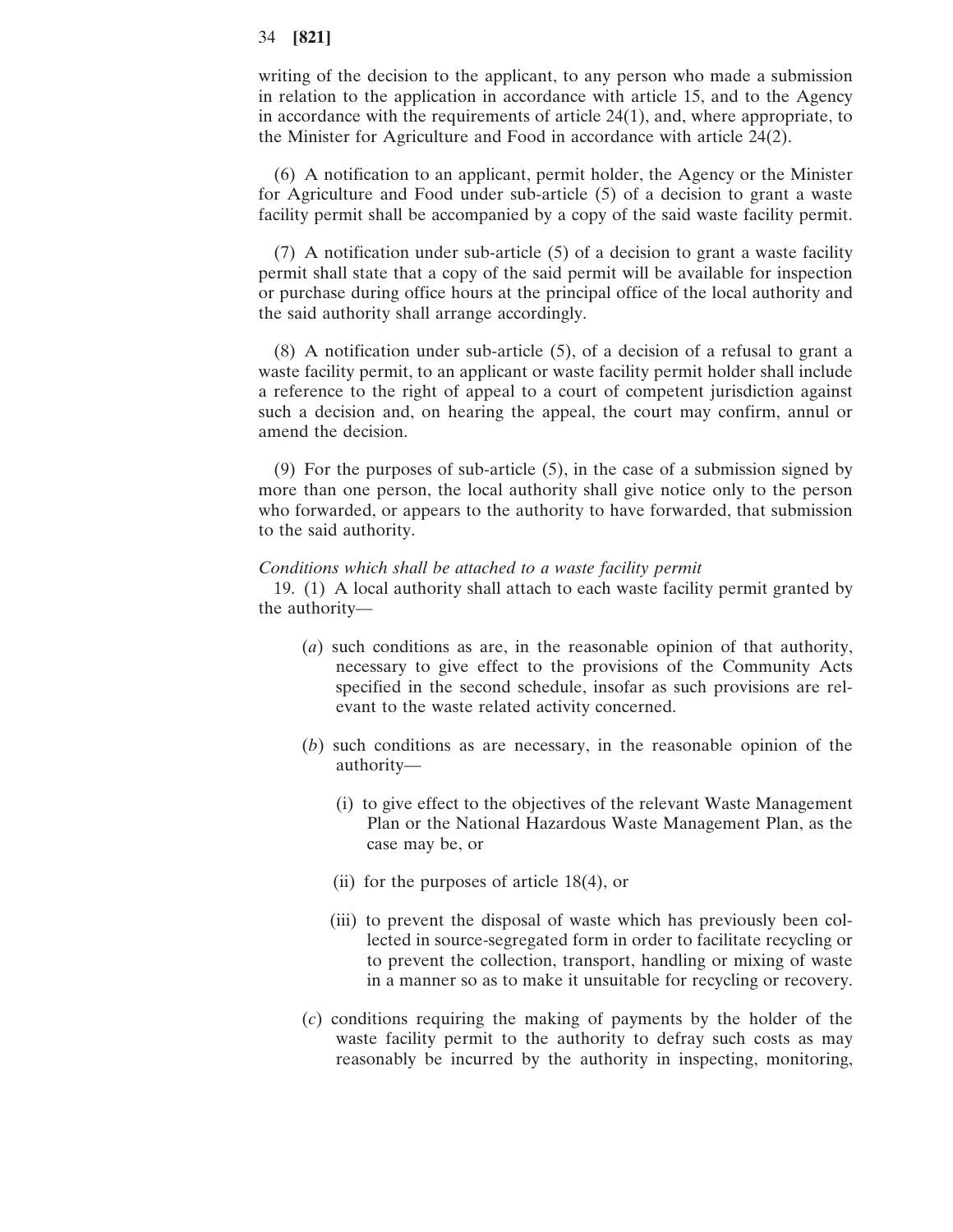writing of the decision to the applicant, to any person who made a submission in relation to the application in accordance with article 15, and to the Agency in accordance with the requirements of article 24(1), and, where appropriate, to the Minister for Agriculture and Food in accordance with article 24(2).

(6) A notification to an applicant, permit holder, the Agency or the Minister for Agriculture and Food under sub-article (5) of a decision to grant a waste facility permit shall be accompanied by a copy of the said waste facility permit.

(7) A notification under sub-article (5) of a decision to grant a waste facility permit shall state that a copy of the said permit will be available for inspection or purchase during office hours at the principal office of the local authority and the said authority shall arrange accordingly.

(8) A notification under sub-article (5), of a decision of a refusal to grant a waste facility permit, to an applicant or waste facility permit holder shall include a reference to the right of appeal to a court of competent jurisdiction against such a decision and, on hearing the appeal, the court may confirm, annul or amend the decision.

(9) For the purposes of sub-article (5), in the case of a submission signed by more than one person, the local authority shall give notice only to the person who forwarded, or appears to the authority to have forwarded, that submission to the said authority.

*Conditions which shall be attached to a waste facility permit*

19. (1) A local authority shall attach to each waste facility permit granted by the authority—

(*a*) such conditions as are, in the reasonable opinion of that authority, necessary to give effect to the provisions of the Community Acts specified in the second schedule, insofar as such provisions are relevant to the waste related activity concerned.

(*b*) such conditions as are necessary, in the reasonable opinion of the authority—

(i) to give effect to the objectives of the relevant Waste Management Plan or the National Hazardous Waste Management Plan, as the case may be, or

(ii) for the purposes of article 18(4), or

(iii) to prevent the disposal of waste which has previously been collected in source-segregated form in order to facilitate recycling or to prevent the collection, transport, handling or mixing of waste in a manner so as to make it unsuitable for recycling or recovery.

(*c*) conditions requiring the making of payments by the holder of the waste facility permit to the authority to defray such costs as may reasonably be incurred by the authority in inspecting, monitoring,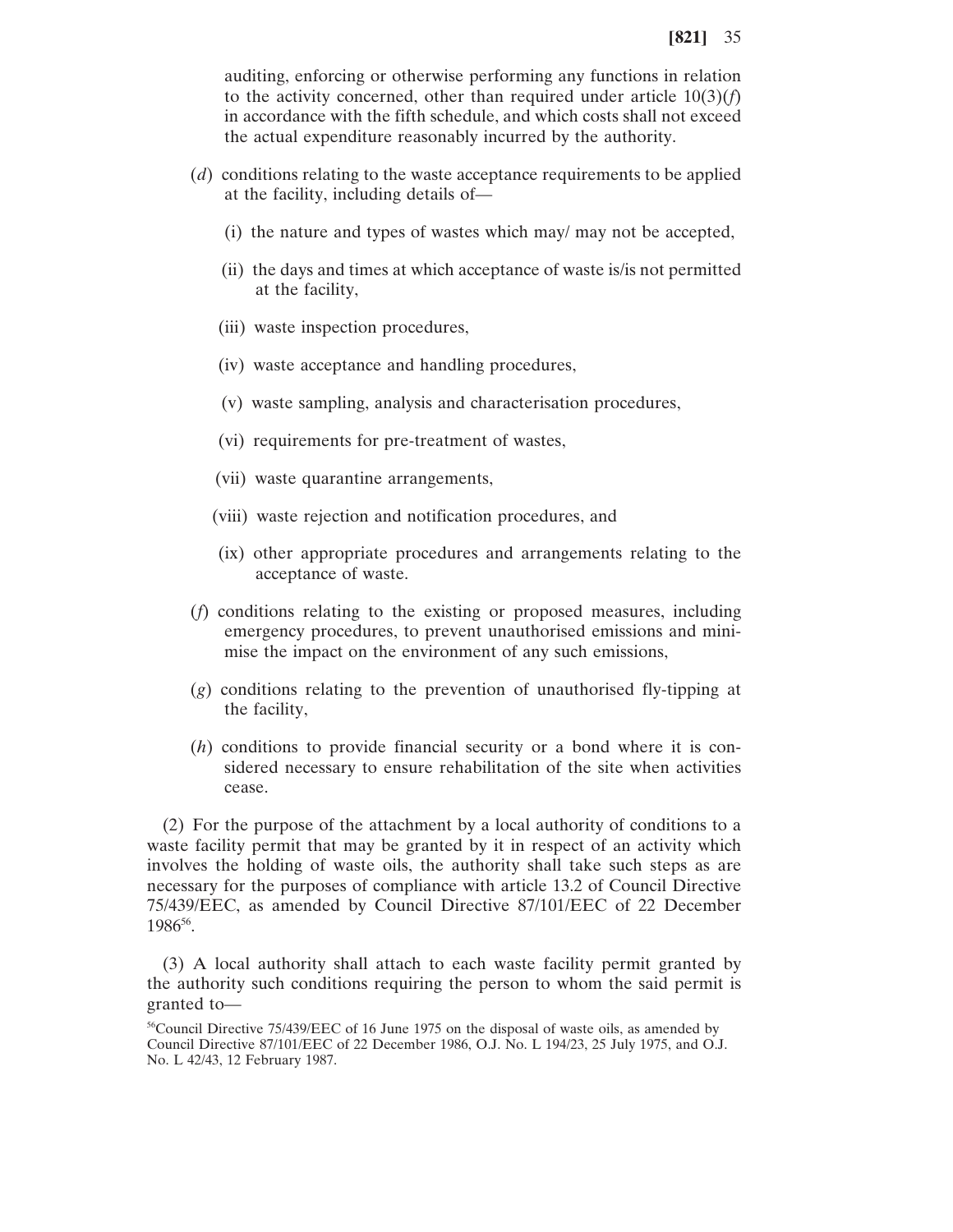auditing, enforcing or otherwise performing any functions in relation to the activity concerned, other than required under article 10(3)(*f*) in accordance with the fifth schedule, and which costs shall not exceed the actual expenditure reasonably incurred by the authority.

(*d*) conditions relating to the waste acceptance requirements to be applied at the facility, including details of—

(i) the nature and types of wastes which may/ may not be accepted,

(ii) the days and times at which acceptance of waste is/is not permitted at the facility,

(iii) waste inspection procedures,

(iv) waste acceptance and handling procedures,

(v) waste sampling, analysis and characterisation procedures,

(vi) requirements for pre-treatment of wastes,

(vii) waste quarantine arrangements,

(viii) waste rejection and notification procedures, and

(ix) other appropriate procedures and arrangements relating to the acceptance of waste.

(*f*) conditions relating to the existing or proposed measures, including emergency procedures, to prevent unauthorised emissions and minimise the impact on the environment of any such emissions,

(*g*) conditions relating to the prevention of unauthorised fly-tipping at the facility,

(*h*) conditions to provide financial security or a bond where it is considered necessary to ensure rehabilitation of the site when activities cease.

(2) For the purpose of the attachment by a local authority of conditions to a waste facility permit that may be granted by it in respect of an activity which involves the holding of waste oils, the authority shall take such steps as are necessary for the purposes of compliance with article 13.2 of Council Directive 75/439/EEC, as amended by Council Directive 87/101/EEC of 22 December 1986[56].

(3) A local authority shall attach to each waste facility permit granted by the authority such conditions requiring the person to whom the said permit is granted to—

[56]Council Directive 75/439/EEC of 16 June 1975 on the disposal of waste oils, as amended by Council Directive 87/101/EEC of 22 December 1986, O.J. No. L 194/23, 25 July 1975, and O.J. No. L 42/43, 12 February 1987.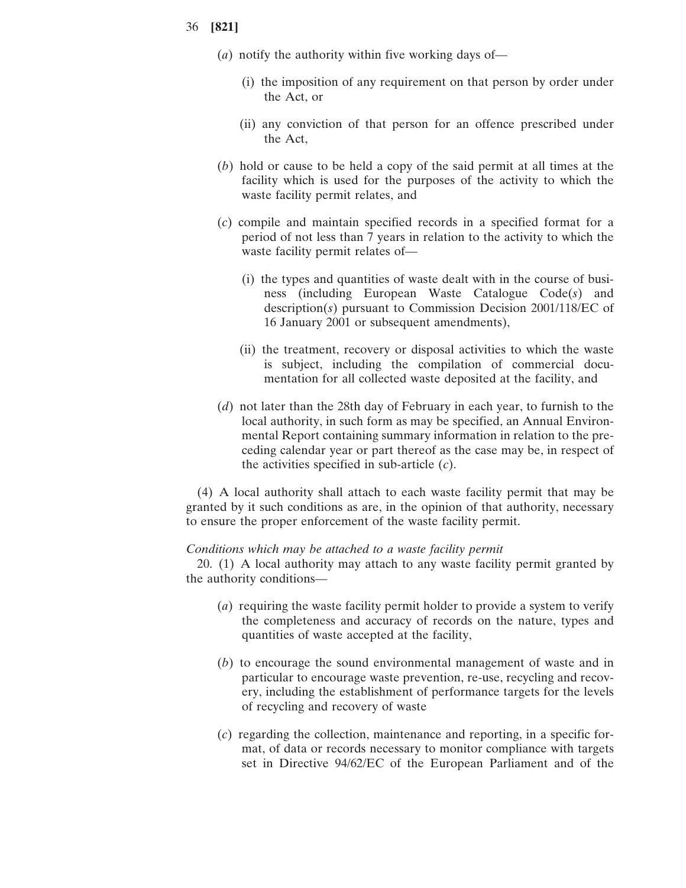(*a*) notify the authority within five working days of—

(i) the imposition of any requirement on that person by order under the Act, or

(ii) any conviction of that person for an offence prescribed under the Act,

(*b*) hold or cause to be held a copy of the said permit at all times at the facility which is used for the purposes of the activity to which the waste facility permit relates, and

(*c*) compile and maintain specified records in a specified format for a period of not less than 7 years in relation to the activity to which the waste facility permit relates of—

(i) the types and quantities of waste dealt with in the course of business (including European Waste Catalogue Code(*s*) and description(*s*) pursuant to Commission Decision 2001/118/EC of 16 January 2001 or subsequent amendments),

(ii) the treatment, recovery or disposal activities to which the waste is subject, including the compilation of commercial documentation for all collected waste deposited at the facility, and

(*d*) not later than the 28th day of February in each year, to furnish to the local authority, in such form as may be specified, an Annual Environmental Report containing summary information in relation to the preceding calendar year or part thereof as the case may be, in respect of the activities specified in sub-article (*c*).

(4) A local authority shall attach to each waste facility permit that may be granted by it such conditions as are, in the opinion of that authority, necessary to ensure the proper enforcement of the waste facility permit.

*Conditions which may be attached to a waste facility permit*

20. (1) A local authority may attach to any waste facility permit granted by the authority conditions—

(*a*) requiring the waste facility permit holder to provide a system to verify the completeness and accuracy of records on the nature, types and quantities of waste accepted at the facility,

(*b*) to encourage the sound environmental management of waste and in particular to encourage waste prevention, re-use, recycling and recovery, including the establishment of performance targets for the levels of recycling and recovery of waste

(*c*) regarding the collection, maintenance and reporting, in a specific format, of data or records necessary to monitor compliance with targets set in Directive 94/62/EC of the European Parliament and of the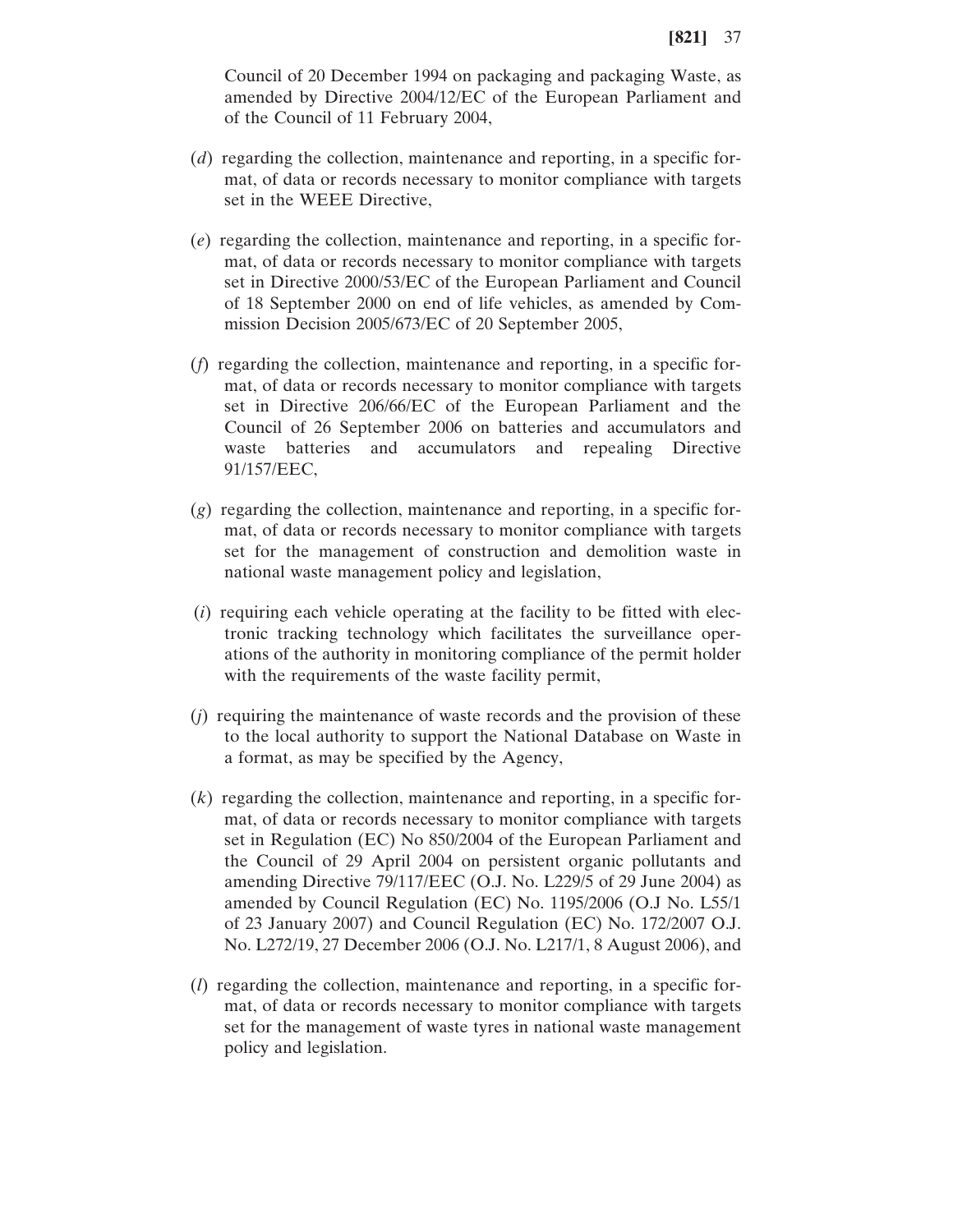Council of 20 December 1994 on packaging and packaging Waste, as amended by Directive 2004/12/EC of the European Parliament and of the Council of 11 February 2004,

(*d*) regarding the collection, maintenance and reporting, in a specific format, of data or records necessary to monitor compliance with targets set in the WEEE Directive,

(*e*) regarding the collection, maintenance and reporting, in a specific format, of data or records necessary to monitor compliance with targets set in Directive 2000/53/EC of the European Parliament and Council of 18 September 2000 on end of life vehicles, as amended by Commission Decision 2005/673/EC of 20 September 2005,

(*f*) regarding the collection, maintenance and reporting, in a specific format, of data or records necessary to monitor compliance with targets set in Directive 206/66/EC of the European Parliament and the Council of 26 September 2006 on batteries and accumulators and waste batteries and accumulators and repealing Directive 91/157/EEC,

(*g*) regarding the collection, maintenance and reporting, in a specific format, of data or records necessary to monitor compliance with targets set for the management of construction and demolition waste in national waste management policy and legislation,

(*i*) requiring each vehicle operating at the facility to be fitted with electronic tracking technology which facilitates the surveillance operations of the authority in monitoring compliance of the permit holder with the requirements of the waste facility permit,

(*j*) requiring the maintenance of waste records and the provision of these to the local authority to support the National Database on Waste in a format, as may be specified by the Agency,

(*k*) regarding the collection, maintenance and reporting, in a specific format, of data or records necessary to monitor compliance with targets set in Regulation (EC) No 850/2004 of the European Parliament and the Council of 29 April 2004 on persistent organic pollutants and amending Directive 79/117/EEC (O.J. No. L229/5 of 29 June 2004) as amended by Council Regulation (EC) No. 1195/2006 (O.J No. L55/1 of 23 January 2007) and Council Regulation (EC) No. 172/2007 O.J. No. L272/19, 27 December 2006 (O.J. No. L217/1, 8 August 2006), and

(*l*) regarding the collection, maintenance and reporting, in a specific format, of data or records necessary to monitor compliance with targets set for the management of waste tyres in national waste management policy and legislation.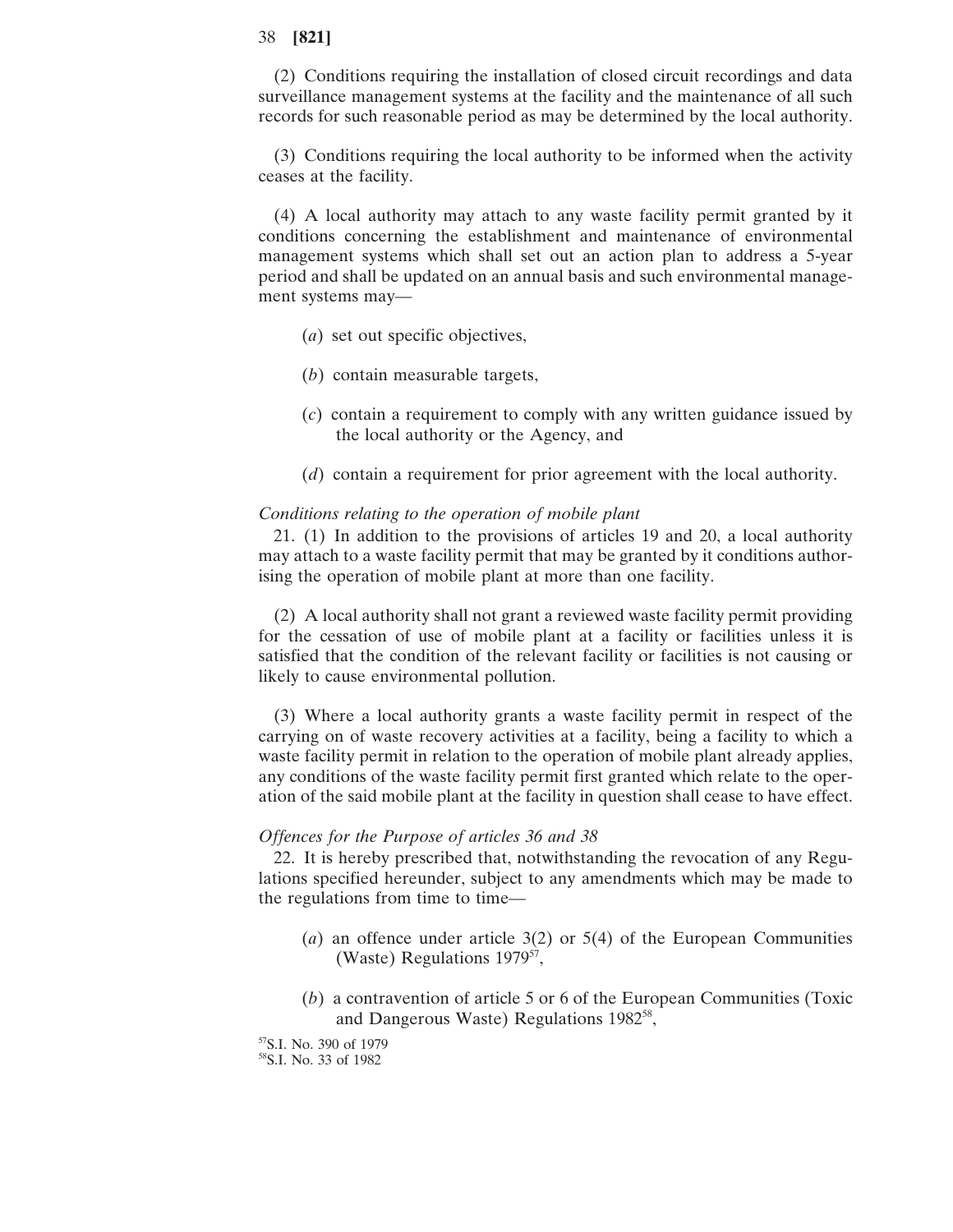(2) Conditions requiring the installation of closed circuit recordings and data surveillance management systems at the facility and the maintenance of all such records for such reasonable period as may be determined by the local authority.

(3) Conditions requiring the local authority to be informed when the activity ceases at the facility.

(4) A local authority may attach to any waste facility permit granted by it conditions concerning the establishment and maintenance of environmental management systems which shall set out an action plan to address a 5-year period and shall be updated on an annual basis and such environmental management systems may—

(*a*) set out specific objectives,

(*b*) contain measurable targets,

(*c*) contain a requirement to comply with any written guidance issued by the local authority or the Agency, and

(*d*) contain a requirement for prior agreement with the local authority.

*Conditions relating to the operation of mobile plant*

21. (1) In addition to the provisions of articles 19 and 20, a local authority may attach to a waste facility permit that may be granted by it conditions authorising the operation of mobile plant at more than one facility.

(2) A local authority shall not grant a reviewed waste facility permit providing for the cessation of use of mobile plant at a facility or facilities unless it is satisfied that the condition of the relevant facility or facilities is not causing or likely to cause environmental pollution.

(3) Where a local authority grants a waste facility permit in respect of the carrying on of waste recovery activities at a facility, being a facility to which a waste facility permit in relation to the operation of mobile plant already applies, any conditions of the waste facility permit first granted which relate to the operation of the said mobile plant at the facility in question shall cease to have effect.

*Offences for the Purpose of articles 36 and 38*

22. It is hereby prescribed that, notwithstanding the revocation of any Regulations specified hereunder, subject to any amendments which may be made to the regulations from time to time—

(*a*) an offence under article 3(2) or 5(4) of the European Communities (Waste) Regulations 1979[57],

(*b*) a contravention of article 5 or 6 of the European Communities (Toxic and Dangerous Waste) Regulations 1982[58],

[57] S.I. No. 390 of 1979

[58] S.I. No. 33 of 1982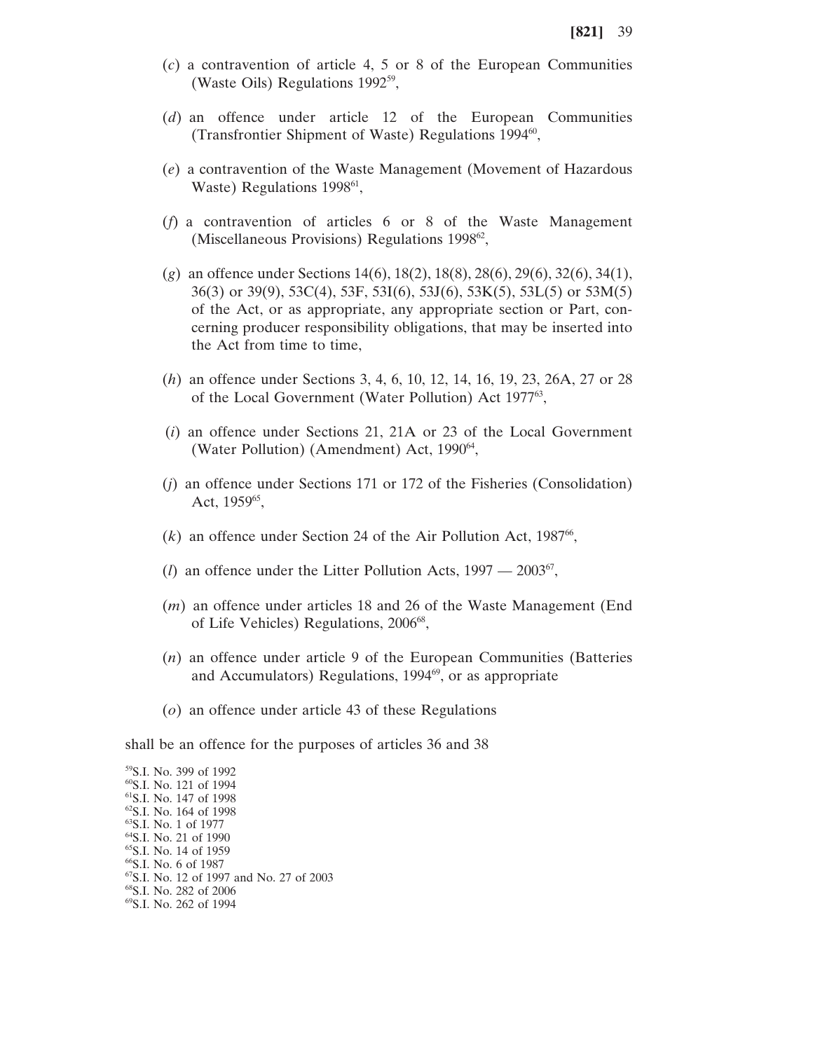(*c*) a contravention of article 4, 5 or 8 of the European Communities (Waste Oils) Regulations 1992[59],

(*d*) an offence under article 12 of the European Communities (Transfrontier Shipment of Waste) Regulations 1994[60],

(*e*) a contravention of the Waste Management (Movement of Hazardous Waste) Regulations 1998[61],

(*f*) a contravention of articles 6 or 8 of the Waste Management (Miscellaneous Provisions) Regulations 1998[62],

(*g*) an offence under Sections 14(6), 18(2), 18(8), 28(6), 29(6), 32(6), 34(1), 36(3) or 39(9), 53C(4), 53F, 53I(6), 53J(6), 53K(5), 53L(5) or 53M(5) of the Act, or as appropriate, any appropriate section or Part, concerning producer responsibility obligations, that may be inserted into the Act from time to time,

(*h*) an offence under Sections 3, 4, 6, 10, 12, 14, 16, 19, 23, 26A, 27 or 28 of the Local Government (Water Pollution) Act 1977[63],

(*i*) an offence under Sections 21, 21A or 23 of the Local Government (Water Pollution) (Amendment) Act, 1990[64],

(*j*) an offence under Sections 171 or 172 of the Fisheries (Consolidation) Act, 1959[65],

(*k*) an offence under Section 24 of the Air Pollution Act, 1987[66],

(*l*) an offence under the Litter Pollution Acts, 1997 — 2003[67],

(*m*) an offence under articles 18 and 26 of the Waste Management (End of Life Vehicles) Regulations, 2006[68],

(*n*) an offence under article 9 of the European Communities (Batteries and Accumulators) Regulations, 1994[69], or as appropriate

(*o*) an offence under article 43 of these Regulations

shall be an offence for the purposes of articles 36 and 38

[59]S.I. No. 399 of 1992
[60]S.I. No. 121 of 1994
[61]S.I. No. 147 of 1998
[62]S.I. No. 164 of 1998
[63]S.I. No. 1 of 1977
[64]S.I. No. 21 of 1990
[65]S.I. No. 14 of 1959
[66]S.I. No. 6 of 1987
[67]S.I. No. 12 of 1997 and No. 27 of 2003
[68]S.I. No. 282 of 2006
[69]S.I. No. 262 of 1994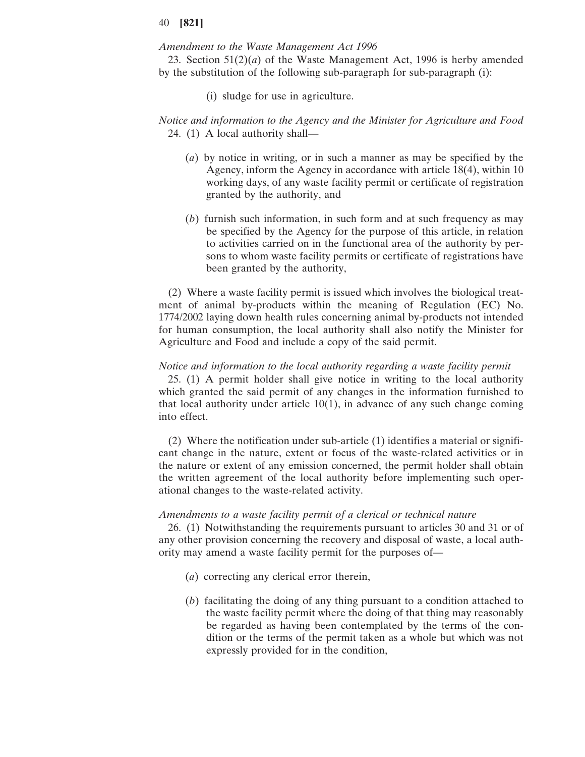*Amendment to the Waste Management Act 1996*

23. Section 51(2)(*a*) of the Waste Management Act, 1996 is herby amended by the substitution of the following sub-paragraph for sub-paragraph (i):

(i) sludge for use in agriculture.

*Notice and information to the Agency and the Minister for Agriculture and Food*

24. (1) A local authority shall—

(*a*) by notice in writing, or in such a manner as may be specified by the Agency, inform the Agency in accordance with article 18(4), within 10 working days, of any waste facility permit or certificate of registration granted by the authority, and

(*b*) furnish such information, in such form and at such frequency as may be specified by the Agency for the purpose of this article, in relation to activities carried on in the functional area of the authority by persons to whom waste facility permits or certificate of registrations have been granted by the authority,

(2) Where a waste facility permit is issued which involves the biological treatment of animal by-products within the meaning of Regulation (EC) No. 1774/2002 laying down health rules concerning animal by-products not intended for human consumption, the local authority shall also notify the Minister for Agriculture and Food and include a copy of the said permit.

*Notice and information to the local authority regarding a waste facility permit*

25. (1) A permit holder shall give notice in writing to the local authority which granted the said permit of any changes in the information furnished to that local authority under article 10(1), in advance of any such change coming into effect.

(2) Where the notification under sub-article (1) identifies a material or significant change in the nature, extent or focus of the waste-related activities or in the nature or extent of any emission concerned, the permit holder shall obtain the written agreement of the local authority before implementing such operational changes to the waste-related activity.

*Amendments to a waste facility permit of a clerical or technical nature*

26. (1) Notwithstanding the requirements pursuant to articles 30 and 31 or of any other provision concerning the recovery and disposal of waste, a local authority may amend a waste facility permit for the purposes of—

(*a*) correcting any clerical error therein,

(*b*) facilitating the doing of any thing pursuant to a condition attached to the waste facility permit where the doing of that thing may reasonably be regarded as having been contemplated by the terms of the condition or the terms of the permit taken as a whole but which was not expressly provided for in the condition,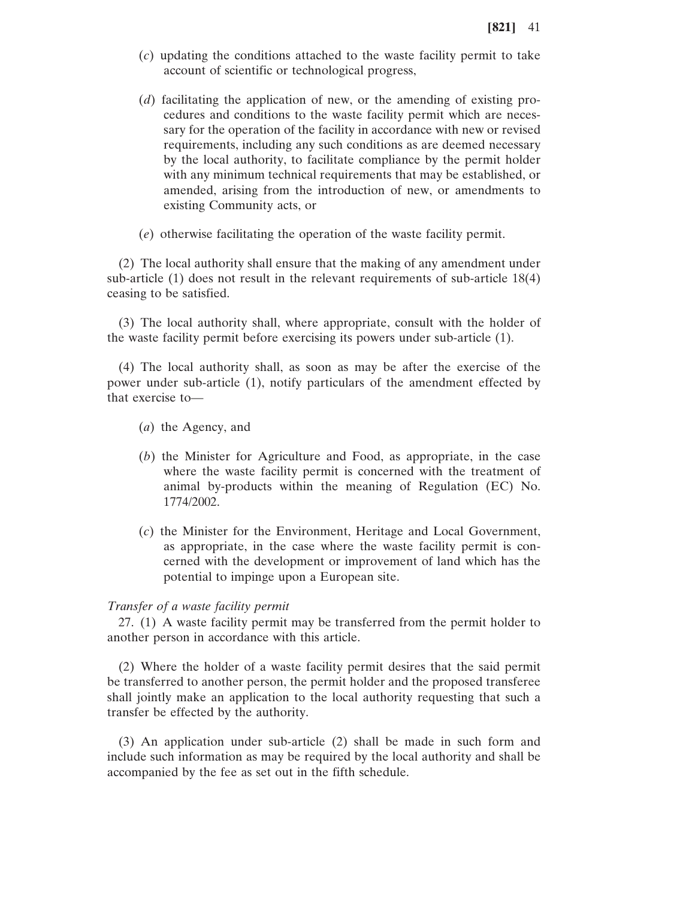(*c*) updating the conditions attached to the waste facility permit to take account of scientific or technological progress,

(*d*) facilitating the application of new, or the amending of existing procedures and conditions to the waste facility permit which are necessary for the operation of the facility in accordance with new or revised requirements, including any such conditions as are deemed necessary by the local authority, to facilitate compliance by the permit holder with any minimum technical requirements that may be established, or amended, arising from the introduction of new, or amendments to existing Community acts, or

(*e*) otherwise facilitating the operation of the waste facility permit.

(2) The local authority shall ensure that the making of any amendment under sub-article (1) does not result in the relevant requirements of sub-article 18(4) ceasing to be satisfied.

(3) The local authority shall, where appropriate, consult with the holder of the waste facility permit before exercising its powers under sub-article (1).

(4) The local authority shall, as soon as may be after the exercise of the power under sub-article (1), notify particulars of the amendment effected by that exercise to—

(*a*) the Agency, and

(*b*) the Minister for Agriculture and Food, as appropriate, in the case where the waste facility permit is concerned with the treatment of animal by-products within the meaning of Regulation (EC) No. 1774/2002.

(*c*) the Minister for the Environment, Heritage and Local Government, as appropriate, in the case where the waste facility permit is concerned with the development or improvement of land which has the potential to impinge upon a European site.

*Transfer of a waste facility permit*

27. (1) A waste facility permit may be transferred from the permit holder to another person in accordance with this article.

(2) Where the holder of a waste facility permit desires that the said permit be transferred to another person, the permit holder and the proposed transferee shall jointly make an application to the local authority requesting that such a transfer be effected by the authority.

(3) An application under sub-article (2) shall be made in such form and include such information as may be required by the local authority and shall be accompanied by the fee as set out in the fifth schedule.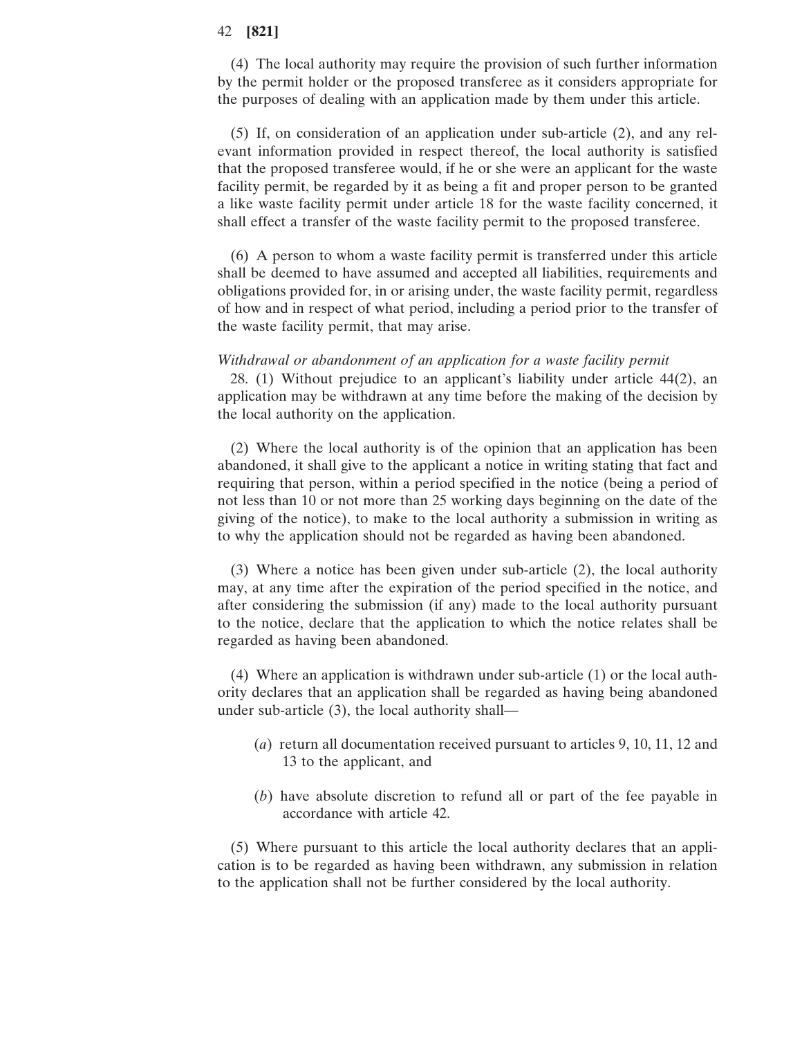(4) The local authority may require the provision of such further information by the permit holder or the proposed transferee as it considers appropriate for the purposes of dealing with an application made by them under this article.

(5) If, on consideration of an application under sub-article (2), and any relevant information provided in respect thereof, the local authority is satisfied that the proposed transferee would, if he or she were an applicant for the waste facility permit, be regarded by it as being a fit and proper person to be granted a like waste facility permit under article 18 for the waste facility concerned, it shall effect a transfer of the waste facility permit to the proposed transferee.

(6) A person to whom a waste facility permit is transferred under this article shall be deemed to have assumed and accepted all liabilities, requirements and obligations provided for, in or arising under, the waste facility permit, regardless of how and in respect of what period, including a period prior to the transfer of the waste facility permit, that may arise.

*Withdrawal or abandonment of an application for a waste facility permit*

28. (1) Without prejudice to an applicant's liability under article 44(2), an application may be withdrawn at any time before the making of the decision by the local authority on the application.

(2) Where the local authority is of the opinion that an application has been abandoned, it shall give to the applicant a notice in writing stating that fact and requiring that person, within a period specified in the notice (being a period of not less than 10 or not more than 25 working days beginning on the date of the giving of the notice), to make to the local authority a submission in writing as to why the application should not be regarded as having been abandoned.

(3) Where a notice has been given under sub-article (2), the local authority may, at any time after the expiration of the period specified in the notice, and after considering the submission (if any) made to the local authority pursuant to the notice, declare that the application to which the notice relates shall be regarded as having been abandoned.

(4) Where an application is withdrawn under sub-article (1) or the local authority declares that an application shall be regarded as having being abandoned under sub-article (3), the local authority shall—

(*a*) return all documentation received pursuant to articles 9, 10, 11, 12 and 13 to the applicant, and

(*b*) have absolute discretion to refund all or part of the fee payable in accordance with article 42.

(5) Where pursuant to this article the local authority declares that an application is to be regarded as having been withdrawn, any submission in relation to the application shall not be further considered by the local authority.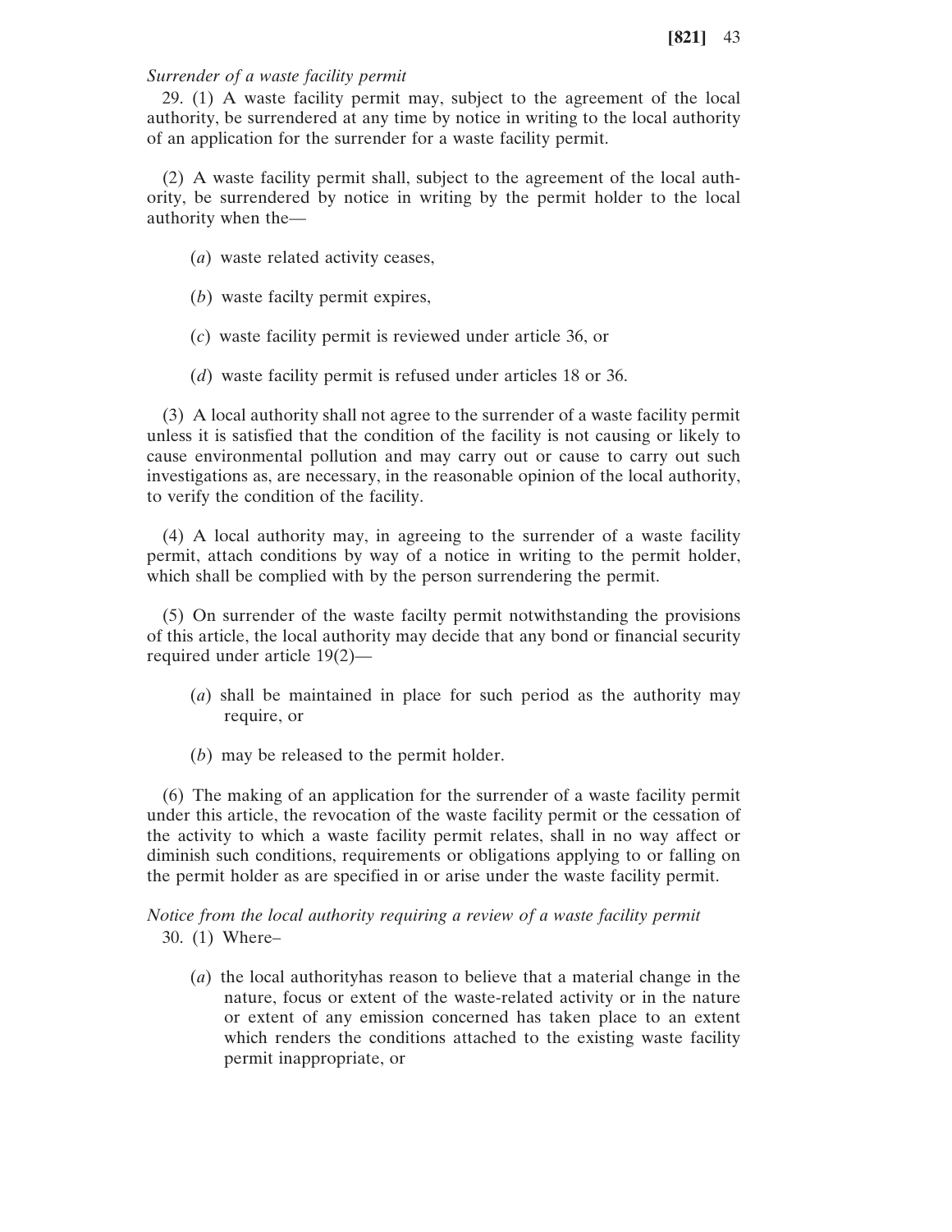*Surrender of a waste facility permit*

29. (1) A waste facility permit may, subject to the agreement of the local authority, be surrendered at any time by notice in writing to the local authority of an application for the surrender for a waste facility permit.

(2) A waste facility permit shall, subject to the agreement of the local authority, be surrendered by notice in writing by the permit holder to the local authority when the—

(*a*) waste related activity ceases,

(*b*) waste facilty permit expires,

(*c*) waste facility permit is reviewed under article 36, or

(*d*) waste facility permit is refused under articles 18 or 36.

(3) A local authority shall not agree to the surrender of a waste facility permit unless it is satisfied that the condition of the facility is not causing or likely to cause environmental pollution and may carry out or cause to carry out such investigations as, are necessary, in the reasonable opinion of the local authority, to verify the condition of the facility.

(4) A local authority may, in agreeing to the surrender of a waste facility permit, attach conditions by way of a notice in writing to the permit holder, which shall be complied with by the person surrendering the permit.

(5) On surrender of the waste facilty permit notwithstanding the provisions of this article, the local authority may decide that any bond or financial security required under article 19(2)—

(*a*) shall be maintained in place for such period as the authority may require, or

(*b*) may be released to the permit holder.

(6) The making of an application for the surrender of a waste facility permit under this article, the revocation of the waste facility permit or the cessation of the activity to which a waste facility permit relates, shall in no way affect or diminish such conditions, requirements or obligations applying to or falling on the permit holder as are specified in or arise under the waste facility permit.

*Notice from the local authority requiring a review of a waste facility permit*

30. (1) Where–

(*a*) the local authorityhas reason to believe that a material change in the nature, focus or extent of the waste-related activity or in the nature or extent of any emission concerned has taken place to an extent which renders the conditions attached to the existing waste facility permit inappropriate, or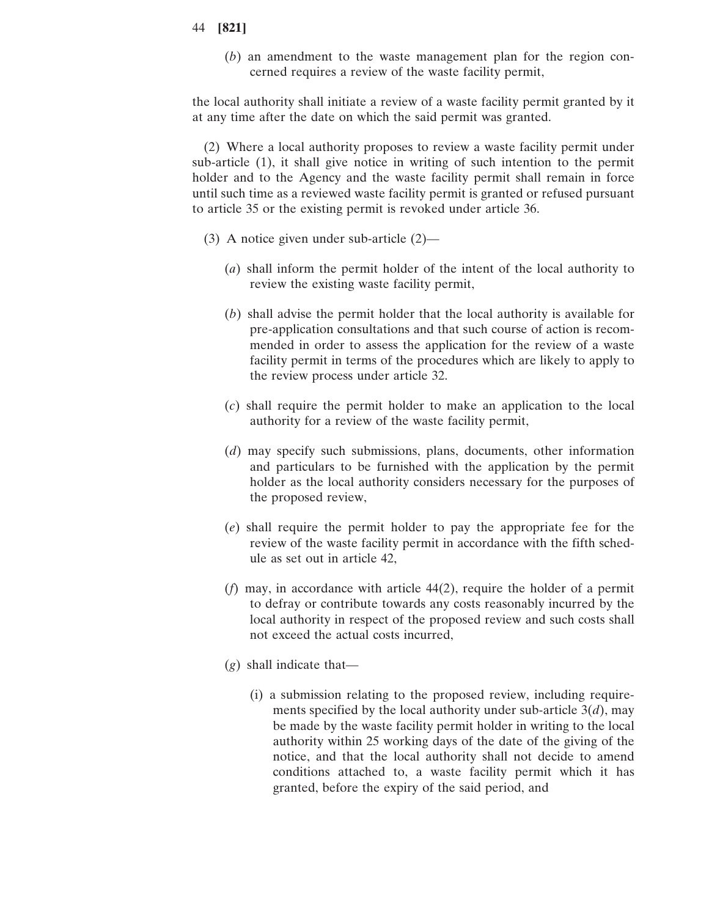(*b*) an amendment to the waste management plan for the region concerned requires a review of the waste facility permit,

the local authority shall initiate a review of a waste facility permit granted by it at any time after the date on which the said permit was granted.

(2) Where a local authority proposes to review a waste facility permit under sub-article (1), it shall give notice in writing of such intention to the permit holder and to the Agency and the waste facility permit shall remain in force until such time as a reviewed waste facility permit is granted or refused pursuant to article 35 or the existing permit is revoked under article 36.

(3) A notice given under sub-article (2)—

(*a*) shall inform the permit holder of the intent of the local authority to review the existing waste facility permit,

(*b*) shall advise the permit holder that the local authority is available for pre-application consultations and that such course of action is recommended in order to assess the application for the review of a waste facility permit in terms of the procedures which are likely to apply to the review process under article 32.

(*c*) shall require the permit holder to make an application to the local authority for a review of the waste facility permit,

(*d*) may specify such submissions, plans, documents, other information and particulars to be furnished with the application by the permit holder as the local authority considers necessary for the purposes of the proposed review,

(*e*) shall require the permit holder to pay the appropriate fee for the review of the waste facility permit in accordance with the fifth schedule as set out in article 42,

(*f*) may, in accordance with article 44(2), require the holder of a permit to defray or contribute towards any costs reasonably incurred by the local authority in respect of the proposed review and such costs shall not exceed the actual costs incurred,

(*g*) shall indicate that—

(i) a submission relating to the proposed review, including requirements specified by the local authority under sub-article 3(*d*), may be made by the waste facility permit holder in writing to the local authority within 25 working days of the date of the giving of the notice, and that the local authority shall not decide to amend conditions attached to, a waste facility permit which it has granted, before the expiry of the said period, and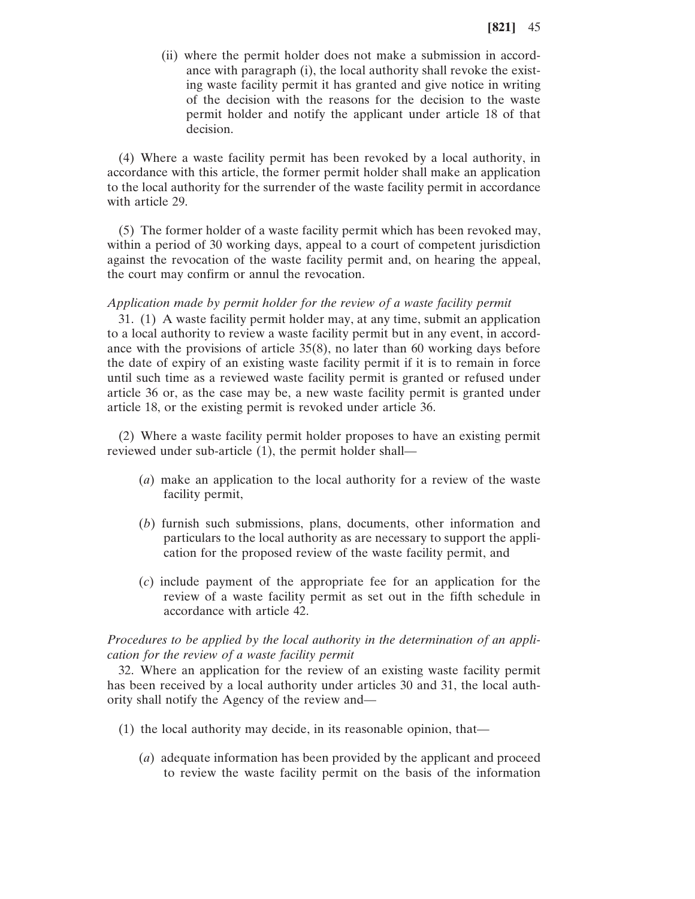(ii) where the permit holder does not make a submission in accordance with paragraph (i), the local authority shall revoke the existing waste facility permit it has granted and give notice in writing of the decision with the reasons for the decision to the waste permit holder and notify the applicant under article 18 of that decision.

(4) Where a waste facility permit has been revoked by a local authority, in accordance with this article, the former permit holder shall make an application to the local authority for the surrender of the waste facility permit in accordance with article 29.

(5) The former holder of a waste facility permit which has been revoked may, within a period of 30 working days, appeal to a court of competent jurisdiction against the revocation of the waste facility permit and, on hearing the appeal, the court may confirm or annul the revocation.

*Application made by permit holder for the review of a waste facility permit*

31. (1) A waste facility permit holder may, at any time, submit an application to a local authority to review a waste facility permit but in any event, in accordance with the provisions of article 35(8), no later than 60 working days before the date of expiry of an existing waste facility permit if it is to remain in force until such time as a reviewed waste facility permit is granted or refused under article 36 or, as the case may be, a new waste facility permit is granted under article 18, or the existing permit is revoked under article 36.

(2) Where a waste facility permit holder proposes to have an existing permit reviewed under sub-article (1), the permit holder shall—

(*a*) make an application to the local authority for a review of the waste facility permit,

(*b*) furnish such submissions, plans, documents, other information and particulars to the local authority as are necessary to support the application for the proposed review of the waste facility permit, and

(*c*) include payment of the appropriate fee for an application for the review of a waste facility permit as set out in the fifth schedule in accordance with article 42.

*Procedures to be applied by the local authority in the determination of an application for the review of a waste facility permit*

32. Where an application for the review of an existing waste facility permit has been received by a local authority under articles 30 and 31, the local authority shall notify the Agency of the review and—

(1) the local authority may decide, in its reasonable opinion, that—

(*a*) adequate information has been provided by the applicant and proceed to review the waste facility permit on the basis of the information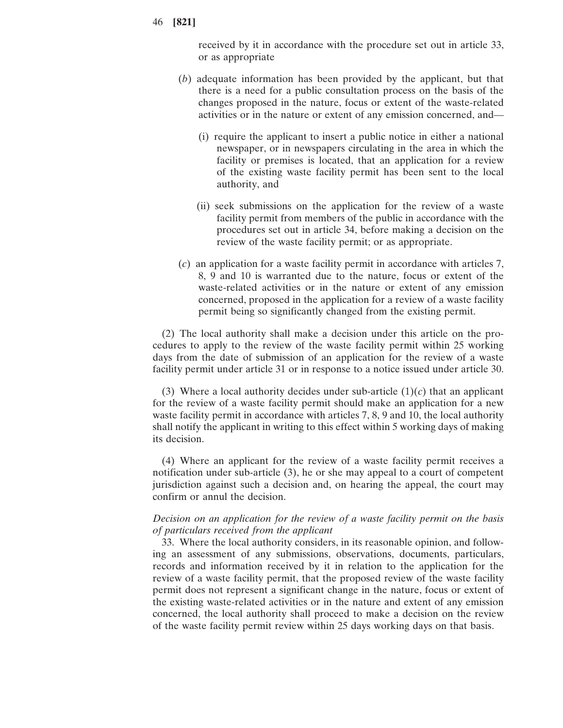received by it in accordance with the procedure set out in article 33, or as appropriate

(*b*) adequate information has been provided by the applicant, but that there is a need for a public consultation process on the basis of the changes proposed in the nature, focus or extent of the waste-related activities or in the nature or extent of any emission concerned, and—

(i) require the applicant to insert a public notice in either a national newspaper, or in newspapers circulating in the area in which the facility or premises is located, that an application for a review of the existing waste facility permit has been sent to the local authority, and

(ii) seek submissions on the application for the review of a waste facility permit from members of the public in accordance with the procedures set out in article 34, before making a decision on the review of the waste facility permit; or as appropriate.

(*c*) an application for a waste facility permit in accordance with articles 7, 8, 9 and 10 is warranted due to the nature, focus or extent of the waste-related activities or in the nature or extent of any emission concerned, proposed in the application for a review of a waste facility permit being so significantly changed from the existing permit.

(2) The local authority shall make a decision under this article on the procedures to apply to the review of the waste facility permit within 25 working days from the date of submission of an application for the review of a waste facility permit under article 31 or in response to a notice issued under article 30.

(3) Where a local authority decides under sub-article (1)(*c*) that an applicant for the review of a waste facility permit should make an application for a new waste facility permit in accordance with articles 7, 8, 9 and 10, the local authority shall notify the applicant in writing to this effect within 5 working days of making its decision.

(4) Where an applicant for the review of a waste facility permit receives a notification under sub-article (3), he or she may appeal to a court of competent jurisdiction against such a decision and, on hearing the appeal, the court may confirm or annul the decision.

*Decision on an application for the review of a waste facility permit on the basis of particulars received from the applicant*

33. Where the local authority considers, in its reasonable opinion, and following an assessment of any submissions, observations, documents, particulars, records and information received by it in relation to the application for the review of a waste facility permit, that the proposed review of the waste facility permit does not represent a significant change in the nature, focus or extent of the existing waste-related activities or in the nature and extent of any emission concerned, the local authority shall proceed to make a decision on the review of the waste facility permit review within 25 days working days on that basis.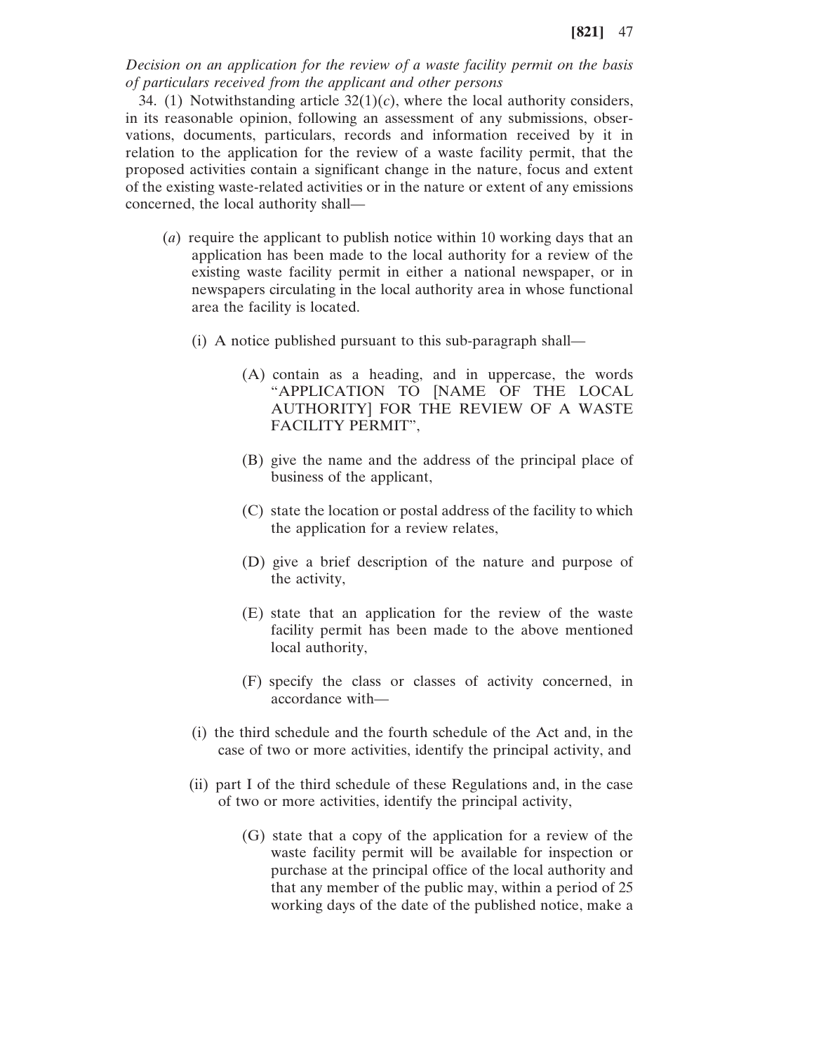*Decision on an application for the review of a waste facility permit on the basis of particulars received from the applicant and other persons*

34. (1) Notwithstanding article 32(1)(*c*), where the local authority considers, in its reasonable opinion, following an assessment of any submissions, observations, documents, particulars, records and information received by it in relation to the application for the review of a waste facility permit, that the proposed activities contain a significant change in the nature, focus and extent of the existing waste-related activities or in the nature or extent of any emissions concerned, the local authority shall—

(*a*) require the applicant to publish notice within 10 working days that an application has been made to the local authority for a review of the existing waste facility permit in either a national newspaper, or in newspapers circulating in the local authority area in whose functional area the facility is located.

(i) A notice published pursuant to this sub-paragraph shall—

(A) contain as a heading, and in uppercase, the words "APPLICATION TO [NAME OF THE LOCAL AUTHORITY] FOR THE REVIEW OF A WASTE FACILITY PERMIT",

(B) give the name and the address of the principal place of business of the applicant,

(C) state the location or postal address of the facility to which the application for a review relates,

(D) give a brief description of the nature and purpose of the activity,

(E) state that an application for the review of the waste facility permit has been made to the above mentioned local authority,

(F) specify the class or classes of activity concerned, in accordance with—

(i) the third schedule and the fourth schedule of the Act and, in the case of two or more activities, identify the principal activity, and

(ii) part I of the third schedule of these Regulations and, in the case of two or more activities, identify the principal activity,

(G) state that a copy of the application for a review of the waste facility permit will be available for inspection or purchase at the principal office of the local authority and that any member of the public may, within a period of 25 working days of the date of the published notice, make a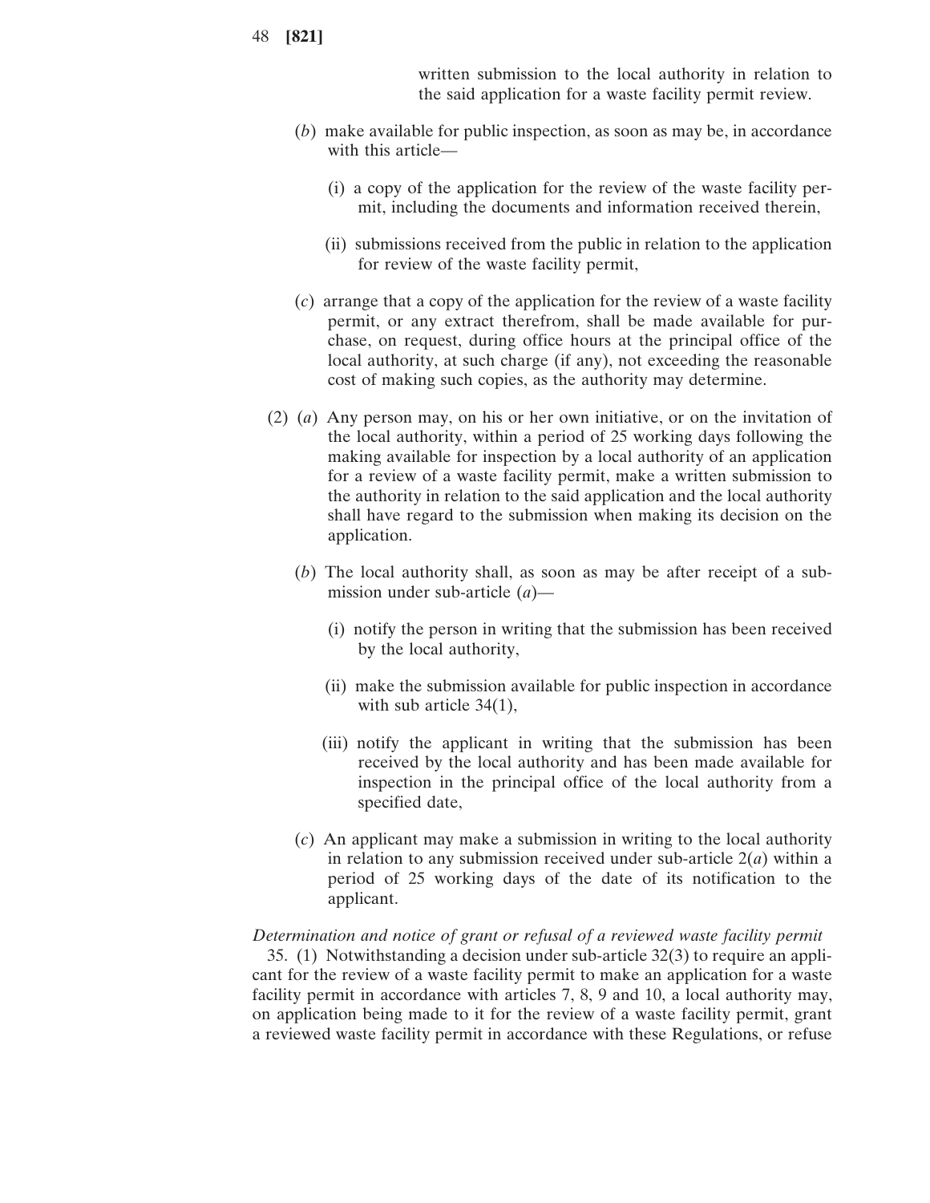written submission to the local authority in relation to the said application for a waste facility permit review.

(*b*) make available for public inspection, as soon as may be, in accordance with this article—

(i) a copy of the application for the review of the waste facility permit, including the documents and information received therein,

(ii) submissions received from the public in relation to the application for review of the waste facility permit,

(*c*) arrange that a copy of the application for the review of a waste facility permit, or any extract therefrom, shall be made available for purchase, on request, during office hours at the principal office of the local authority, at such charge (if any), not exceeding the reasonable cost of making such copies, as the authority may determine.

(2) (*a*) Any person may, on his or her own initiative, or on the invitation of the local authority, within a period of 25 working days following the making available for inspection by a local authority of an application for a review of a waste facility permit, make a written submission to the authority in relation to the said application and the local authority shall have regard to the submission when making its decision on the application.

(*b*) The local authority shall, as soon as may be after receipt of a submission under sub-article (*a*)—

(i) notify the person in writing that the submission has been received by the local authority,

(ii) make the submission available for public inspection in accordance with sub article 34(1),

(iii) notify the applicant in writing that the submission has been received by the local authority and has been made available for inspection in the principal office of the local authority from a specified date,

(*c*) An applicant may make a submission in writing to the local authority in relation to any submission received under sub-article 2(*a*) within a period of 25 working days of the date of its notification to the applicant.

*Determination and notice of grant or refusal of a reviewed waste facility permit*

35. (1) Notwithstanding a decision under sub-article 32(3) to require an applicant for the review of a waste facility permit to make an application for a waste facility permit in accordance with articles 7, 8, 9 and 10, a local authority may, on application being made to it for the review of a waste facility permit, grant a reviewed waste facility permit in accordance with these Regulations, or refuse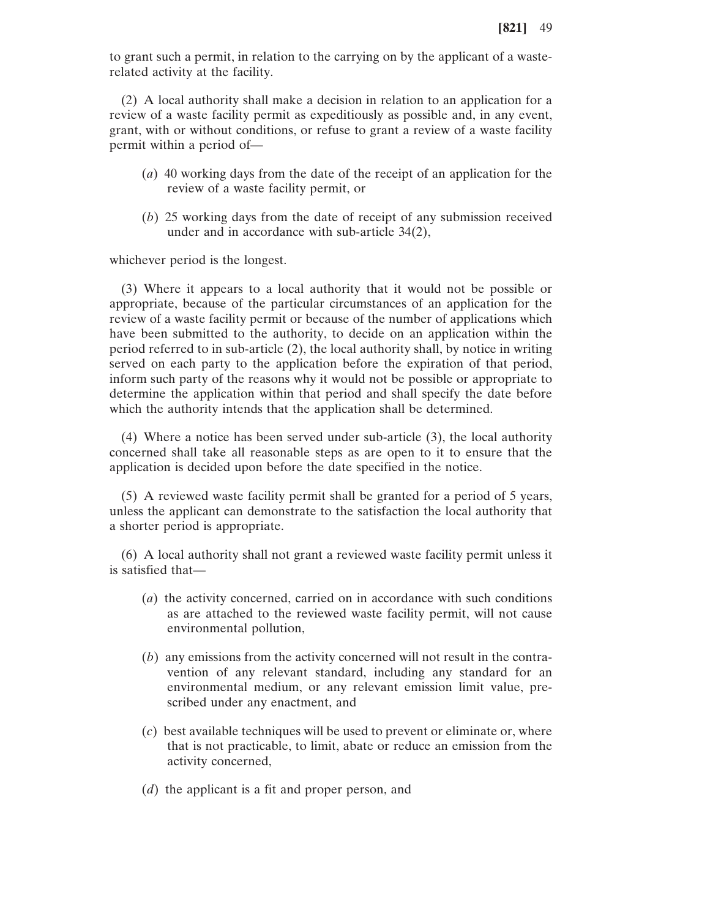to grant such a permit, in relation to the carrying on by the applicant of a waste-related activity at the facility.

(2) A local authority shall make a decision in relation to an application for a review of a waste facility permit as expeditiously as possible and, in any event, grant, with or without conditions, or refuse to grant a review of a waste facility permit within a period of—

(*a*) 40 working days from the date of the receipt of an application for the review of a waste facility permit, or

(*b*) 25 working days from the date of receipt of any submission received under and in accordance with sub-article 34(2),

whichever period is the longest.

(3) Where it appears to a local authority that it would not be possible or appropriate, because of the particular circumstances of an application for the review of a waste facility permit or because of the number of applications which have been submitted to the authority, to decide on an application within the period referred to in sub-article (2), the local authority shall, by notice in writing served on each party to the application before the expiration of that period, inform such party of the reasons why it would not be possible or appropriate to determine the application within that period and shall specify the date before which the authority intends that the application shall be determined.

(4) Where a notice has been served under sub-article (3), the local authority concerned shall take all reasonable steps as are open to it to ensure that the application is decided upon before the date specified in the notice.

(5) A reviewed waste facility permit shall be granted for a period of 5 years, unless the applicant can demonstrate to the satisfaction the local authority that a shorter period is appropriate.

(6) A local authority shall not grant a reviewed waste facility permit unless it is satisfied that—

(*a*) the activity concerned, carried on in accordance with such conditions as are attached to the reviewed waste facility permit, will not cause environmental pollution,

(*b*) any emissions from the activity concerned will not result in the contravention of any relevant standard, including any standard for an environmental medium, or any relevant emission limit value, prescribed under any enactment, and

(*c*) best available techniques will be used to prevent or eliminate or, where that is not practicable, to limit, abate or reduce an emission from the activity concerned,

(*d*) the applicant is a fit and proper person, and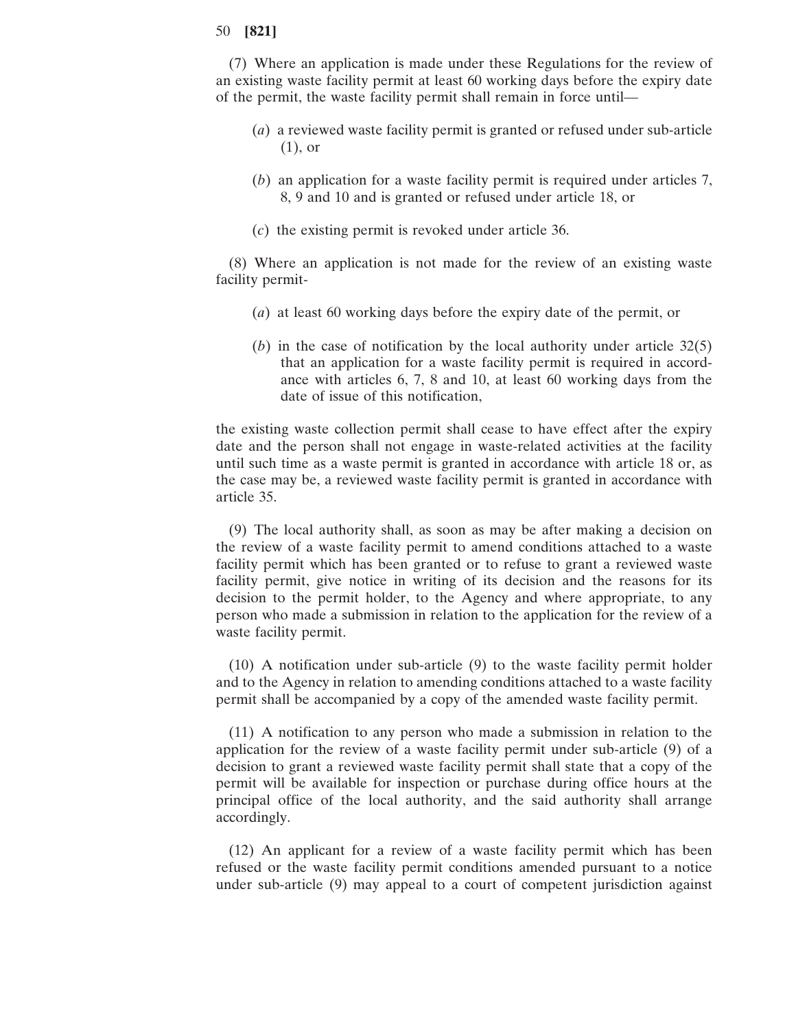(7) Where an application is made under these Regulations for the review of an existing waste facility permit at least 60 working days before the expiry date of the permit, the waste facility permit shall remain in force until—

(*a*) a reviewed waste facility permit is granted or refused under sub-article (1), or

(*b*) an application for a waste facility permit is required under articles 7, 8, 9 and 10 and is granted or refused under article 18, or

(*c*) the existing permit is revoked under article 36.

(8) Where an application is not made for the review of an existing waste facility permit-

(*a*) at least 60 working days before the expiry date of the permit, or

(*b*) in the case of notification by the local authority under article 32(5) that an application for a waste facility permit is required in accordance with articles 6, 7, 8 and 10, at least 60 working days from the date of issue of this notification,

the existing waste collection permit shall cease to have effect after the expiry date and the person shall not engage in waste-related activities at the facility until such time as a waste permit is granted in accordance with article 18 or, as the case may be, a reviewed waste facility permit is granted in accordance with article 35.

(9) The local authority shall, as soon as may be after making a decision on the review of a waste facility permit to amend conditions attached to a waste facility permit which has been granted or to refuse to grant a reviewed waste facility permit, give notice in writing of its decision and the reasons for its decision to the permit holder, to the Agency and where appropriate, to any person who made a submission in relation to the application for the review of a waste facility permit.

(10) A notification under sub-article (9) to the waste facility permit holder and to the Agency in relation to amending conditions attached to a waste facility permit shall be accompanied by a copy of the amended waste facility permit.

(11) A notification to any person who made a submission in relation to the application for the review of a waste facility permit under sub-article (9) of a decision to grant a reviewed waste facility permit shall state that a copy of the permit will be available for inspection or purchase during office hours at the principal office of the local authority, and the said authority shall arrange accordingly.

(12) An applicant for a review of a waste facility permit which has been refused or the waste facility permit conditions amended pursuant to a notice under sub-article (9) may appeal to a court of competent jurisdiction against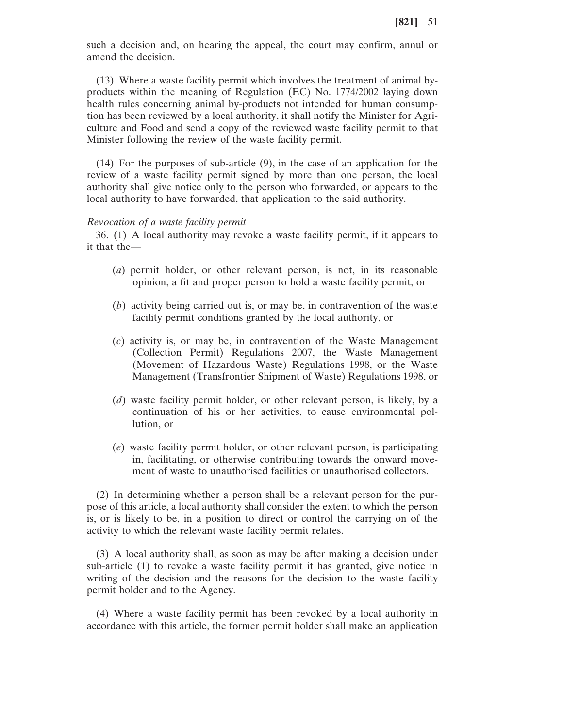such a decision and, on hearing the appeal, the court may confirm, annul or amend the decision.

(13) Where a waste facility permit which involves the treatment of animal by-products within the meaning of Regulation (EC) No. 1774/2002 laying down health rules concerning animal by-products not intended for human consumption has been reviewed by a local authority, it shall notify the Minister for Agriculture and Food and send a copy of the reviewed waste facility permit to that Minister following the review of the waste facility permit.

(14) For the purposes of sub-article (9), in the case of an application for the review of a waste facility permit signed by more than one person, the local authority shall give notice only to the person who forwarded, or appears to the local authority to have forwarded, that application to the said authority.

*Revocation of a waste facility permit*

36. (1) A local authority may revoke a waste facility permit, if it appears to it that the—

(*a*) permit holder, or other relevant person, is not, in its reasonable opinion, a fit and proper person to hold a waste facility permit, or

(*b*) activity being carried out is, or may be, in contravention of the waste facility permit conditions granted by the local authority, or

(*c*) activity is, or may be, in contravention of the Waste Management (Collection Permit) Regulations 2007, the Waste Management (Movement of Hazardous Waste) Regulations 1998, or the Waste Management (Transfrontier Shipment of Waste) Regulations 1998, or

(*d*) waste facility permit holder, or other relevant person, is likely, by a continuation of his or her activities, to cause environmental pollution, or

(*e*) waste facility permit holder, or other relevant person, is participating in, facilitating, or otherwise contributing towards the onward movement of waste to unauthorised facilities or unauthorised collectors.

(2) In determining whether a person shall be a relevant person for the purpose of this article, a local authority shall consider the extent to which the person is, or is likely to be, in a position to direct or control the carrying on of the activity to which the relevant waste facility permit relates.

(3) A local authority shall, as soon as may be after making a decision under sub-article (1) to revoke a waste facility permit it has granted, give notice in writing of the decision and the reasons for the decision to the waste facility permit holder and to the Agency.

(4) Where a waste facility permit has been revoked by a local authority in accordance with this article, the former permit holder shall make an application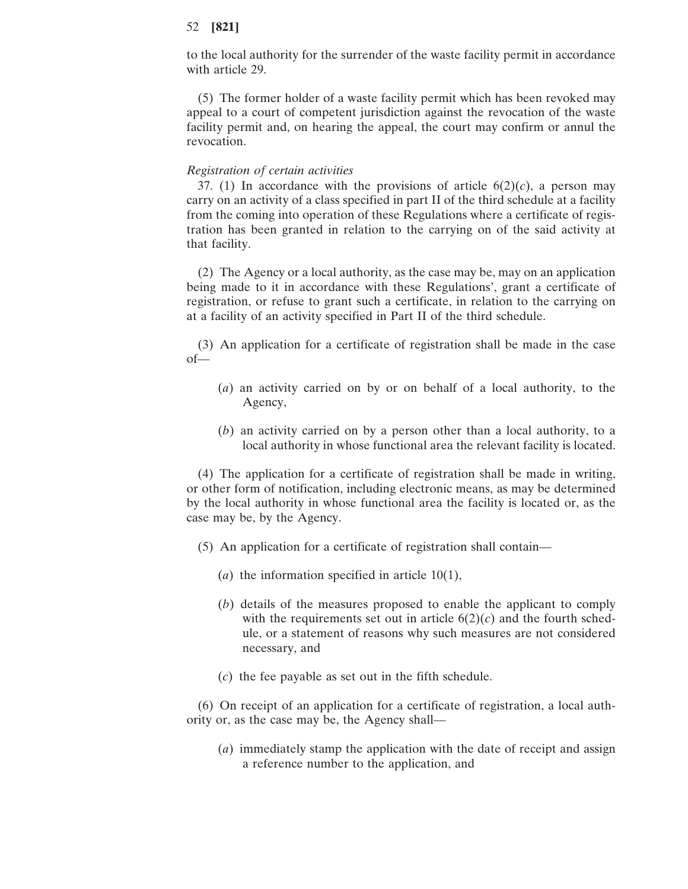to the local authority for the surrender of the waste facility permit in accordance with article 29.

(5) The former holder of a waste facility permit which has been revoked may appeal to a court of competent jurisdiction against the revocation of the waste facility permit and, on hearing the appeal, the court may confirm or annul the revocation.

*Registration of certain activities*

37. (1) In accordance with the provisions of article 6(2)(*c*), a person may carry on an activity of a class specified in part II of the third schedule at a facility from the coming into operation of these Regulations where a certificate of registration has been granted in relation to the carrying on of the said activity at that facility.

(2) The Agency or a local authority, as the case may be, may on an application being made to it in accordance with these Regulations', grant a certificate of registration, or refuse to grant such a certificate, in relation to the carrying on at a facility of an activity specified in Part II of the third schedule.

(3) An application for a certificate of registration shall be made in the case of—

(*a*) an activity carried on by or on behalf of a local authority, to the Agency,

(*b*) an activity carried on by a person other than a local authority, to a local authority in whose functional area the relevant facility is located.

(4) The application for a certificate of registration shall be made in writing, or other form of notification, including electronic means, as may be determined by the local authority in whose functional area the facility is located or, as the case may be, by the Agency.

(5) An application for a certificate of registration shall contain—

(*a*) the information specified in article 10(1),

(*b*) details of the measures proposed to enable the applicant to comply with the requirements set out in article 6(2)(*c*) and the fourth schedule, or a statement of reasons why such measures are not considered necessary, and

(*c*) the fee payable as set out in the fifth schedule.

(6) On receipt of an application for a certificate of registration, a local authority or, as the case may be, the Agency shall—

(*a*) immediately stamp the application with the date of receipt and assign a reference number to the application, and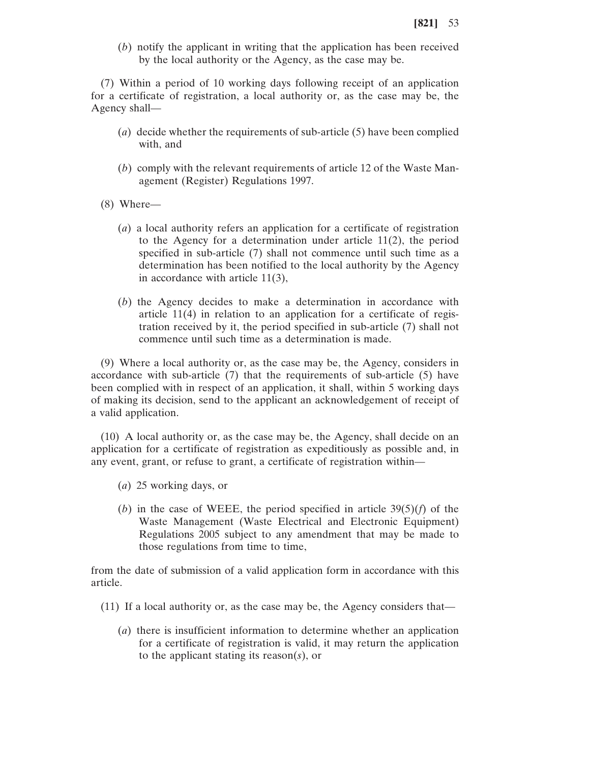(*b*) notify the applicant in writing that the application has been received by the local authority or the Agency, as the case may be.

(7) Within a period of 10 working days following receipt of an application for a certificate of registration, a local authority or, as the case may be, the Agency shall—

(*a*) decide whether the requirements of sub-article (5) have been complied with, and

(*b*) comply with the relevant requirements of article 12 of the Waste Management (Register) Regulations 1997.

(8) Where—

(*a*) a local authority refers an application for a certificate of registration to the Agency for a determination under article 11(2), the period specified in sub-article (7) shall not commence until such time as a determination has been notified to the local authority by the Agency in accordance with article 11(3),

(*b*) the Agency decides to make a determination in accordance with article 11(4) in relation to an application for a certificate of registration received by it, the period specified in sub-article (7) shall not commence until such time as a determination is made.

(9) Where a local authority or, as the case may be, the Agency, considers in accordance with sub-article (7) that the requirements of sub-article (5) have been complied with in respect of an application, it shall, within 5 working days of making its decision, send to the applicant an acknowledgement of receipt of a valid application.

(10) A local authority or, as the case may be, the Agency, shall decide on an application for a certificate of registration as expeditiously as possible and, in any event, grant, or refuse to grant, a certificate of registration within—

(*a*) 25 working days, or

(*b*) in the case of WEEE, the period specified in article 39(5)(*f*) of the Waste Management (Waste Electrical and Electronic Equipment) Regulations 2005 subject to any amendment that may be made to those regulations from time to time,

from the date of submission of a valid application form in accordance with this article.

(11) If a local authority or, as the case may be, the Agency considers that—

(*a*) there is insufficient information to determine whether an application for a certificate of registration is valid, it may return the application to the applicant stating its reason(*s*), or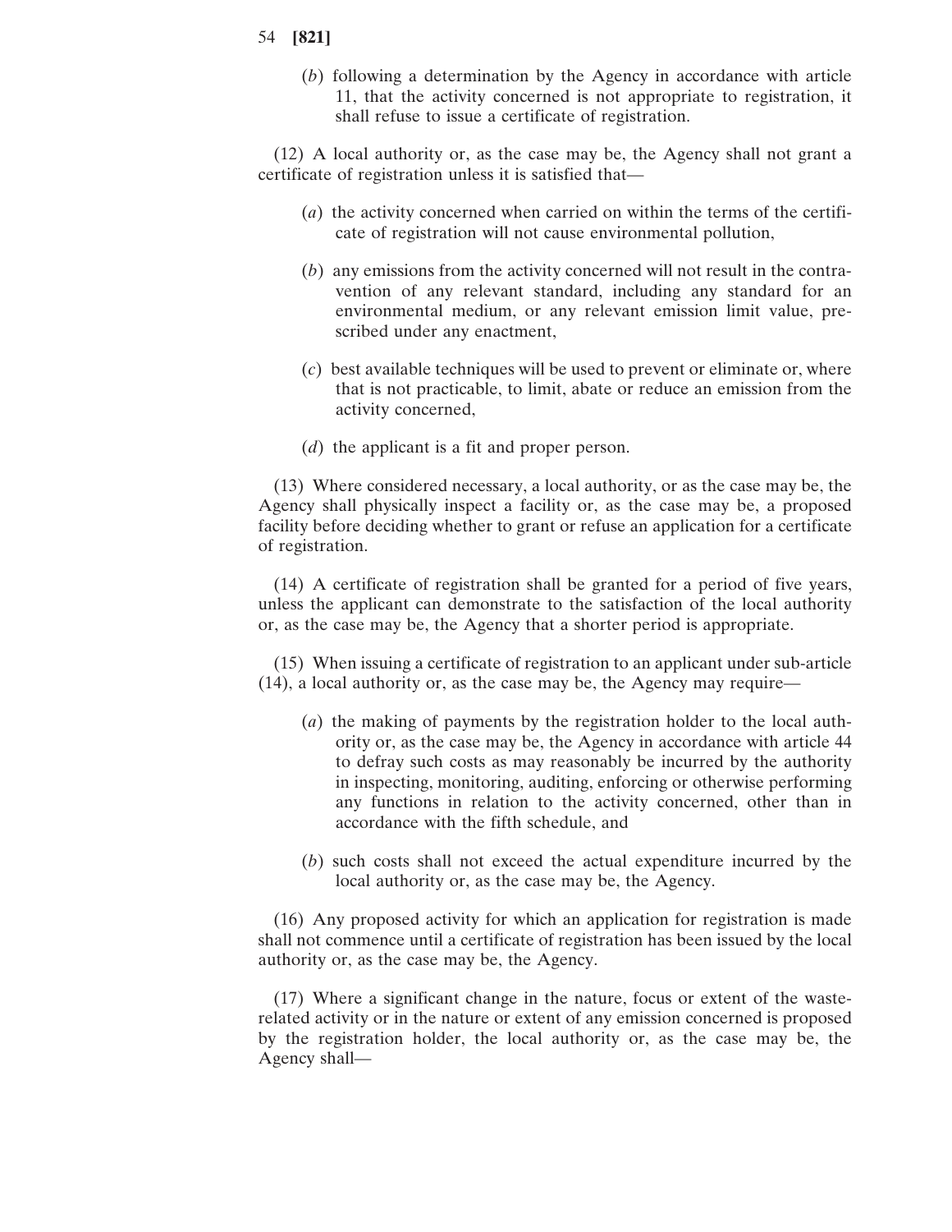(*b*) following a determination by the Agency in accordance with article 11, that the activity concerned is not appropriate to registration, it shall refuse to issue a certificate of registration.

(12) A local authority or, as the case may be, the Agency shall not grant a certificate of registration unless it is satisfied that—

(*a*) the activity concerned when carried on within the terms of the certificate of registration will not cause environmental pollution,

(*b*) any emissions from the activity concerned will not result in the contravention of any relevant standard, including any standard for an environmental medium, or any relevant emission limit value, prescribed under any enactment,

(*c*) best available techniques will be used to prevent or eliminate or, where that is not practicable, to limit, abate or reduce an emission from the activity concerned,

(*d*) the applicant is a fit and proper person.

(13) Where considered necessary, a local authority, or as the case may be, the Agency shall physically inspect a facility or, as the case may be, a proposed facility before deciding whether to grant or refuse an application for a certificate of registration.

(14) A certificate of registration shall be granted for a period of five years, unless the applicant can demonstrate to the satisfaction of the local authority or, as the case may be, the Agency that a shorter period is appropriate.

(15) When issuing a certificate of registration to an applicant under sub-article (14), a local authority or, as the case may be, the Agency may require—

(*a*) the making of payments by the registration holder to the local authority or, as the case may be, the Agency in accordance with article 44 to defray such costs as may reasonably be incurred by the authority in inspecting, monitoring, auditing, enforcing or otherwise performing any functions in relation to the activity concerned, other than in accordance with the fifth schedule, and

(*b*) such costs shall not exceed the actual expenditure incurred by the local authority or, as the case may be, the Agency.

(16) Any proposed activity for which an application for registration is made shall not commence until a certificate of registration has been issued by the local authority or, as the case may be, the Agency.

(17) Where a significant change in the nature, focus or extent of the waste-related activity or in the nature or extent of any emission concerned is proposed by the registration holder, the local authority or, as the case may be, the Agency shall—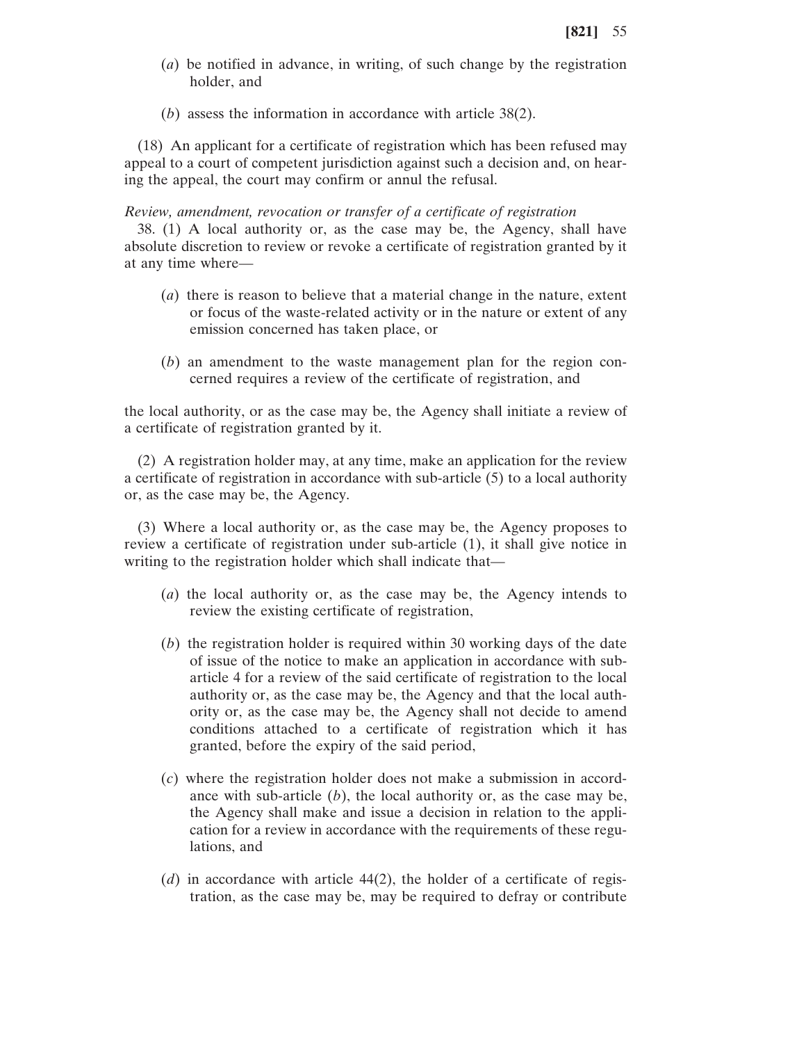(*a*) be notified in advance, in writing, of such change by the registration holder, and

(*b*) assess the information in accordance with article 38(2).

(18) An applicant for a certificate of registration which has been refused may appeal to a court of competent jurisdiction against such a decision and, on hearing the appeal, the court may confirm or annul the refusal.

*Review, amendment, revocation or transfer of a certificate of registration*

38. (1) A local authority or, as the case may be, the Agency, shall have absolute discretion to review or revoke a certificate of registration granted by it at any time where—

(*a*) there is reason to believe that a material change in the nature, extent or focus of the waste-related activity or in the nature or extent of any emission concerned has taken place, or

(*b*) an amendment to the waste management plan for the region concerned requires a review of the certificate of registration, and

the local authority, or as the case may be, the Agency shall initiate a review of a certificate of registration granted by it.

(2) A registration holder may, at any time, make an application for the review a certificate of registration in accordance with sub-article (5) to a local authority or, as the case may be, the Agency.

(3) Where a local authority or, as the case may be, the Agency proposes to review a certificate of registration under sub-article (1), it shall give notice in writing to the registration holder which shall indicate that—

(*a*) the local authority or, as the case may be, the Agency intends to review the existing certificate of registration,

(*b*) the registration holder is required within 30 working days of the date of issue of the notice to make an application in accordance with sub-article 4 for a review of the said certificate of registration to the local authority or, as the case may be, the Agency and that the local authority or, as the case may be, the Agency shall not decide to amend conditions attached to a certificate of registration which it has granted, before the expiry of the said period,

(*c*) where the registration holder does not make a submission in accordance with sub-article (*b*), the local authority or, as the case may be, the Agency shall make and issue a decision in relation to the application for a review in accordance with the requirements of these regulations, and

(*d*) in accordance with article 44(2), the holder of a certificate of registration, as the case may be, may be required to defray or contribute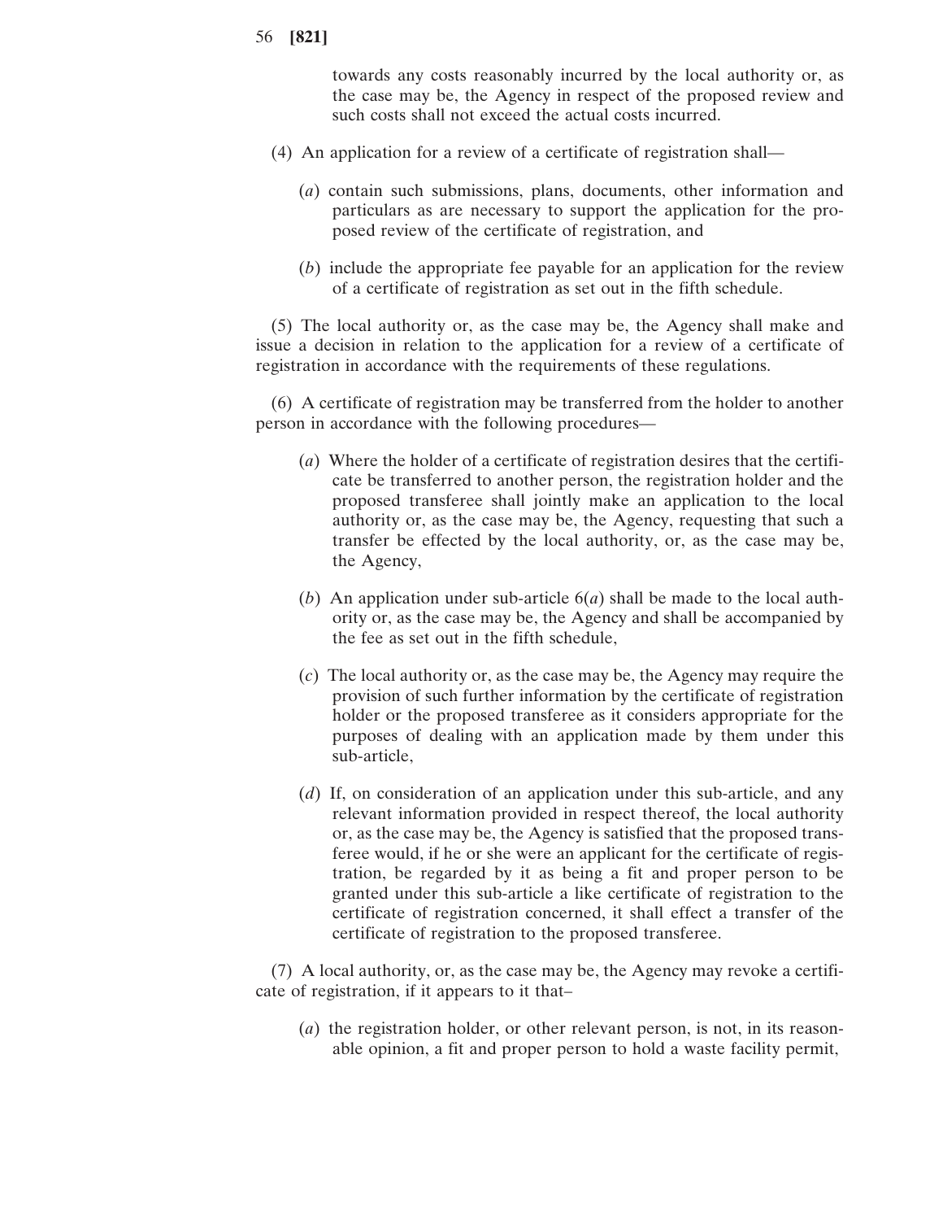towards any costs reasonably incurred by the local authority or, as the case may be, the Agency in respect of the proposed review and such costs shall not exceed the actual costs incurred.

(4) An application for a review of a certificate of registration shall—

(*a*) contain such submissions, plans, documents, other information and particulars as are necessary to support the application for the proposed review of the certificate of registration, and

(*b*) include the appropriate fee payable for an application for the review of a certificate of registration as set out in the fifth schedule.

(5) The local authority or, as the case may be, the Agency shall make and issue a decision in relation to the application for a review of a certificate of registration in accordance with the requirements of these regulations.

(6) A certificate of registration may be transferred from the holder to another person in accordance with the following procedures—

(*a*) Where the holder of a certificate of registration desires that the certificate be transferred to another person, the registration holder and the proposed transferee shall jointly make an application to the local authority or, as the case may be, the Agency, requesting that such a transfer be effected by the local authority, or, as the case may be, the Agency,

(*b*) An application under sub-article 6(*a*) shall be made to the local authority or, as the case may be, the Agency and shall be accompanied by the fee as set out in the fifth schedule,

(*c*) The local authority or, as the case may be, the Agency may require the provision of such further information by the certificate of registration holder or the proposed transferee as it considers appropriate for the purposes of dealing with an application made by them under this sub-article,

(*d*) If, on consideration of an application under this sub-article, and any relevant information provided in respect thereof, the local authority or, as the case may be, the Agency is satisfied that the proposed transferee would, if he or she were an applicant for the certificate of registration, be regarded by it as being a fit and proper person to be granted under this sub-article a like certificate of registration to the certificate of registration concerned, it shall effect a transfer of the certificate of registration to the proposed transferee.

(7) A local authority, or, as the case may be, the Agency may revoke a certificate of registration, if it appears to it that–

(*a*) the registration holder, or other relevant person, is not, in its reasonable opinion, a fit and proper person to hold a waste facility permit,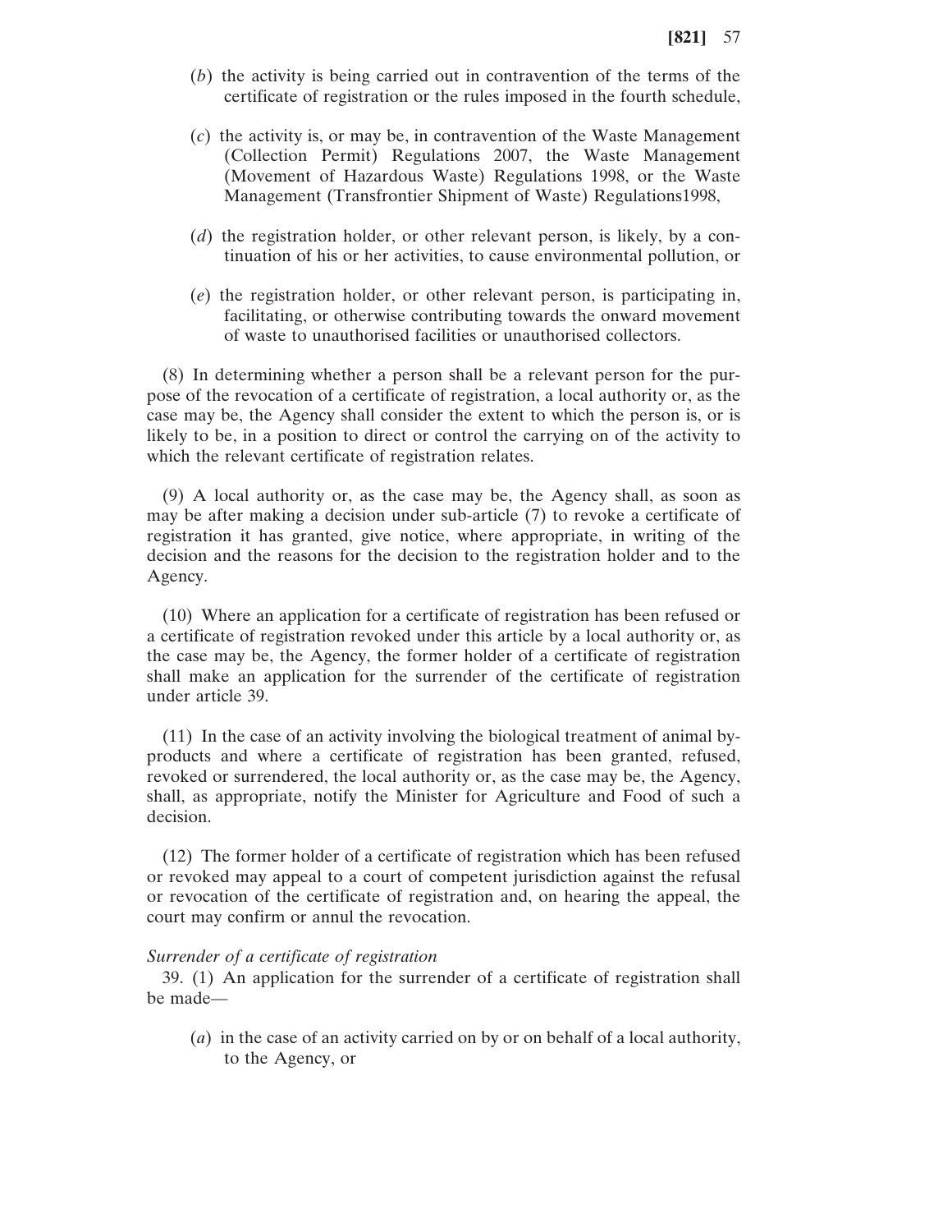(*b*) the activity is being carried out in contravention of the terms of the certificate of registration or the rules imposed in the fourth schedule,

(*c*) the activity is, or may be, in contravention of the Waste Management (Collection Permit) Regulations 2007, the Waste Management (Movement of Hazardous Waste) Regulations 1998, or the Waste Management (Transfrontier Shipment of Waste) Regulations1998,

(*d*) the registration holder, or other relevant person, is likely, by a continuation of his or her activities, to cause environmental pollution, or

(*e*) the registration holder, or other relevant person, is participating in, facilitating, or otherwise contributing towards the onward movement of waste to unauthorised facilities or unauthorised collectors.

(8) In determining whether a person shall be a relevant person for the purpose of the revocation of a certificate of registration, a local authority or, as the case may be, the Agency shall consider the extent to which the person is, or is likely to be, in a position to direct or control the carrying on of the activity to which the relevant certificate of registration relates.

(9) A local authority or, as the case may be, the Agency shall, as soon as may be after making a decision under sub-article (7) to revoke a certificate of registration it has granted, give notice, where appropriate, in writing of the decision and the reasons for the decision to the registration holder and to the Agency.

(10) Where an application for a certificate of registration has been refused or a certificate of registration revoked under this article by a local authority or, as the case may be, the Agency, the former holder of a certificate of registration shall make an application for the surrender of the certificate of registration under article 39.

(11) In the case of an activity involving the biological treatment of animal by-products and where a certificate of registration has been granted, refused, revoked or surrendered, the local authority or, as the case may be, the Agency, shall, as appropriate, notify the Minister for Agriculture and Food of such a decision.

(12) The former holder of a certificate of registration which has been refused or revoked may appeal to a court of competent jurisdiction against the refusal or revocation of the certificate of registration and, on hearing the appeal, the court may confirm or annul the revocation.

*Surrender of a certificate of registration*

39. (1) An application for the surrender of a certificate of registration shall be made—

(*a*) in the case of an activity carried on by or on behalf of a local authority, to the Agency, or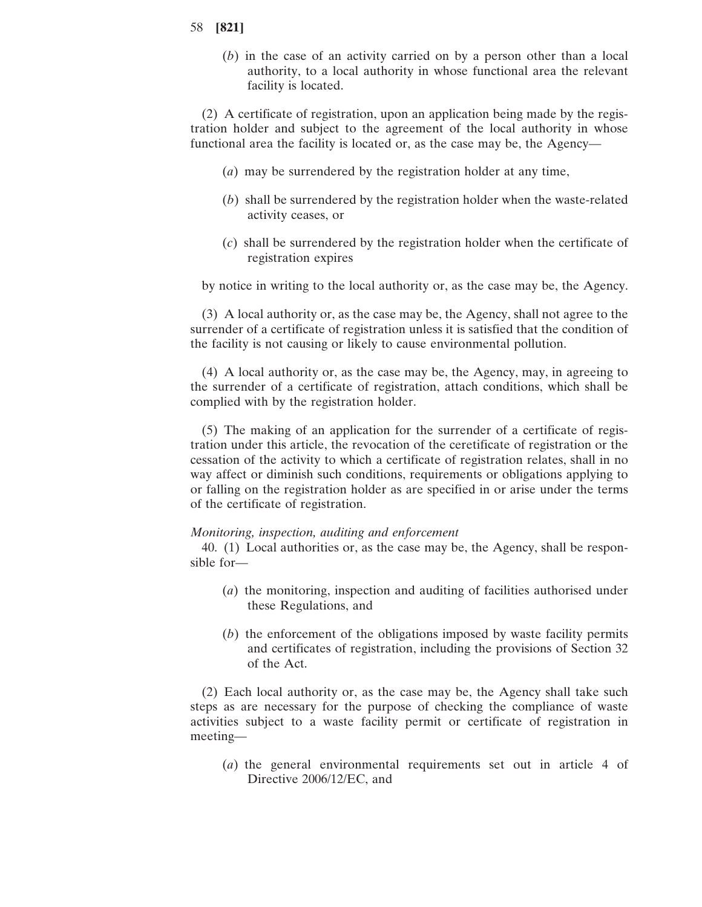(*b*) in the case of an activity carried on by a person other than a local authority, to a local authority in whose functional area the relevant facility is located.

(2) A certificate of registration, upon an application being made by the registration holder and subject to the agreement of the local authority in whose functional area the facility is located or, as the case may be, the Agency—

(*a*) may be surrendered by the registration holder at any time,

(*b*) shall be surrendered by the registration holder when the waste-related activity ceases, or

(*c*) shall be surrendered by the registration holder when the certificate of registration expires

by notice in writing to the local authority or, as the case may be, the Agency.

(3) A local authority or, as the case may be, the Agency, shall not agree to the surrender of a certificate of registration unless it is satisfied that the condition of the facility is not causing or likely to cause environmental pollution.

(4) A local authority or, as the case may be, the Agency, may, in agreeing to the surrender of a certificate of registration, attach conditions, which shall be complied with by the registration holder.

(5) The making of an application for the surrender of a certificate of registration under this article, the revocation of the ceretificate of registration or the cessation of the activity to which a certificate of registration relates, shall in no way affect or diminish such conditions, requirements or obligations applying to or falling on the registration holder as are specified in or arise under the terms of the certificate of registration.

*Monitoring, inspection, auditing and enforcement*

40. (1) Local authorities or, as the case may be, the Agency, shall be responsible for—

(*a*) the monitoring, inspection and auditing of facilities authorised under these Regulations, and

(*b*) the enforcement of the obligations imposed by waste facility permits and certificates of registration, including the provisions of Section 32 of the Act.

(2) Each local authority or, as the case may be, the Agency shall take such steps as are necessary for the purpose of checking the compliance of waste activities subject to a waste facility permit or certificate of registration in meeting—

(*a*) the general environmental requirements set out in article 4 of Directive 2006/12/EC, and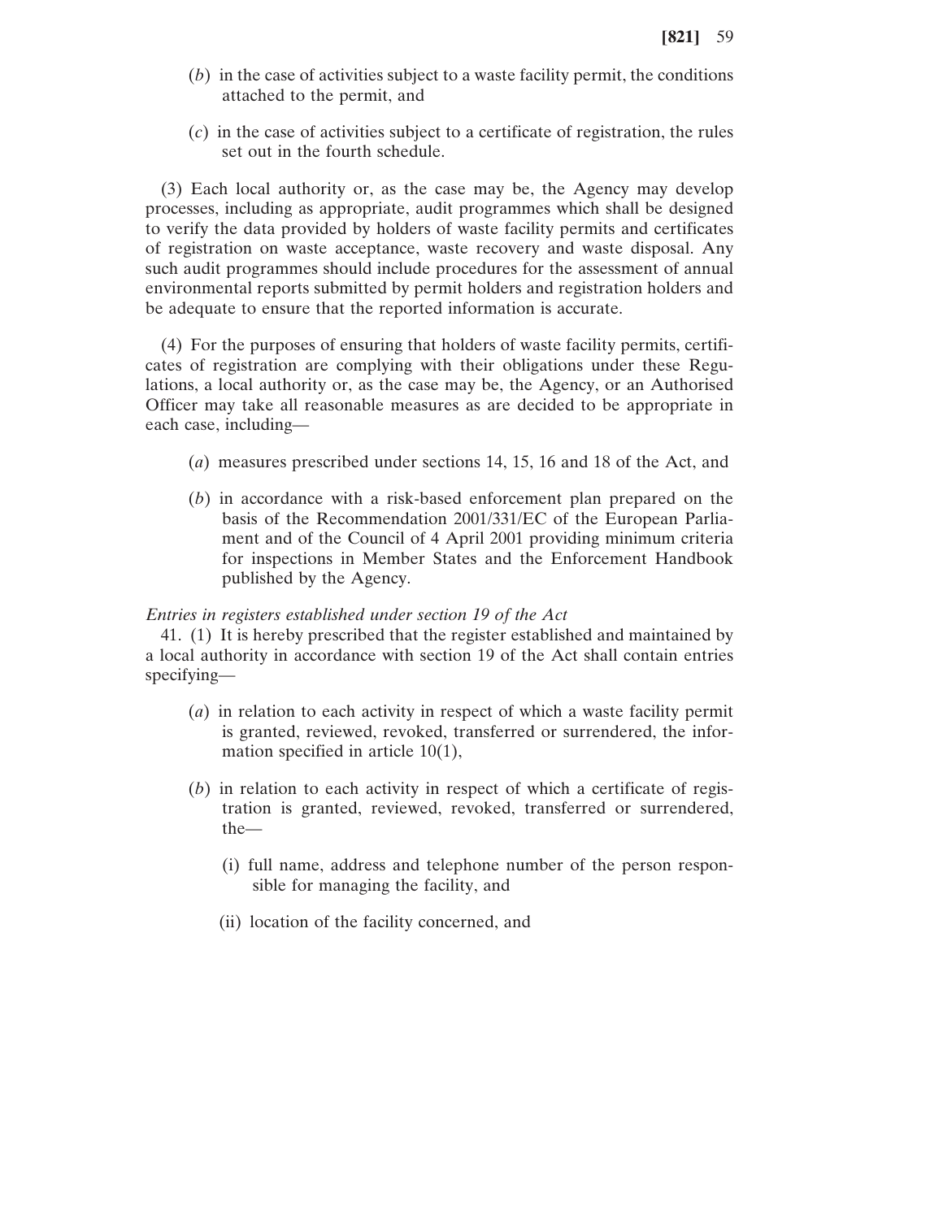(*b*) in the case of activities subject to a waste facility permit, the conditions attached to the permit, and

(*c*) in the case of activities subject to a certificate of registration, the rules set out in the fourth schedule.

(3) Each local authority or, as the case may be, the Agency may develop processes, including as appropriate, audit programmes which shall be designed to verify the data provided by holders of waste facility permits and certificates of registration on waste acceptance, waste recovery and waste disposal. Any such audit programmes should include procedures for the assessment of annual environmental reports submitted by permit holders and registration holders and be adequate to ensure that the reported information is accurate.

(4) For the purposes of ensuring that holders of waste facility permits, certificates of registration are complying with their obligations under these Regulations, a local authority or, as the case may be, the Agency, or an Authorised Officer may take all reasonable measures as are decided to be appropriate in each case, including—

(*a*) measures prescribed under sections 14, 15, 16 and 18 of the Act, and

(*b*) in accordance with a risk-based enforcement plan prepared on the basis of the Recommendation 2001/331/EC of the European Parliament and of the Council of 4 April 2001 providing minimum criteria for inspections in Member States and the Enforcement Handbook published by the Agency.

*Entries in registers established under section 19 of the Act*

41. (1) It is hereby prescribed that the register established and maintained by a local authority in accordance with section 19 of the Act shall contain entries specifying—

(*a*) in relation to each activity in respect of which a waste facility permit is granted, reviewed, revoked, transferred or surrendered, the information specified in article 10(1),

(*b*) in relation to each activity in respect of which a certificate of registration is granted, reviewed, revoked, transferred or surrendered, the—

(i) full name, address and telephone number of the person responsible for managing the facility, and

(ii) location of the facility concerned, and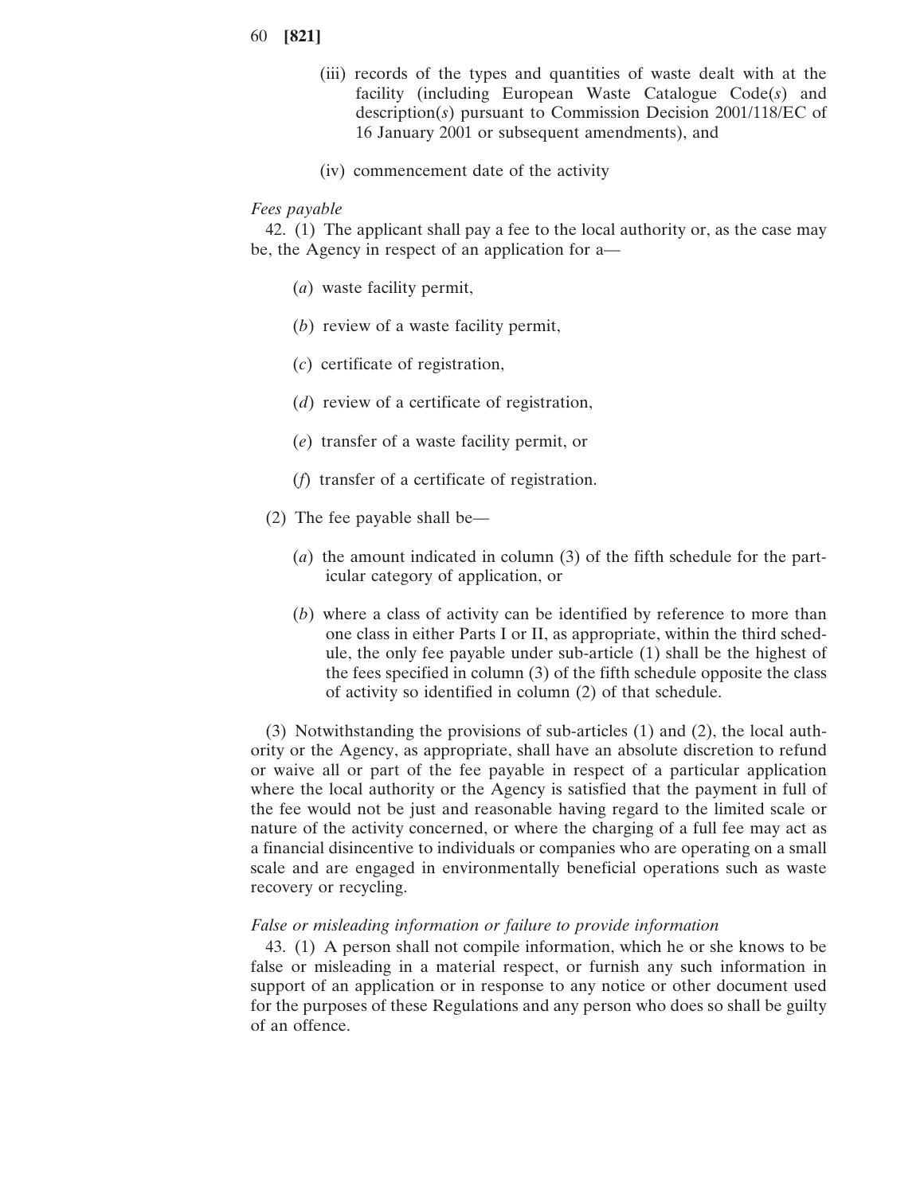(iii) records of the types and quantities of waste dealt with at the facility (including European Waste Catalogue Code(*s*) and description(*s*) pursuant to Commission Decision 2001/118/EC of 16 January 2001 or subsequent amendments), and

(iv) commencement date of the activity

*Fees payable*

42. (1) The applicant shall pay a fee to the local authority or, as the case may be, the Agency in respect of an application for a—

(*a*) waste facility permit,

(*b*) review of a waste facility permit,

(*c*) certificate of registration,

(*d*) review of a certificate of registration,

(*e*) transfer of a waste facility permit, or

(*f*) transfer of a certificate of registration.

(2) The fee payable shall be—

(*a*) the amount indicated in column (3) of the fifth schedule for the particular category of application, or

(*b*) where a class of activity can be identified by reference to more than one class in either Parts I or II, as appropriate, within the third schedule, the only fee payable under sub-article (1) shall be the highest of the fees specified in column (3) of the fifth schedule opposite the class of activity so identified in column (2) of that schedule.

(3) Notwithstanding the provisions of sub-articles (1) and (2), the local authority or the Agency, as appropriate, shall have an absolute discretion to refund or waive all or part of the fee payable in respect of a particular application where the local authority or the Agency is satisfied that the payment in full of the fee would not be just and reasonable having regard to the limited scale or nature of the activity concerned, or where the charging of a full fee may act as a financial disincentive to individuals or companies who are operating on a small scale and are engaged in environmentally beneficial operations such as waste recovery or recycling.

*False or misleading information or failure to provide information*

43. (1) A person shall not compile information, which he or she knows to be false or misleading in a material respect, or furnish any such information in support of an application or in response to any notice or other document used for the purposes of these Regulations and any person who does so shall be guilty of an offence.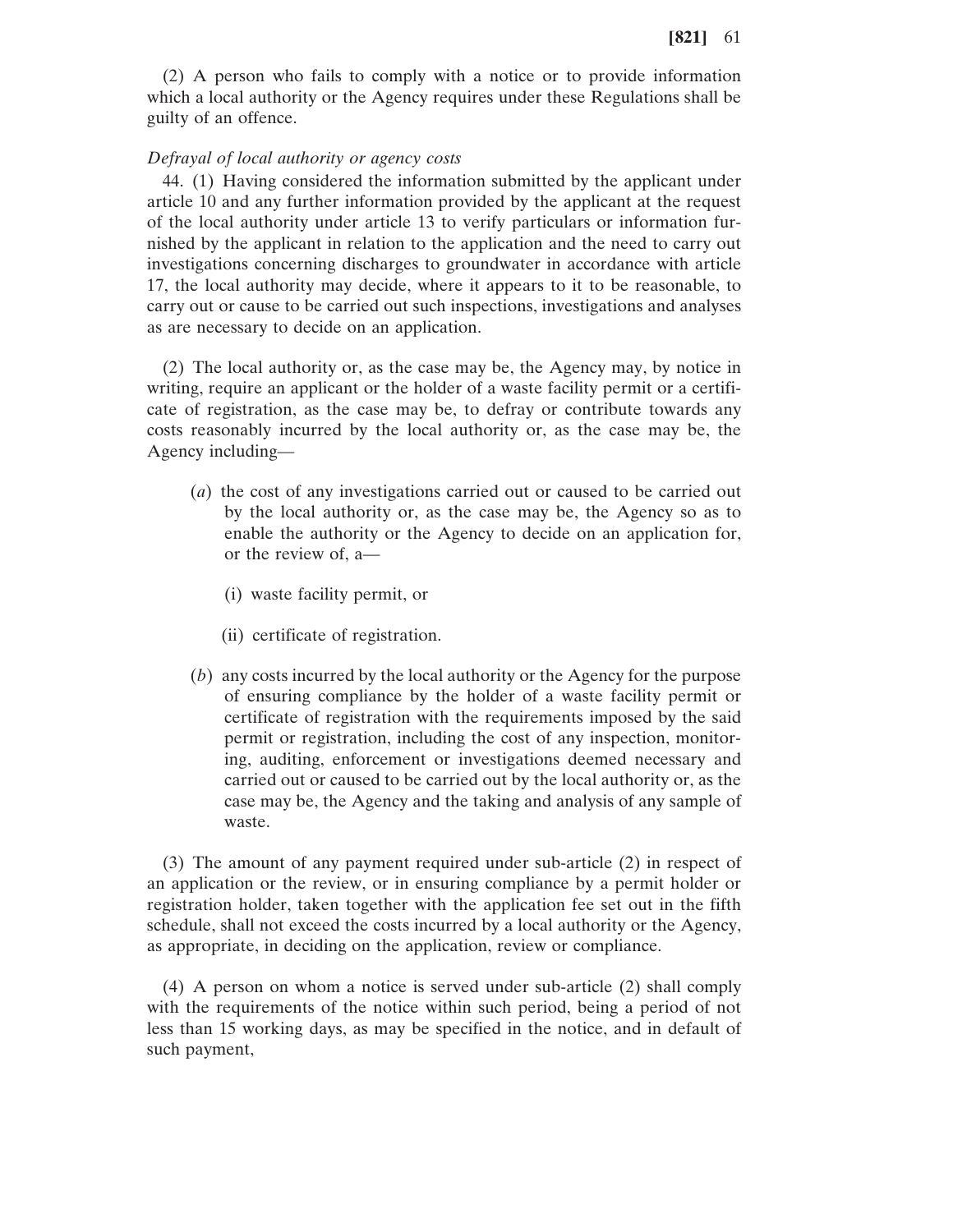(2) A person who fails to comply with a notice or to provide information which a local authority or the Agency requires under these Regulations shall be guilty of an offence.

*Defrayal of local authority or agency costs*

44. (1) Having considered the information submitted by the applicant under article 10 and any further information provided by the applicant at the request of the local authority under article 13 to verify particulars or information furnished by the applicant in relation to the application and the need to carry out investigations concerning discharges to groundwater in accordance with article 17, the local authority may decide, where it appears to it to be reasonable, to carry out or cause to be carried out such inspections, investigations and analyses as are necessary to decide on an application.

(2) The local authority or, as the case may be, the Agency may, by notice in writing, require an applicant or the holder of a waste facility permit or a certificate of registration, as the case may be, to defray or contribute towards any costs reasonably incurred by the local authority or, as the case may be, the Agency including—

(*a*) the cost of any investigations carried out or caused to be carried out by the local authority or, as the case may be, the Agency so as to enable the authority or the Agency to decide on an application for, or the review of, a—

(i) waste facility permit, or

(ii) certificate of registration.

(*b*) any costs incurred by the local authority or the Agency for the purpose of ensuring compliance by the holder of a waste facility permit or certificate of registration with the requirements imposed by the said permit or registration, including the cost of any inspection, monitoring, auditing, enforcement or investigations deemed necessary and carried out or caused to be carried out by the local authority or, as the case may be, the Agency and the taking and analysis of any sample of waste.

(3) The amount of any payment required under sub-article (2) in respect of an application or the review, or in ensuring compliance by a permit holder or registration holder, taken together with the application fee set out in the fifth schedule, shall not exceed the costs incurred by a local authority or the Agency, as appropriate, in deciding on the application, review or compliance.

(4) A person on whom a notice is served under sub-article (2) shall comply with the requirements of the notice within such period, being a period of not less than 15 working days, as may be specified in the notice, and in default of such payment,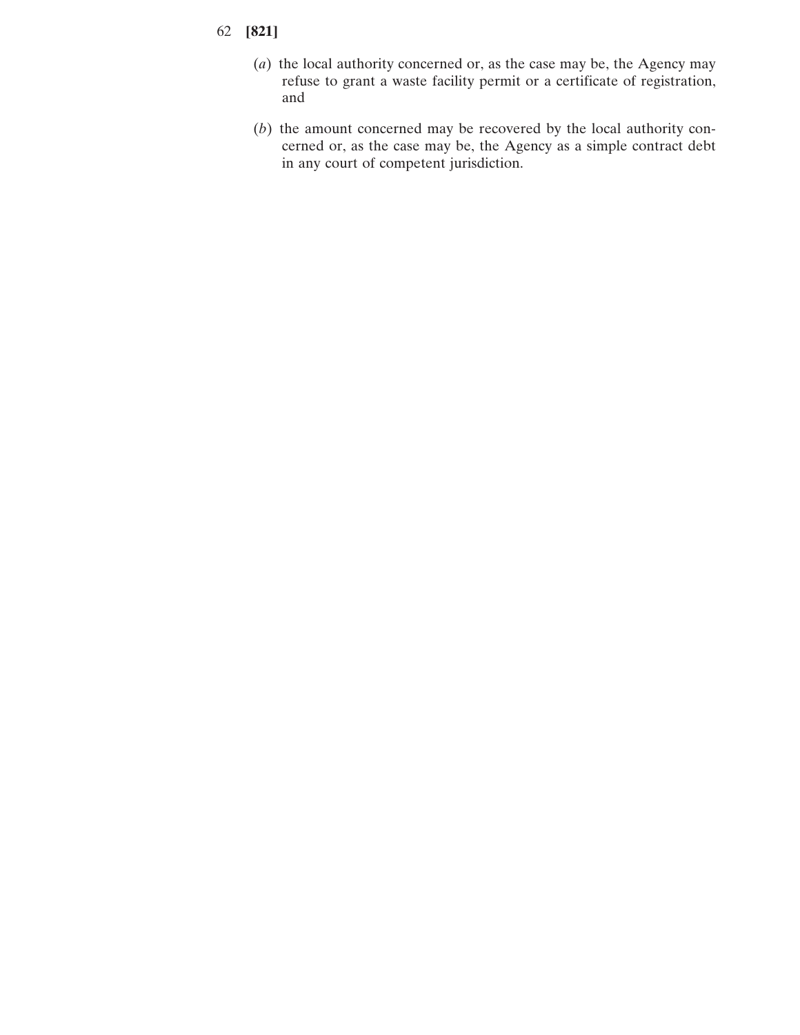(*a*) the local authority concerned or, as the case may be, the Agency may refuse to grant a waste facility permit or a certificate of registration, and

(*b*) the amount concerned may be recovered by the local authority concerned or, as the case may be, the Agency as a simple contract debt in any court of competent jurisdiction.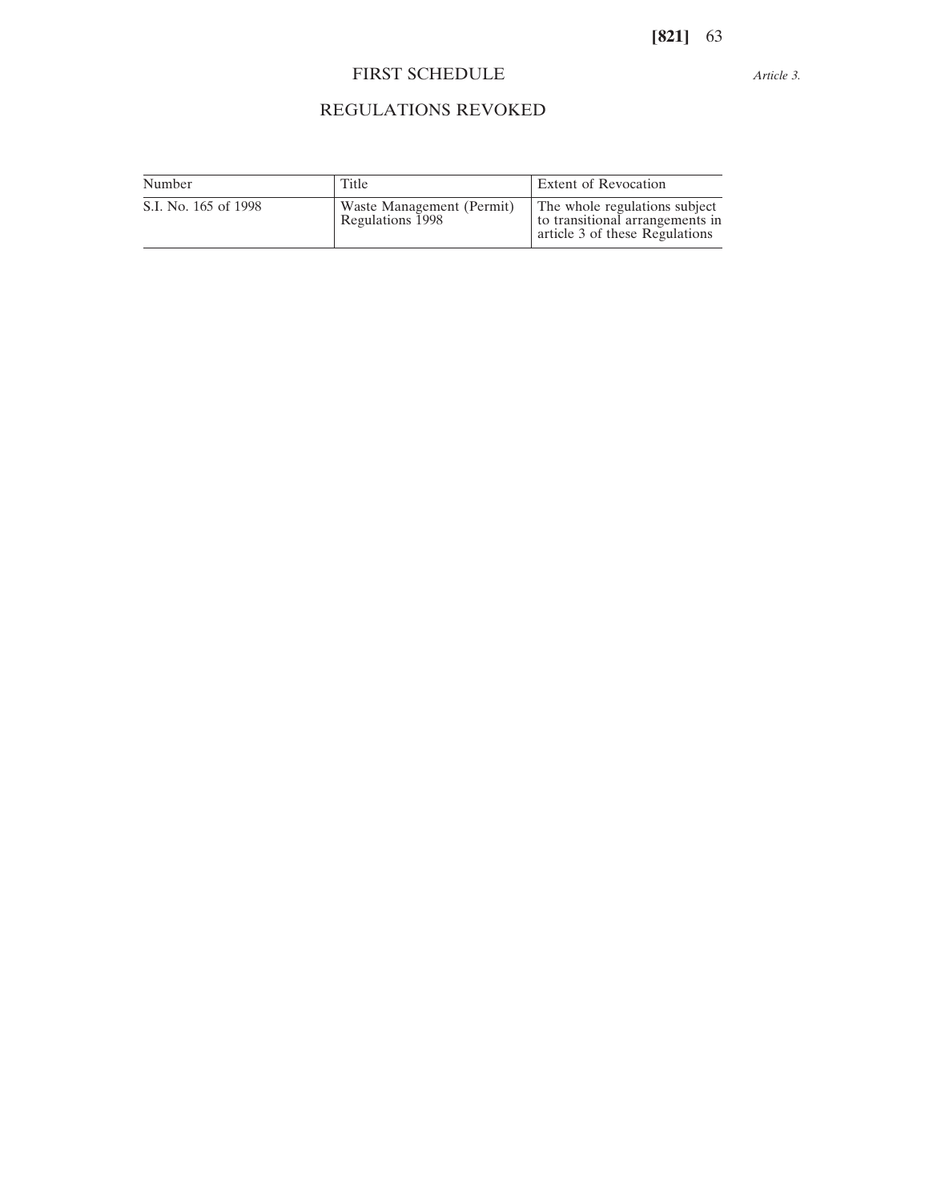# FIRST SCHEDULE

*Article 3.*

## REGULATIONS REVOKED

| Number | Title | Extent of Revocation |
|---|---|---|
| S.I. No. 165 of 1998 | Waste Management (Permit) Regulations 1998 | The whole regulations subject to transitional arrangements in article 3 of these Regulations |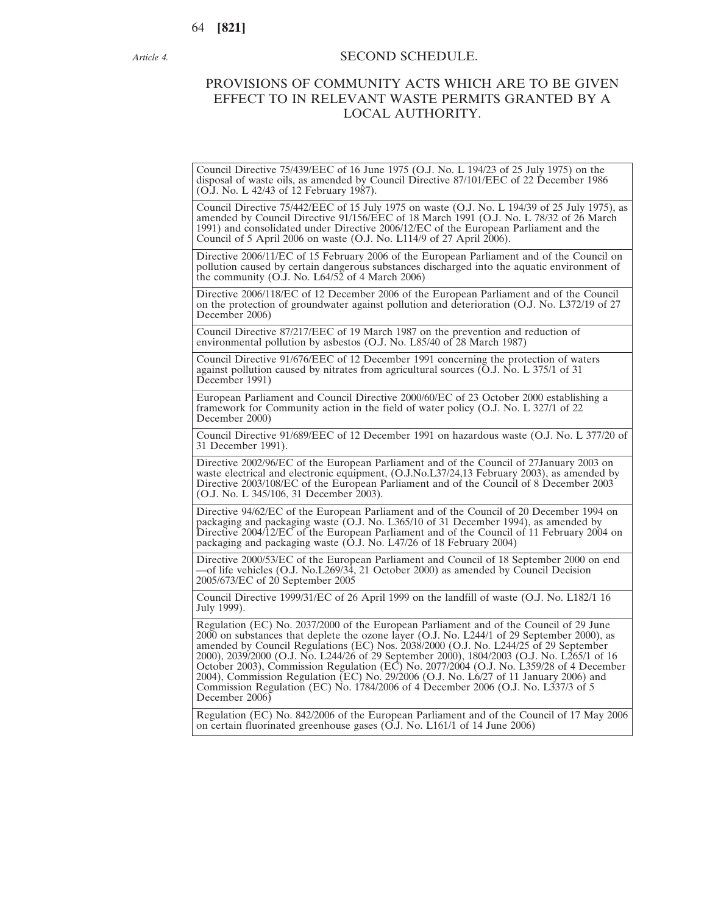*Article 4.*

## SECOND SCHEDULE.

## PROVISIONS OF COMMUNITY ACTS WHICH ARE TO BE GIVEN EFFECT TO IN RELEVANT WASTE PERMITS GRANTED BY A LOCAL AUTHORITY.

| |
|---|
| Council Directive 75/439/EEC of 16 June 1975 (O.J. No. L 194/23 of 25 July 1975) on the disposal of waste oils, as amended by Council Directive 87/101/EEC of 22 December 1986 (O.J. No. L 42/43 of 12 February 1987). |
| Council Directive 75/442/EEC of 15 July 1975 on waste (O.J. No. L 194/39 of 25 July 1975), as amended by Council Directive 91/156/EEC of 18 March 1991 (O.J. No. L 78/32 of 26 March 1991) and consolidated under Directive 2006/12/EC of the European Parliament and the Council of 5 April 2006 on waste (O.J. No. L114/9 of 27 April 2006). |
| Directive 2006/11/EC of 15 February 2006 of the European Parliament and of the Council on pollution caused by certain dangerous substances discharged into the aquatic environment of the community (O.J. No. L64/52 of 4 March 2006) |
| Directive 2006/118/EC of 12 December 2006 of the European Parliament and of the Council on the protection of groundwater against pollution and deterioration (O.J. No. L372/19 of 27 December 2006) |
| Council Directive 87/217/EEC of 19 March 1987 on the prevention and reduction of environmental pollution by asbestos (O.J. No. L85/40 of 28 March 1987) |
| Council Directive 91/676/EEC of 12 December 1991 concerning the protection of waters against pollution caused by nitrates from agricultural sources (O.J. No. L 375/1 of 31 December 1991) |
| European Parliament and Council Directive 2000/60/EC of 23 October 2000 establishing a framework for Community action in the field of water policy (O.J. No. L 327/1 of 22 December 2000) |
| Council Directive 91/689/EEC of 12 December 1991 on hazardous waste (O.J. No. L 377/20 of 31 December 1991). |
| Directive 2002/96/EC of the European Parliament and of the Council of 27January 2003 on waste electrical and electronic equipment, (O.J.No.L37/24,13 February 2003), as amended by Directive 2003/108/EC of the European Parliament and of the Council of 8 December 2003 (O.J. No. L 345/106, 31 December 2003). |
| Directive 94/62/EC of the European Parliament and of the Council of 20 December 1994 on packaging and packaging waste (O.J. No. L365/10 of 31 December 1994), as amended by Directive 2004/12/EC of the European Parliament and of the Council of 11 February 2004 on packaging and packaging waste (O.J. No. L47/26 of 18 February 2004) |
| Directive 2000/53/EC of the European Parliament and Council of 18 September 2000 on end —of life vehicles (O.J. No.L269/34, 21 October 2000) as amended by Council Decision 2005/673/EC of 20 September 2005 |
| Council Directive 1999/31/EC of 26 April 1999 on the landfill of waste (O.J. No. L182/1 16 July 1999). |
| Regulation (EC) No. 2037/2000 of the European Parliament and of the Council of 29 June 2000 on substances that deplete the ozone layer (O.J. No. L244/1 of 29 September 2000), as amended by Council Regulations (EC) Nos. 2038/2000 (O.J. No. L244/25 of 29 September 2000), 2039/2000 (O.J. No. L244/26 of 29 September 2000), 1804/2003 (O.J. No. L265/1 of 16 October 2003), Commission Regulation (EC) No. 2077/2004 (O.J. No. L359/28 of 4 December 2004), Commission Regulation (EC) No. 29/2006 (O.J. No. L6/27 of 11 January 2006) and Commission Regulation (EC) No. 1784/2006 of 4 December 2006 (O.J. No. L337/3 of 5 December 2006) |
| Regulation (EC) No. 842/2006 of the European Parliament and of the Council of 17 May 2006 on certain fluorinated greenhouse gases (O.J. No. L161/1 of 14 June 2006) |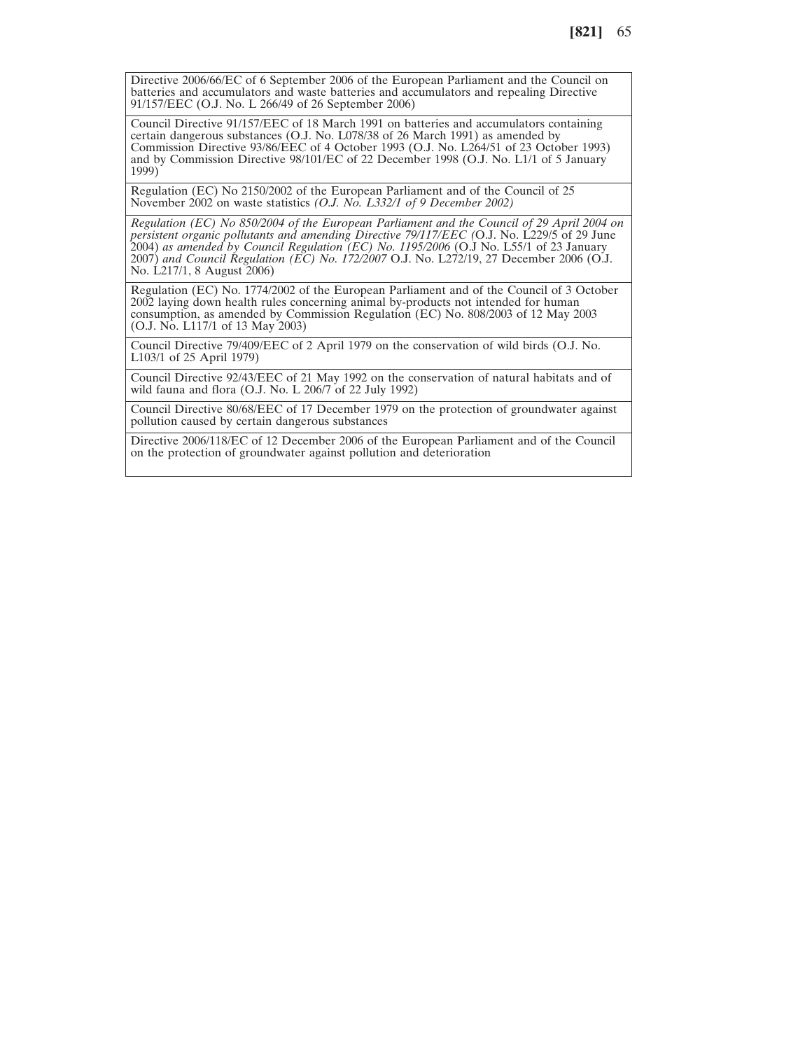| |
|---|
| Directive 2006/66/EC of 6 September 2006 of the European Parliament and the Council on batteries and accumulators and waste batteries and accumulators and repealing Directive 91/157/EEC (O.J. No. L 266/49 of 26 September 2006) |
| Council Directive 91/157/EEC of 18 March 1991 on batteries and accumulators containing certain dangerous substances (O.J. No. L078/38 of 26 March 1991) as amended by Commission Directive 93/86/EEC of 4 October 1993 (O.J. No. L264/51 of 23 October 1993) and by Commission Directive 98/101/EC of 22 December 1998 (O.J. No. L1/1 of 5 January 1999) |
| Regulation (EC) No 2150/2002 of the European Parliament and of the Council of 25 November 2002 on waste statistics *(O.J. No. L332/1 of 9 December 2002)* |
| *Regulation (EC) No 850/2004 of the European Parliament and the Council of 29 April 2004 on persistent organic pollutants and amending Directive 79/117/EEC (*O.J. No. L229/5 of 29 June 2004) *as amended by Council Regulation (EC) No. 1195/2006* (O.J No. L55/1 of 23 January 2007) *and Council Regulation (EC) No. 172/2007* O.J. No. L272/19, 27 December 2006 (O.J. No. L217/1, 8 August 2006) |
| Regulation (EC) No. 1774/2002 of the European Parliament and of the Council of 3 October 2002 laying down health rules concerning animal by-products not intended for human consumption, as amended by Commission Regulation (EC) No. 808/2003 of 12 May 2003 (O.J. No. L117/1 of 13 May 2003) |
| Council Directive 79/409/EEC of 2 April 1979 on the conservation of wild birds (O.J. No. L103/1 of 25 April 1979) |
| Council Directive 92/43/EEC of 21 May 1992 on the conservation of natural habitats and of wild fauna and flora (O.J. No. L 206/7 of 22 July 1992) |
| Council Directive 80/68/EEC of 17 December 1979 on the protection of groundwater against pollution caused by certain dangerous substances |
| Directive 2006/118/EC of 12 December 2006 of the European Parliament and of the Council on the protection of groundwater against pollution and deterioration |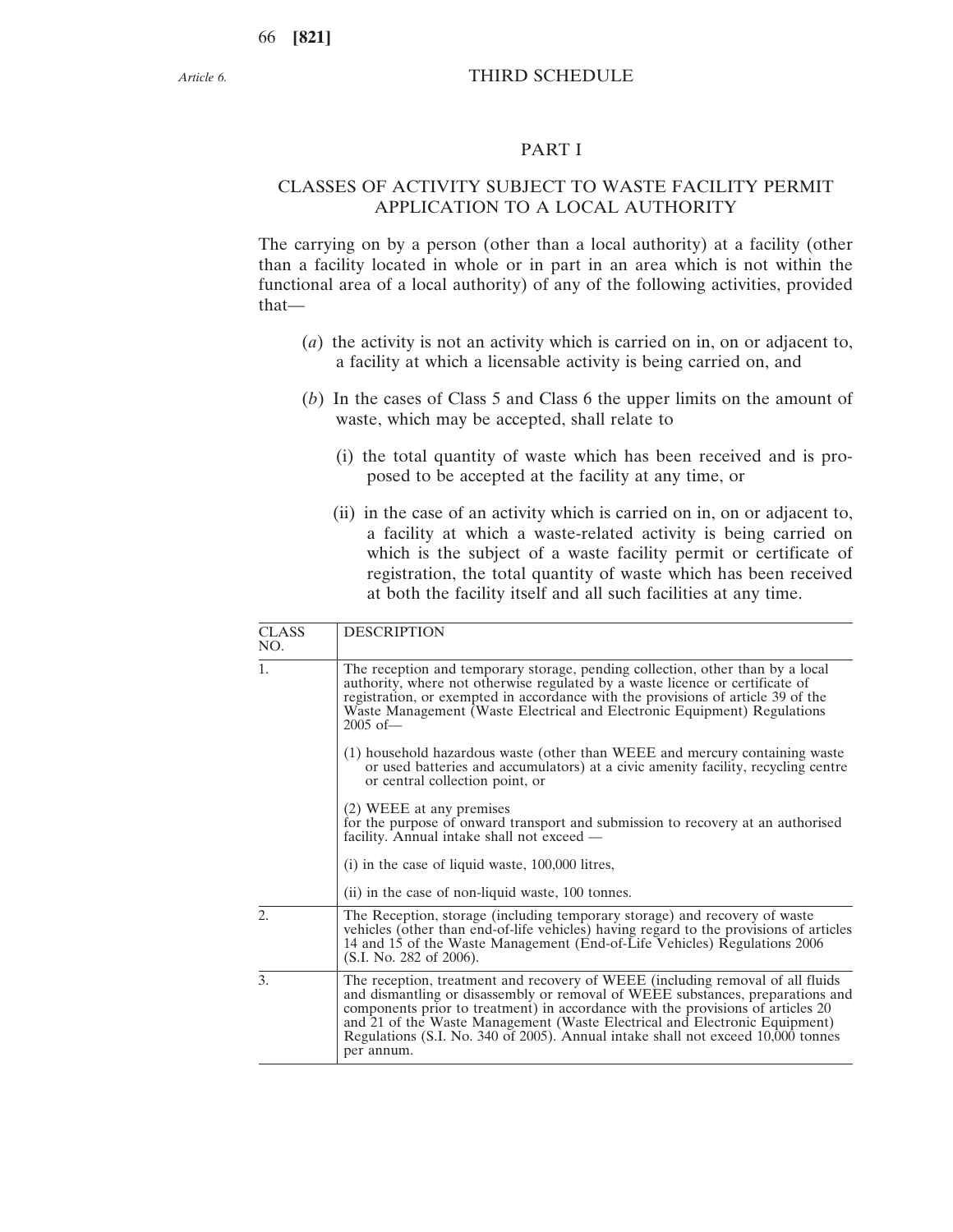*Article 6.*

# THIRD SCHEDULE

## PART I

## CLASSES OF ACTIVITY SUBJECT TO WASTE FACILITY PERMIT APPLICATION TO A LOCAL AUTHORITY

The carrying on by a person (other than a local authority) at a facility (other than a facility located in whole or in part in an area which is not within the functional area of a local authority) of any of the following activities, provided that—

(*a*) the activity is not an activity which is carried on in, on or adjacent to, a facility at which a licensable activity is being carried on, and

(*b*) In the cases of Class 5 and Class 6 the upper limits on the amount of waste, which may be accepted, shall relate to

(i) the total quantity of waste which has been received and is proposed to be accepted at the facility at any time, or

(ii) in the case of an activity which is carried on in, on or adjacent to, a facility at which a waste-related activity is being carried on which is the subject of a waste facility permit or certificate of registration, the total quantity of waste which has been received at both the facility itself and all such facilities at any time.

| CLASS NO. | DESCRIPTION |
|---|---|
| 1. | The reception and temporary storage, pending collection, other than by a local authority, where not otherwise regulated by a waste licence or certificate of registration, or exempted in accordance with the provisions of article 39 of the Waste Management (Waste Electrical and Electronic Equipment) Regulations 2005 of—<br><br>(1) household hazardous waste (other than WEEE and mercury containing waste or used batteries and accumulators) at a civic amenity facility, recycling centre or central collection point, or<br><br>(2) WEEE at any premises<br>for the purpose of onward transport and submission to recovery at an authorised facility. Annual intake shall not exceed —<br><br>(i) in the case of liquid waste, 100,000 litres,<br><br>(ii) in the case of non-liquid waste, 100 tonnes. |
| 2. | The Reception, storage (including temporary storage) and recovery of waste vehicles (other than end-of-life vehicles) having regard to the provisions of articles 14 and 15 of the Waste Management (End-of-Life Vehicles) Regulations 2006 (S.I. No. 282 of 2006). |
| 3. | The reception, treatment and recovery of WEEE (including removal of all fluids and dismantling or disassembly or removal of WEEE substances, preparations and components prior to treatment) in accordance with the provisions of articles 20 and 21 of the Waste Management (Waste Electrical and Electronic Equipment) Regulations (S.I. No. 340 of 2005). Annual intake shall not exceed 10,000 tonnes per annum. |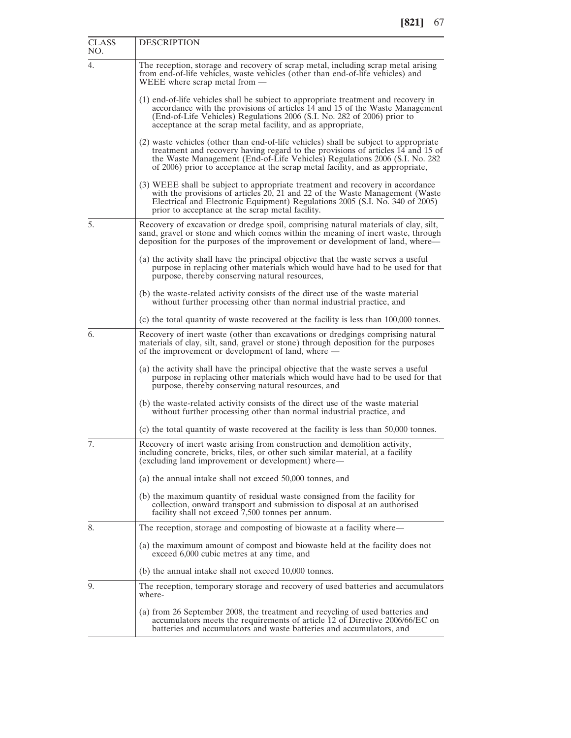| CLASS NO. | DESCRIPTION |
|---|---|
| 4. | The reception, storage and recovery of scrap metal, including scrap metal arising from end-of-life vehicles, waste vehicles (other than end-of-life vehicles) and WEEE where scrap metal from —<br><br>(1) end-of-life vehicles shall be subject to appropriate treatment and recovery in accordance with the provisions of articles 14 and 15 of the Waste Management (End-of-Life Vehicles) Regulations 2006 (S.I. No. 282 of 2006) prior to acceptance at the scrap metal facility, and as appropriate,<br><br>(2) waste vehicles (other than end-of-life vehicles) shall be subject to appropriate treatment and recovery having regard to the provisions of articles 14 and 15 of the Waste Management (End-of-Life Vehicles) Regulations 2006 (S.I. No. 282 of 2006) prior to acceptance at the scrap metal facility, and as appropriate,<br><br>(3) WEEE shall be subject to appropriate treatment and recovery in accordance with the provisions of articles 20, 21 and 22 of the Waste Management (Waste Electrical and Electronic Equipment) Regulations 2005 (S.I. No. 340 of 2005) prior to acceptance at the scrap metal facility. |
| 5. | Recovery of excavation or dredge spoil, comprising natural materials of clay, silt, sand, gravel or stone and which comes within the meaning of inert waste, through deposition for the purposes of the improvement or development of land, where—<br><br>(a) the activity shall have the principal objective that the waste serves a useful purpose in replacing other materials which would have had to be used for that purpose, thereby conserving natural resources,<br><br>(b) the waste-related activity consists of the direct use of the waste material without further processing other than normal industrial practice, and<br><br>(c) the total quantity of waste recovered at the facility is less than 100,000 tonnes. |
| 6. | Recovery of inert waste (other than excavations or dredgings comprising natural materials of clay, silt, sand, gravel or stone) through deposition for the purposes of the improvement or development of land, where —<br><br>(a) the activity shall have the principal objective that the waste serves a useful purpose in replacing other materials which would have had to be used for that purpose, thereby conserving natural resources, and<br><br>(b) the waste-related activity consists of the direct use of the waste material without further processing other than normal industrial practice, and<br><br>(c) the total quantity of waste recovered at the facility is less than 50,000 tonnes. |
| 7. | Recovery of inert waste arising from construction and demolition activity, including concrete, bricks, tiles, or other such similar material, at a facility (excluding land improvement or development) where—<br><br>(a) the annual intake shall not exceed 50,000 tonnes, and<br><br>(b) the maximum quantity of residual waste consigned from the facility for collection, onward transport and submission to disposal at an authorised facility shall not exceed 7,500 tonnes per annum. |
| 8. | The reception, storage and composting of biowaste at a facility where—<br><br>(a) the maximum amount of compost and biowaste held at the facility does not exceed 6,000 cubic metres at any time, and<br><br>(b) the annual intake shall not exceed 10,000 tonnes. |
| 9. | The reception, temporary storage and recovery of used batteries and accumulators where-<br><br>(a) from 26 September 2008, the treatment and recycling of used batteries and accumulators meets the requirements of article 12 of Directive 2006/66/EC on batteries and accumulators and waste batteries and accumulators, and |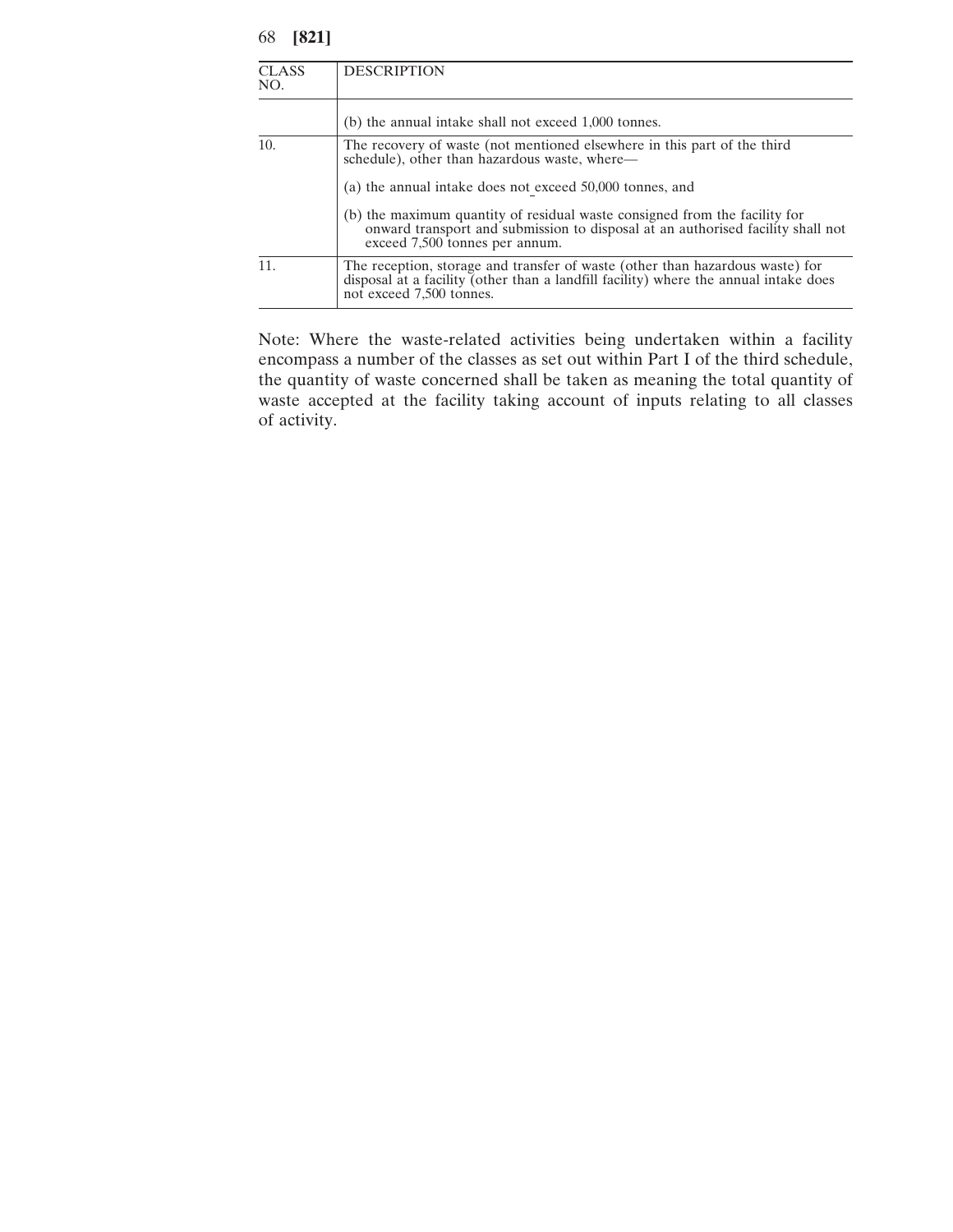| CLASS NO. | DESCRIPTION |
|---|---|
| | (b) the annual intake shall not exceed 1,000 tonnes. |
| 10. | The recovery of waste (not mentioned elsewhere in this part of the third schedule), other than hazardous waste, where—<br><br>(a) the annual intake does not exceed 50,000 tonnes, and<br><br>(b) the maximum quantity of residual waste consigned from the facility for onward transport and submission to disposal at an authorised facility shall not exceed 7,500 tonnes per annum. |
| 11. | The reception, storage and transfer of waste (other than hazardous waste) for disposal at a facility (other than a landfill facility) where the annual intake does not exceed 7,500 tonnes. |

Note: Where the waste-related activities being undertaken within a facility encompass a number of the classes as set out within Part I of the third schedule, the quantity of waste concerned shall be taken as meaning the total quantity of waste accepted at the facility taking account of inputs relating to all classes of activity.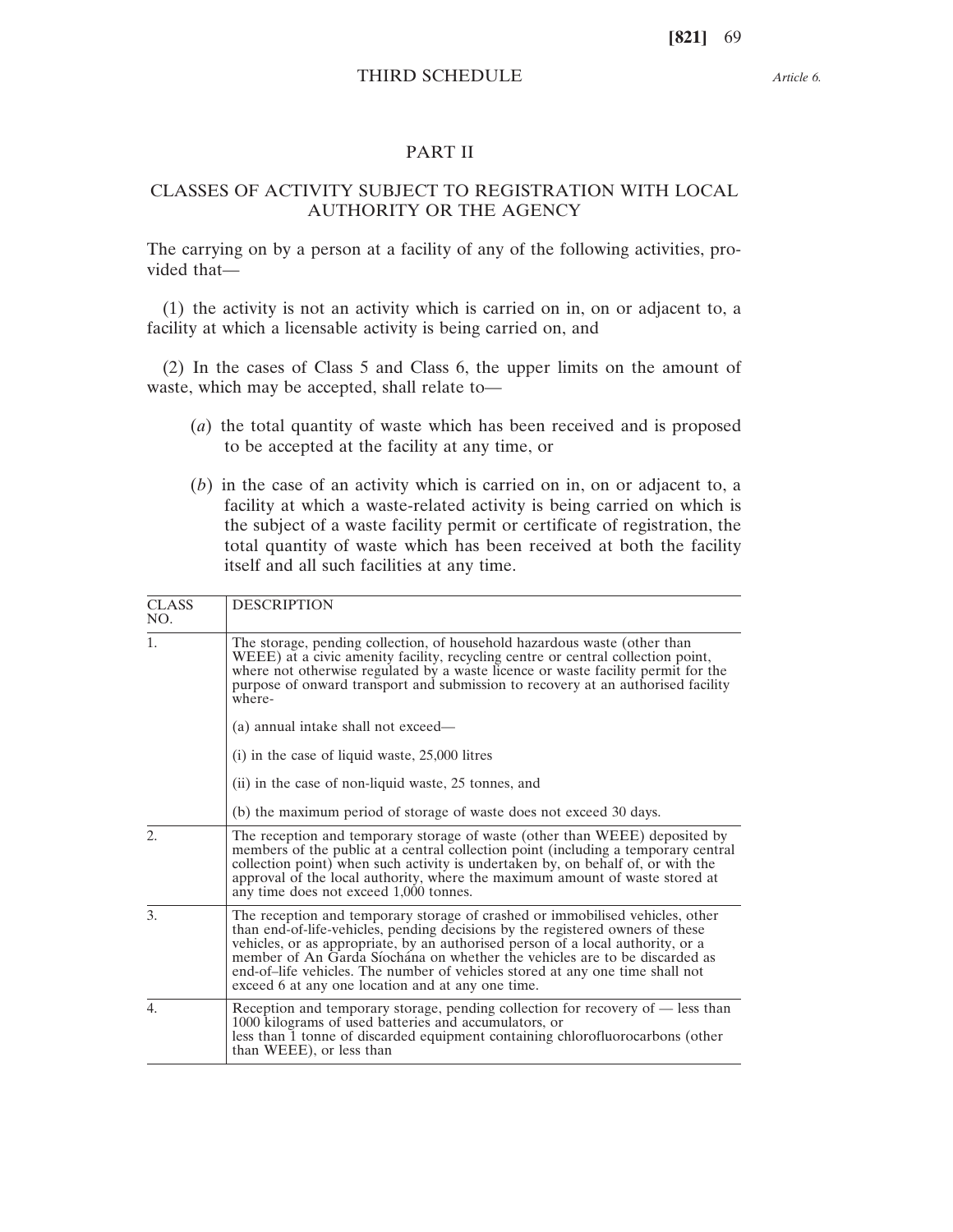## THIRD SCHEDULE

*Article 6.*

## PART II

## CLASSES OF ACTIVITY SUBJECT TO REGISTRATION WITH LOCAL AUTHORITY OR THE AGENCY

The carrying on by a person at a facility of any of the following activities, provided that—

(1) the activity is not an activity which is carried on in, on or adjacent to, a facility at which a licensable activity is being carried on, and

(2) In the cases of Class 5 and Class 6, the upper limits on the amount of waste, which may be accepted, shall relate to—

(*a*) the total quantity of waste which has been received and is proposed to be accepted at the facility at any time, or

(*b*) in the case of an activity which is carried on in, on or adjacent to, a facility at which a waste-related activity is being carried on which is the subject of a waste facility permit or certificate of registration, the total quantity of waste which has been received at both the facility itself and all such facilities at any time.

| CLASS NO. | DESCRIPTION |
|---|---|
| 1. | The storage, pending collection, of household hazardous waste (other than WEEE) at a civic amenity facility, recycling centre or central collection point, where not otherwise regulated by a waste licence or waste facility permit for the purpose of onward transport and submission to recovery at an authorised facility where-<br><br>(a) annual intake shall not exceed—<br><br>(i) in the case of liquid waste, 25,000 litres<br><br>(ii) in the case of non-liquid waste, 25 tonnes, and<br><br>(b) the maximum period of storage of waste does not exceed 30 days. |
| 2. | The reception and temporary storage of waste (other than WEEE) deposited by members of the public at a central collection point (including a temporary central collection point) when such activity is undertaken by, on behalf of, or with the approval of the local authority, where the maximum amount of waste stored at any time does not exceed 1,000 tonnes. |
| 3. | The reception and temporary storage of crashed or immobilised vehicles, other than end-of-life-vehicles, pending decisions by the registered owners of these vehicles, or as appropriate, by an authorised person of a local authority, or a member of An Garda Síochána on whether the vehicles are to be discarded as end-of–life vehicles. The number of vehicles stored at any one time shall not exceed 6 at any one location and at any one time. |
| 4. | Reception and temporary storage, pending collection for recovery of — less than 1000 kilograms of used batteries and accumulators, or<br>less than 1 tonne of discarded equipment containing chlorofluorocarbons (other than WEEE), or less than |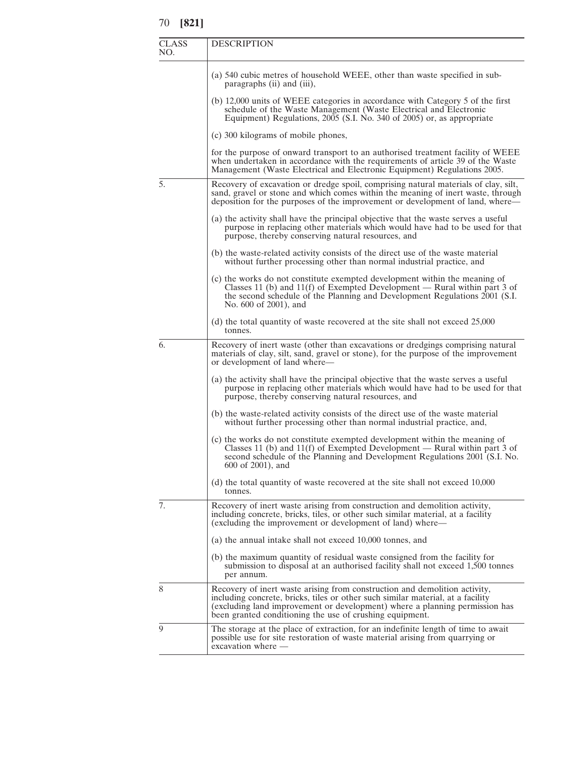| CLASS NO. | DESCRIPTION |
|---|---|
| | (a) 540 cubic metres of household WEEE, other than waste specified in sub-paragraphs (ii) and (iii),<br><br>(b) 12,000 units of WEEE categories in accordance with Category 5 of the first schedule of the Waste Management (Waste Electrical and Electronic Equipment) Regulations, 2005 (S.I. No. 340 of 2005) or, as appropriate<br><br>(c) 300 kilograms of mobile phones,<br><br>for the purpose of onward transport to an authorised treatment facility of WEEE when undertaken in accordance with the requirements of article 39 of the Waste Management (Waste Electrical and Electronic Equipment) Regulations 2005. |
| 5. | Recovery of excavation or dredge spoil, comprising natural materials of clay, silt, sand, gravel or stone and which comes within the meaning of inert waste, through deposition for the purposes of the improvement or development of land, where—<br><br>(a) the activity shall have the principal objective that the waste serves a useful purpose in replacing other materials which would have had to be used for that purpose, thereby conserving natural resources, and<br><br>(b) the waste-related activity consists of the direct use of the waste material without further processing other than normal industrial practice, and<br><br>(c) the works do not constitute exempted development within the meaning of Classes 11 (b) and 11(f) of Exempted Development — Rural within part 3 of the second schedule of the Planning and Development Regulations 2001 (S.I. No. 600 of 2001), and<br><br>(d) the total quantity of waste recovered at the site shall not exceed 25,000 tonnes. |
| 6. | Recovery of inert waste (other than excavations or dredgings comprising natural materials of clay, silt, sand, gravel or stone), for the purpose of the improvement or development of land where—<br><br>(a) the activity shall have the principal objective that the waste serves a useful purpose in replacing other materials which would have had to be used for that purpose, thereby conserving natural resources, and<br><br>(b) the waste-related activity consists of the direct use of the waste material without further processing other than normal industrial practice, and,<br><br>(c) the works do not constitute exempted development within the meaning of Classes 11 (b) and 11(f) of Exempted Development — Rural within part 3 of second schedule of the Planning and Development Regulations 2001 (S.I. No. 600 of 2001), and<br><br>(d) the total quantity of waste recovered at the site shall not exceed 10,000 tonnes. |
| 7. | Recovery of inert waste arising from construction and demolition activity, including concrete, bricks, tiles, or other such similar material, at a facility (excluding the improvement or development of land) where—<br><br>(a) the annual intake shall not exceed 10,000 tonnes, and<br><br>(b) the maximum quantity of residual waste consigned from the facility for submission to disposal at an authorised facility shall not exceed 1,500 tonnes per annum. |
| 8 | Recovery of inert waste arising from construction and demolition activity, including concrete, bricks, tiles or other such similar material, at a facility (excluding land improvement or development) where a planning permission has been granted conditioning the use of crushing equipment. |
| 9 | The storage at the place of extraction, for an indefinite length of time to await possible use for site restoration of waste material arising from quarrying or excavation where — |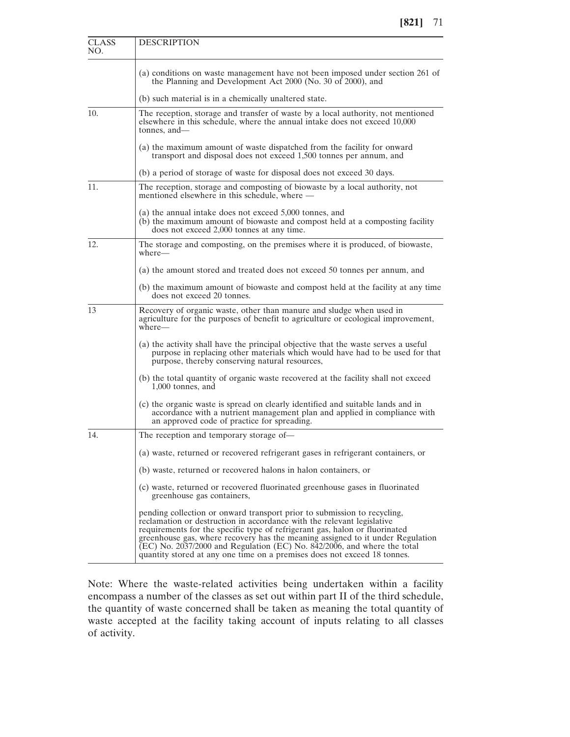| CLASS NO. | DESCRIPTION |
|---|---|
| | (a) conditions on waste management have not been imposed under section 261 of the Planning and Development Act 2000 (No. 30 of 2000), and<br><br>(b) such material is in a chemically unaltered state. |
| 10. | The reception, storage and transfer of waste by a local authority, not mentioned elsewhere in this schedule, where the annual intake does not exceed 10,000 tonnes, and—<br><br>(a) the maximum amount of waste dispatched from the facility for onward transport and disposal does not exceed 1,500 tonnes per annum, and<br><br>(b) a period of storage of waste for disposal does not exceed 30 days. |
| 11. | The reception, storage and composting of biowaste by a local authority, not mentioned elsewhere in this schedule, where —<br><br>(a) the annual intake does not exceed 5,000 tonnes, and<br>(b) the maximum amount of biowaste and compost held at a composting facility does not exceed 2,000 tonnes at any time. |
| 12. | The storage and composting, on the premises where it is produced, of biowaste, where—<br><br>(a) the amount stored and treated does not exceed 50 tonnes per annum, and<br><br>(b) the maximum amount of biowaste and compost held at the facility at any time does not exceed 20 tonnes. |
| 13 | Recovery of organic waste, other than manure and sludge when used in agriculture for the purposes of benefit to agriculture or ecological improvement, where—<br><br>(a) the activity shall have the principal objective that the waste serves a useful purpose in replacing other materials which would have had to be used for that purpose, thereby conserving natural resources,<br><br>(b) the total quantity of organic waste recovered at the facility shall not exceed 1,000 tonnes, and<br><br>(c) the organic waste is spread on clearly identified and suitable lands and in accordance with a nutrient management plan and applied in compliance with an approved code of practice for spreading. |
| 14. | The reception and temporary storage of—<br><br>(a) waste, returned or recovered refrigerant gases in refrigerant containers, or<br><br>(b) waste, returned or recovered halons in halon containers, or<br><br>(c) waste, returned or recovered fluorinated greenhouse gases in fluorinated greenhouse gas containers,<br><br>pending collection or onward transport prior to submission to recycling, reclamation or destruction in accordance with the relevant legislative requirements for the specific type of refrigerant gas, halon or fluorinated greenhouse gas, where recovery has the meaning assigned to it under Regulation (EC) No. 2037/2000 and Regulation (EC) No. 842/2006, and where the total quantity stored at any one time on a premises does not exceed 18 tonnes. |

Note: Where the waste-related activities being undertaken within a facility encompass a number of the classes as set out within part II of the third schedule, the quantity of waste concerned shall be taken as meaning the total quantity of waste accepted at the facility taking account of inputs relating to all classes of activity.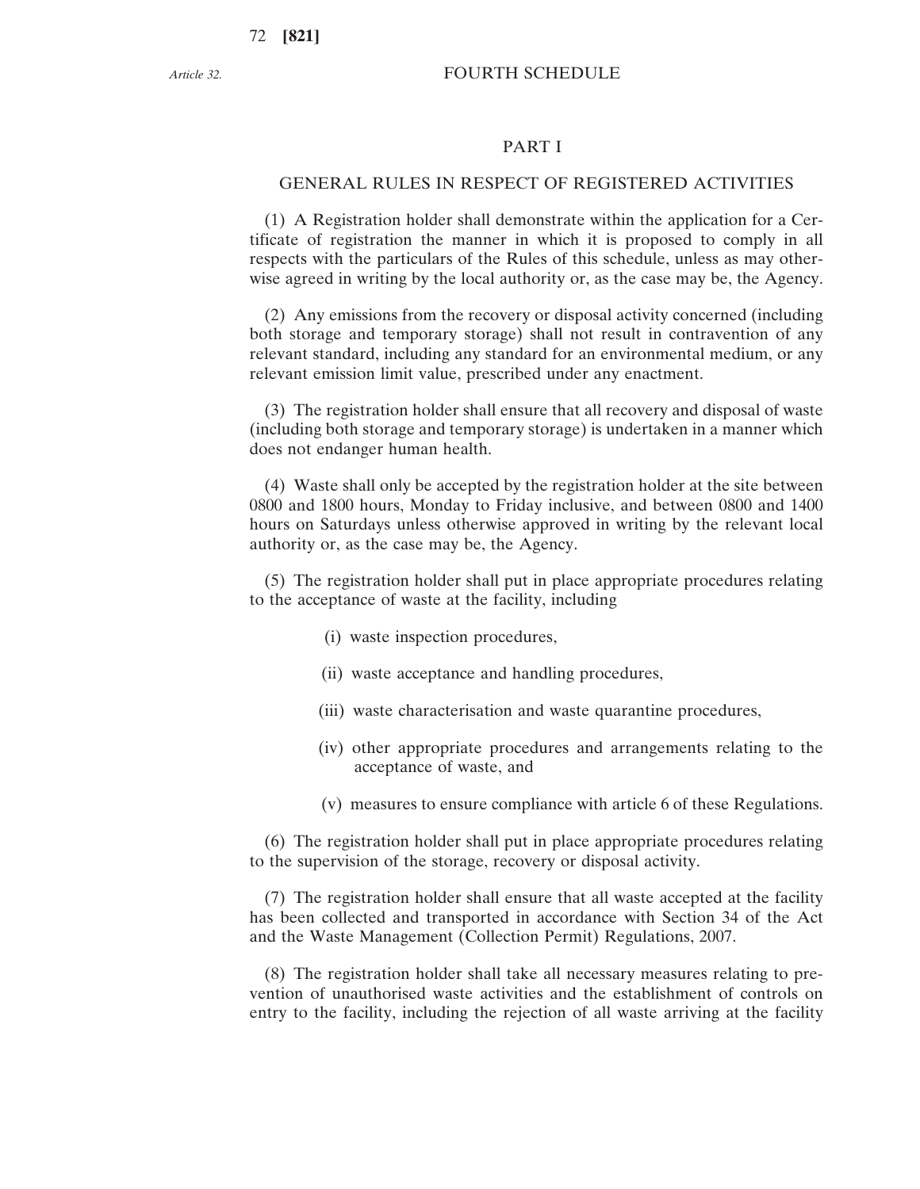*Article 32.*

# FOURTH SCHEDULE

## PART I

### GENERAL RULES IN RESPECT OF REGISTERED ACTIVITIES

(1) A Registration holder shall demonstrate within the application for a Certificate of registration the manner in which it is proposed to comply in all respects with the particulars of the Rules of this schedule, unless as may otherwise agreed in writing by the local authority or, as the case may be, the Agency.

(2) Any emissions from the recovery or disposal activity concerned (including both storage and temporary storage) shall not result in contravention of any relevant standard, including any standard for an environmental medium, or any relevant emission limit value, prescribed under any enactment.

(3) The registration holder shall ensure that all recovery and disposal of waste (including both storage and temporary storage) is undertaken in a manner which does not endanger human health.

(4) Waste shall only be accepted by the registration holder at the site between 0800 and 1800 hours, Monday to Friday inclusive, and between 0800 and 1400 hours on Saturdays unless otherwise approved in writing by the relevant local authority or, as the case may be, the Agency.

(5) The registration holder shall put in place appropriate procedures relating to the acceptance of waste at the facility, including

(i) waste inspection procedures,

(ii) waste acceptance and handling procedures,

(iii) waste characterisation and waste quarantine procedures,

(iv) other appropriate procedures and arrangements relating to the acceptance of waste, and

(v) measures to ensure compliance with article 6 of these Regulations.

(6) The registration holder shall put in place appropriate procedures relating to the supervision of the storage, recovery or disposal activity.

(7) The registration holder shall ensure that all waste accepted at the facility has been collected and transported in accordance with Section 34 of the Act and the Waste Management (Collection Permit) Regulations, 2007.

(8) The registration holder shall take all necessary measures relating to prevention of unauthorised waste activities and the establishment of controls on entry to the facility, including the rejection of all waste arriving at the facility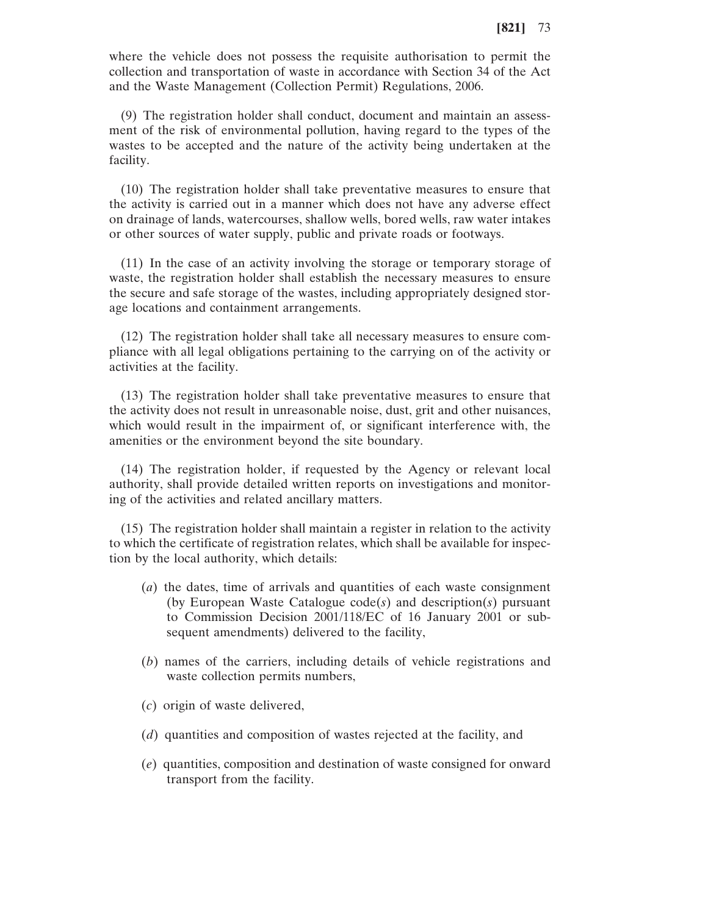where the vehicle does not possess the requisite authorisation to permit the collection and transportation of waste in accordance with Section 34 of the Act and the Waste Management (Collection Permit) Regulations, 2006.

(9) The registration holder shall conduct, document and maintain an assessment of the risk of environmental pollution, having regard to the types of the wastes to be accepted and the nature of the activity being undertaken at the facility.

(10) The registration holder shall take preventative measures to ensure that the activity is carried out in a manner which does not have any adverse effect on drainage of lands, watercourses, shallow wells, bored wells, raw water intakes or other sources of water supply, public and private roads or footways.

(11) In the case of an activity involving the storage or temporary storage of waste, the registration holder shall establish the necessary measures to ensure the secure and safe storage of the wastes, including appropriately designed storage locations and containment arrangements.

(12) The registration holder shall take all necessary measures to ensure compliance with all legal obligations pertaining to the carrying on of the activity or activities at the facility.

(13) The registration holder shall take preventative measures to ensure that the activity does not result in unreasonable noise, dust, grit and other nuisances, which would result in the impairment of, or significant interference with, the amenities or the environment beyond the site boundary.

(14) The registration holder, if requested by the Agency or relevant local authority, shall provide detailed written reports on investigations and monitoring of the activities and related ancillary matters.

(15) The registration holder shall maintain a register in relation to the activity to which the certificate of registration relates, which shall be available for inspection by the local authority, which details:

(*a*) the dates, time of arrivals and quantities of each waste consignment (by European Waste Catalogue code(*s*) and description(*s*) pursuant to Commission Decision 2001/118/EC of 16 January 2001 or subsequent amendments) delivered to the facility,

(*b*) names of the carriers, including details of vehicle registrations and waste collection permits numbers,

(*c*) origin of waste delivered,

(*d*) quantities and composition of wastes rejected at the facility, and

(*e*) quantities, composition and destination of waste consigned for onward transport from the facility.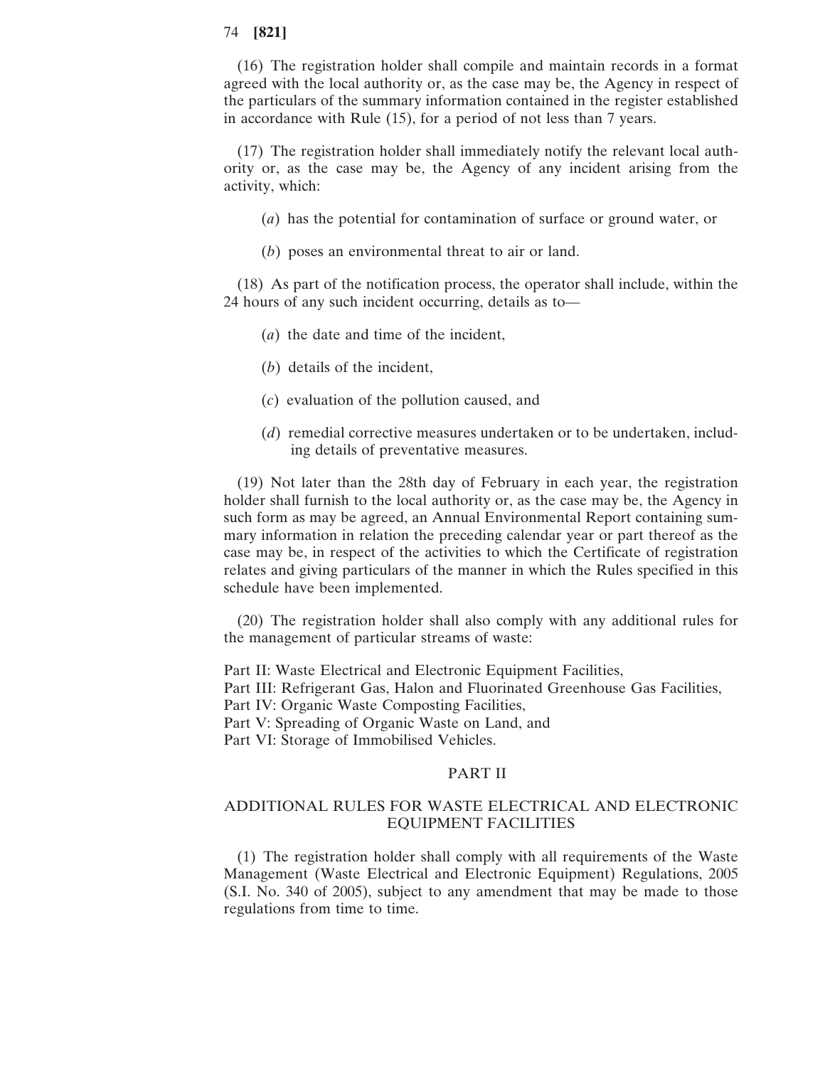(16) The registration holder shall compile and maintain records in a format agreed with the local authority or, as the case may be, the Agency in respect of the particulars of the summary information contained in the register established in accordance with Rule (15), for a period of not less than 7 years.

(17) The registration holder shall immediately notify the relevant local authority or, as the case may be, the Agency of any incident arising from the activity, which:

(*a*) has the potential for contamination of surface or ground water, or

(*b*) poses an environmental threat to air or land.

(18) As part of the notification process, the operator shall include, within the 24 hours of any such incident occurring, details as to—

(*a*) the date and time of the incident,

(*b*) details of the incident,

(*c*) evaluation of the pollution caused, and

(*d*) remedial corrective measures undertaken or to be undertaken, including details of preventative measures.

(19) Not later than the 28th day of February in each year, the registration holder shall furnish to the local authority or, as the case may be, the Agency in such form as may be agreed, an Annual Environmental Report containing summary information in relation the preceding calendar year or part thereof as the case may be, in respect of the activities to which the Certificate of registration relates and giving particulars of the manner in which the Rules specified in this schedule have been implemented.

(20) The registration holder shall also comply with any additional rules for the management of particular streams of waste:

Part II: Waste Electrical and Electronic Equipment Facilities,
Part III: Refrigerant Gas, Halon and Fluorinated Greenhouse Gas Facilities,
Part IV: Organic Waste Composting Facilities,
Part V: Spreading of Organic Waste on Land, and
Part VI: Storage of Immobilised Vehicles.

## PART II

## ADDITIONAL RULES FOR WASTE ELECTRICAL AND ELECTRONIC EQUIPMENT FACILITIES

(1) The registration holder shall comply with all requirements of the Waste Management (Waste Electrical and Electronic Equipment) Regulations, 2005 (S.I. No. 340 of 2005), subject to any amendment that may be made to those regulations from time to time.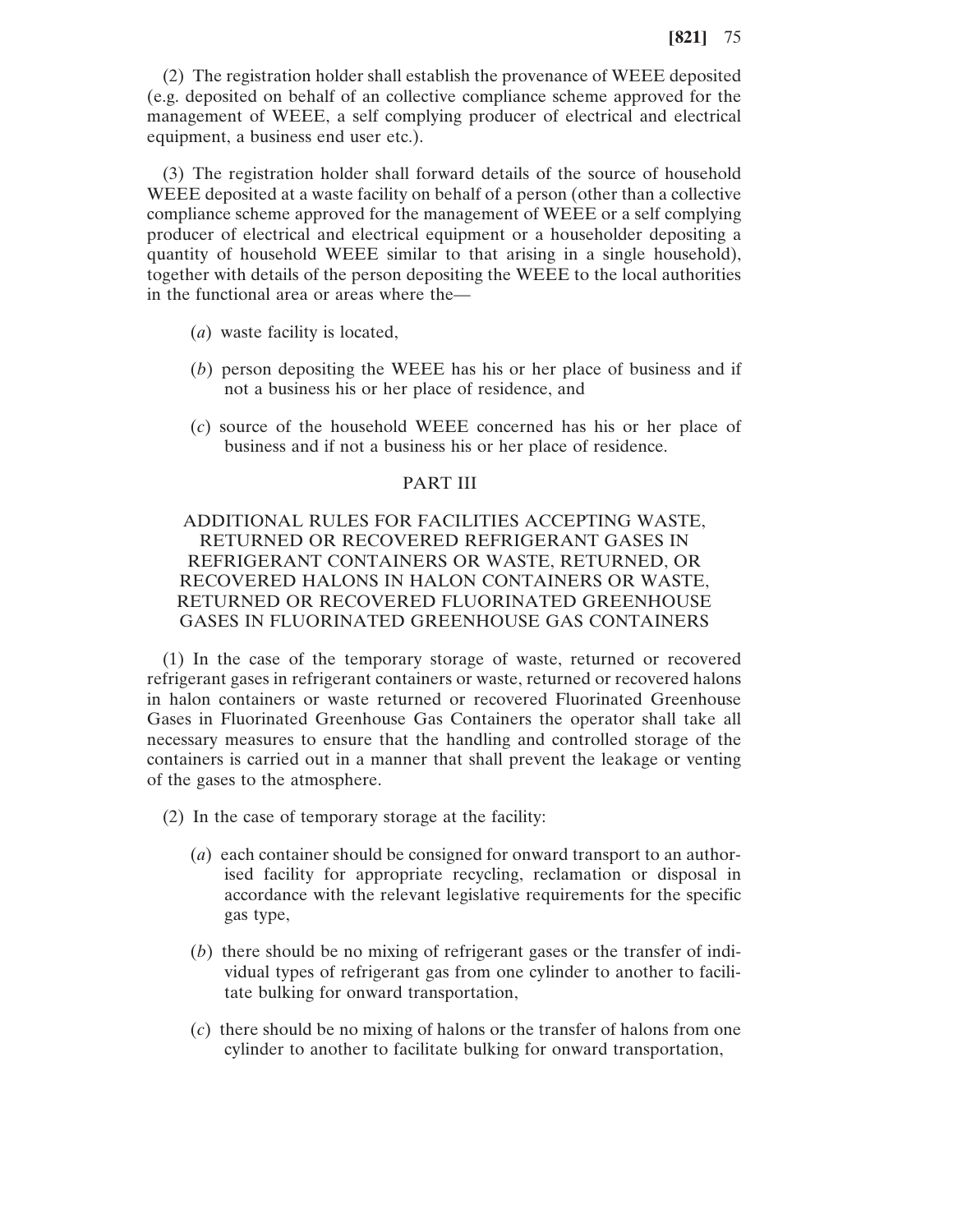(2) The registration holder shall establish the provenance of WEEE deposited (e.g. deposited on behalf of an collective compliance scheme approved for the management of WEEE, a self complying producer of electrical and electrical equipment, a business end user etc.).

(3) The registration holder shall forward details of the source of household WEEE deposited at a waste facility on behalf of a person (other than a collective compliance scheme approved for the management of WEEE or a self complying producer of electrical and electrical equipment or a householder depositing a quantity of household WEEE similar to that arising in a single household), together with details of the person depositing the WEEE to the local authorities in the functional area or areas where the—

(*a*) waste facility is located,

(*b*) person depositing the WEEE has his or her place of business and if not a business his or her place of residence, and

(*c*) source of the household WEEE concerned has his or her place of business and if not a business his or her place of residence.

## PART III

## ADDITIONAL RULES FOR FACILITIES ACCEPTING WASTE, RETURNED OR RECOVERED REFRIGERANT GASES IN REFRIGERANT CONTAINERS OR WASTE, RETURNED, OR RECOVERED HALONS IN HALON CONTAINERS OR WASTE, RETURNED OR RECOVERED FLUORINATED GREENHOUSE GASES IN FLUORINATED GREENHOUSE GAS CONTAINERS

(1) In the case of the temporary storage of waste, returned or recovered refrigerant gases in refrigerant containers or waste, returned or recovered halons in halon containers or waste returned or recovered Fluorinated Greenhouse Gases in Fluorinated Greenhouse Gas Containers the operator shall take all necessary measures to ensure that the handling and controlled storage of the containers is carried out in a manner that shall prevent the leakage or venting of the gases to the atmosphere.

(2) In the case of temporary storage at the facility:

(*a*) each container should be consigned for onward transport to an authorised facility for appropriate recycling, reclamation or disposal in accordance with the relevant legislative requirements for the specific gas type,

(*b*) there should be no mixing of refrigerant gases or the transfer of individual types of refrigerant gas from one cylinder to another to facilitate bulking for onward transportation,

(*c*) there should be no mixing of halons or the transfer of halons from one cylinder to another to facilitate bulking for onward transportation,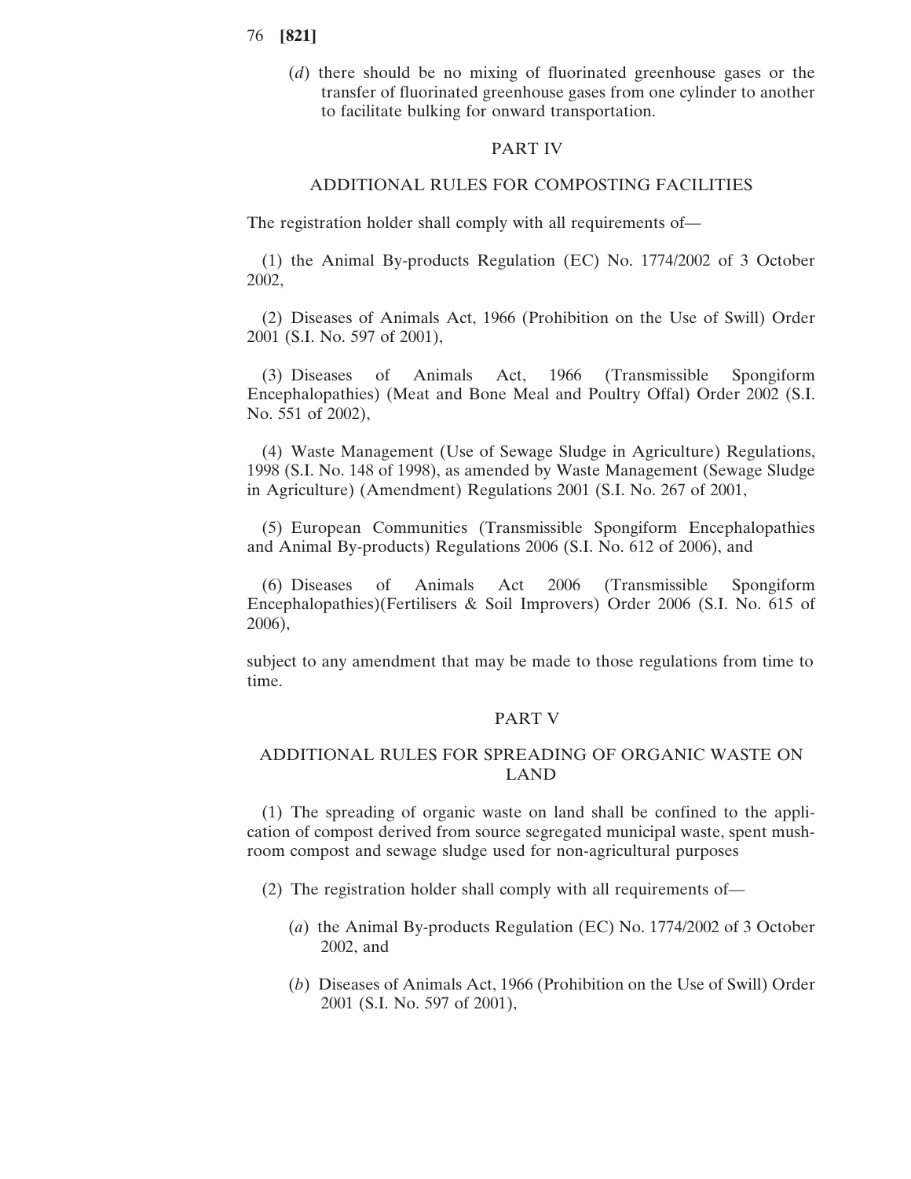(*d*) there should be no mixing of fluorinated greenhouse gases or the transfer of fluorinated greenhouse gases from one cylinder to another to facilitate bulking for onward transportation.

## PART IV

## ADDITIONAL RULES FOR COMPOSTING FACILITIES

The registration holder shall comply with all requirements of—

(1) the Animal By-products Regulation (EC) No. 1774/2002 of 3 October 2002,

(2) Diseases of Animals Act, 1966 (Prohibition on the Use of Swill) Order 2001 (S.I. No. 597 of 2001),

(3) Diseases of Animals Act, 1966 (Transmissible Spongiform Encephalopathies) (Meat and Bone Meal and Poultry Offal) Order 2002 (S.I. No. 551 of 2002),

(4) Waste Management (Use of Sewage Sludge in Agriculture) Regulations, 1998 (S.I. No. 148 of 1998), as amended by Waste Management (Sewage Sludge in Agriculture) (Amendment) Regulations 2001 (S.I. No. 267 of 2001,

(5) European Communities (Transmissible Spongiform Encephalopathies and Animal By-products) Regulations 2006 (S.I. No. 612 of 2006), and

(6) Diseases of Animals Act 2006 (Transmissible Spongiform Encephalopathies)(Fertilisers & Soil Improvers) Order 2006 (S.I. No. 615 of 2006),

subject to any amendment that may be made to those regulations from time to time.

## PART V

## ADDITIONAL RULES FOR SPREADING OF ORGANIC WASTE ON LAND

(1) The spreading of organic waste on land shall be confined to the application of compost derived from source segregated municipal waste, spent mushroom compost and sewage sludge used for non-agricultural purposes

(2) The registration holder shall comply with all requirements of—

(*a*) the Animal By-products Regulation (EC) No. 1774/2002 of 3 October 2002, and

(*b*) Diseases of Animals Act, 1966 (Prohibition on the Use of Swill) Order 2001 (S.I. No. 597 of 2001),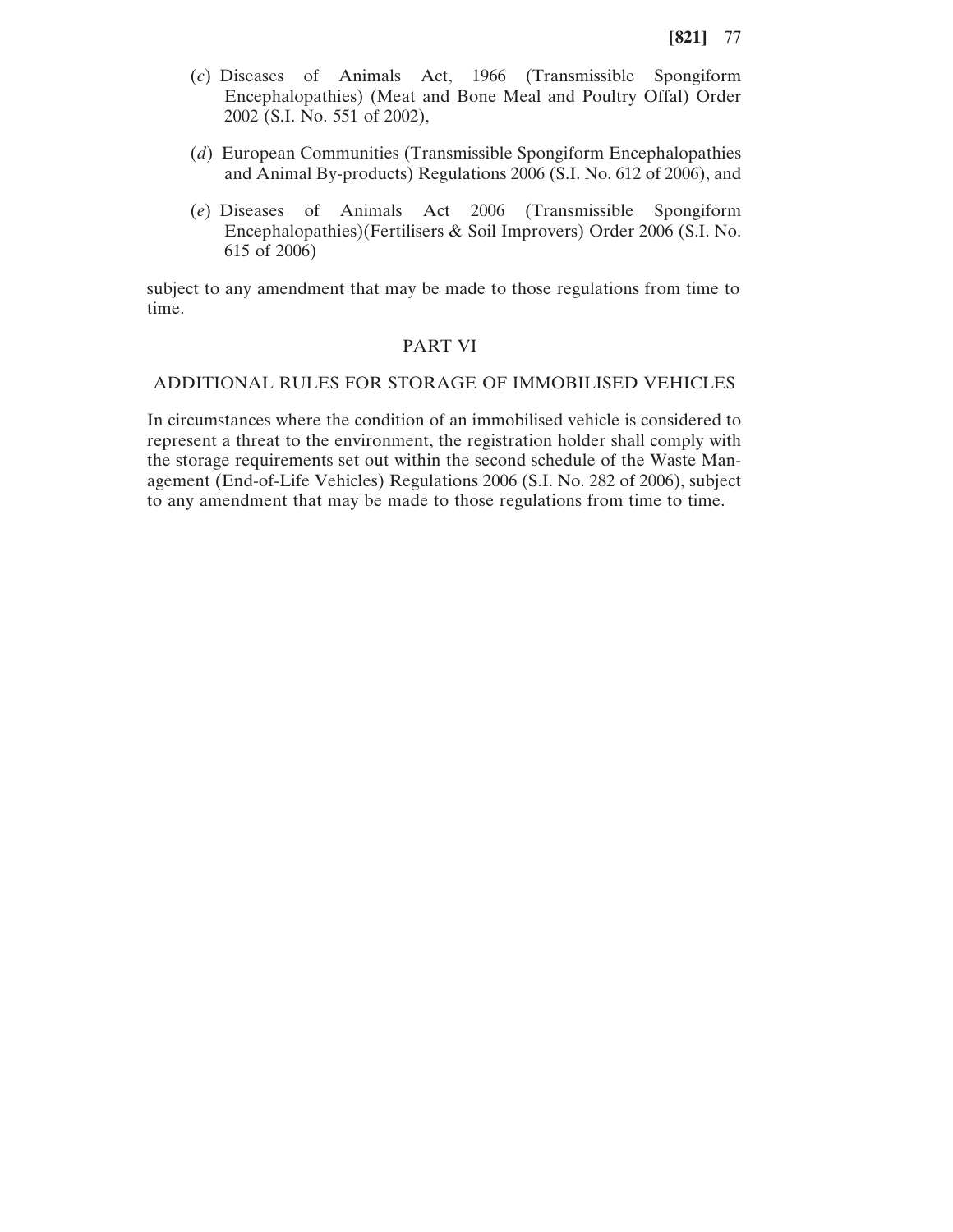(*c*) Diseases of Animals Act, 1966 (Transmissible Spongiform Encephalopathies) (Meat and Bone Meal and Poultry Offal) Order 2002 (S.I. No. 551 of 2002),

(*d*) European Communities (Transmissible Spongiform Encephalopathies and Animal By-products) Regulations 2006 (S.I. No. 612 of 2006), and

(*e*) Diseases of Animals Act 2006 (Transmissible Spongiform Encephalopathies)(Fertilisers & Soil Improvers) Order 2006 (S.I. No. 615 of 2006)

subject to any amendment that may be made to those regulations from time to time.

## PART VI

## ADDITIONAL RULES FOR STORAGE OF IMMOBILISED VEHICLES

In circumstances where the condition of an immobilised vehicle is considered to represent a threat to the environment, the registration holder shall comply with the storage requirements set out within the second schedule of the Waste Management (End-of-Life Vehicles) Regulations 2006 (S.I. No. 282 of 2006), subject to any amendment that may be made to those regulations from time to time.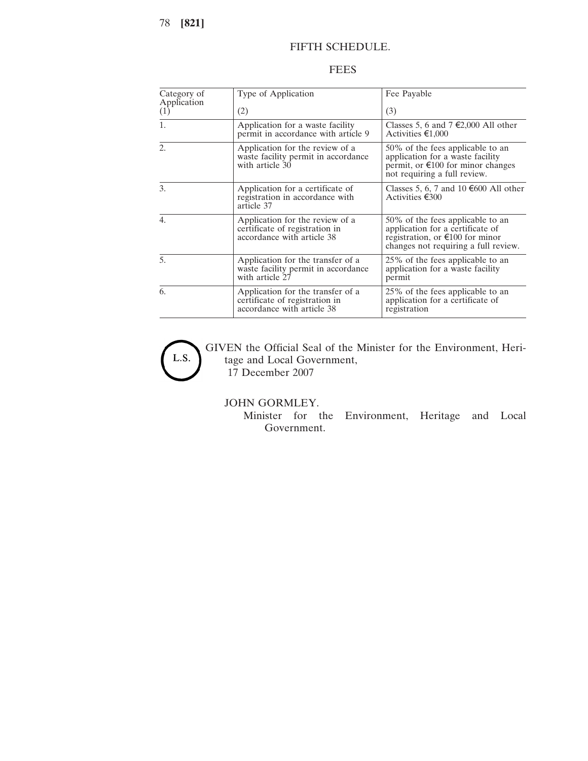## FIFTH SCHEDULE.

### FEES

| Category of Application (1) | Type of Application (2) | Fee Payable (3) |
|---|---|---|
| 1. | Application for a waste facility permit in accordance with article 9 | Classes 5, 6 and 7 €2,000 All other Activities €1,000 |
| 2. | Application for the review of a waste facility permit in accordance with article 30 | 50% of the fees applicable to an application for a waste facility permit, or €100 for minor changes not requiring a full review. |
| 3. | Application for a certificate of registration in accordance with article 37 | Classes 5, 6, 7 and 10 €600 All other Activities €300 |
| 4. | Application for the review of a certificate of registration in accordance with article 38 | 50% of the fees applicable to an application for a certificate of registration, or €100 for minor changes not requiring a full review. |
| 5. | Application for the transfer of a waste facility permit in accordance with article 27 | 25% of the fees applicable to an application for a waste facility permit |
| 6. | Application for the transfer of a certificate of registration in accordance with article 38 | 25% of the fees applicable to an application for a certificate of registration |

L.S.

GIVEN the Official Seal of the Minister for the Environment, Heritage and Local Government,
17 December 2007

JOHN GORMLEY.
Minister for the Environment, Heritage and Local Government.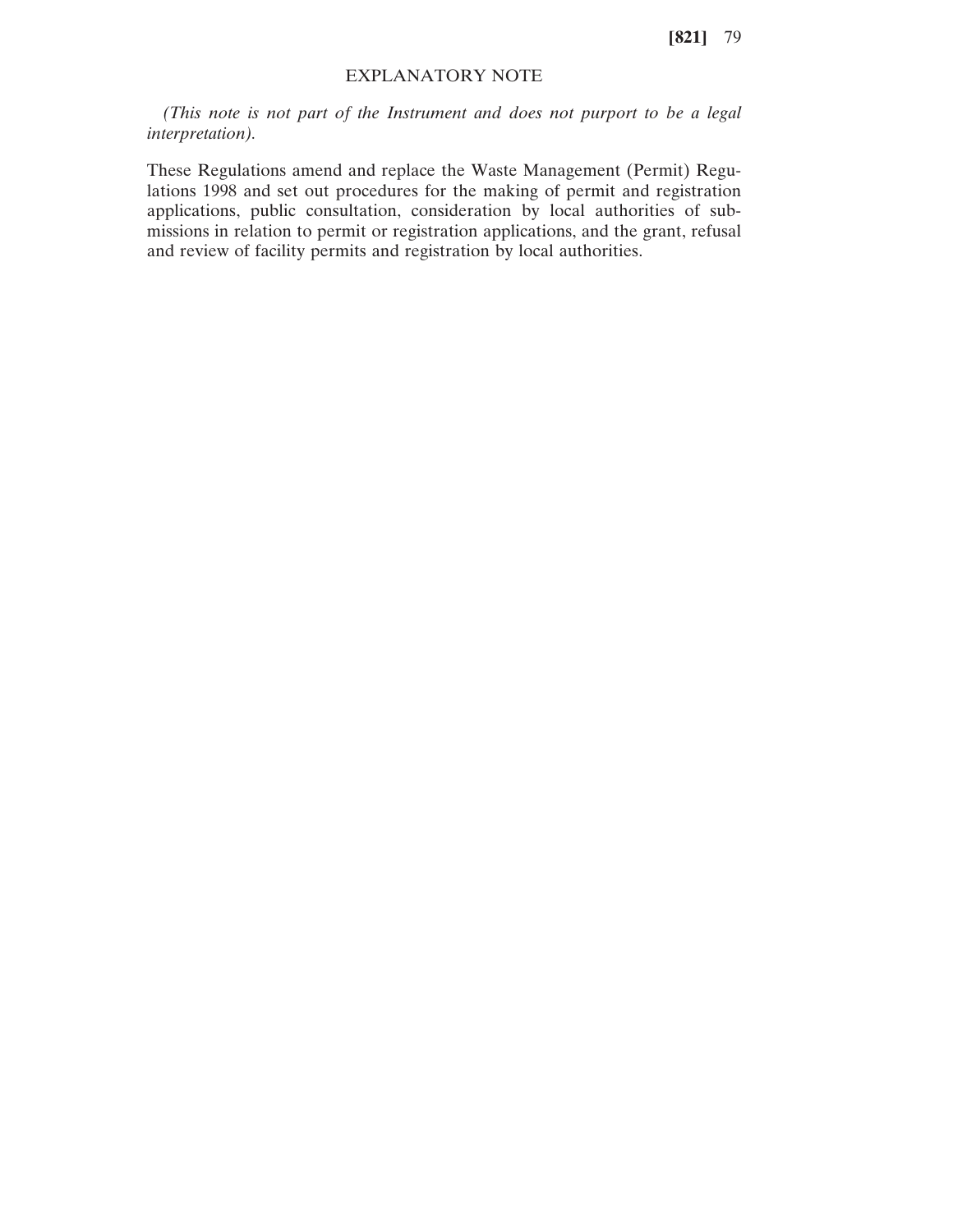## EXPLANATORY NOTE

*(This note is not part of the Instrument and does not purport to be a legal interpretation).*

These Regulations amend and replace the Waste Management (Permit) Regulations 1998 and set out procedures for the making of permit and registration applications, public consultation, consideration by local authorities of submissions in relation to permit or registration applications, and the grant, refusal and review of facility permits and registration by local authorities.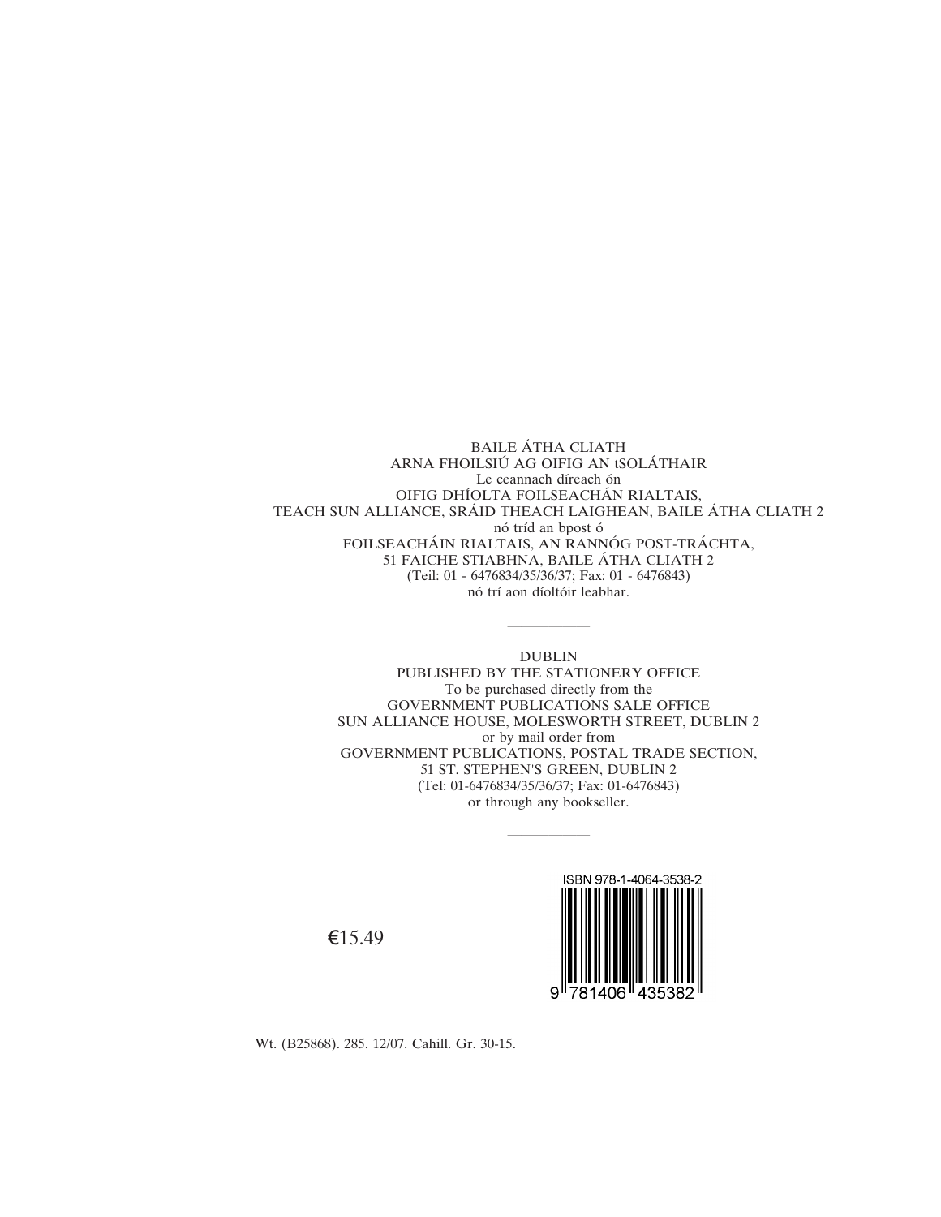BAILE ÁTHA CLIATH
ARNA FHOILSIÚ AG OIFIG AN tSOLÁTHAIR
Le ceannach díreach ón
OIFIG DHÍOLTA FOILSEACHÁN RIALTAIS,
TEACH SUN ALLIANCE, SRÁID THEACH LAIGHEAN, BAILE ÁTHA CLIATH 2
nó tríd an bpost ó
FOILSEACHÁIN RIALTAIS, AN RANNÓG POST-TRÁCHTA,
51 FAICHE STIABHNA, BAILE ÁTHA CLIATH 2
(Teil: 01 - 6476834/35/36/37; Fax: 01 - 6476843)
nó trí aon díoltóir leabhar.

---

DUBLIN
PUBLISHED BY THE STATIONERY OFFICE
To be purchased directly from the
GOVERNMENT PUBLICATIONS SALE OFFICE
SUN ALLIANCE HOUSE, MOLESWORTH STREET, DUBLIN 2
or by mail order from
GOVERNMENT PUBLICATIONS, POSTAL TRADE SECTION,
51 ST. STEPHEN'S GREEN, DUBLIN 2
(Tel: 01-6476834/35/36/37; Fax: 01-6476843)
or through any bookseller.

---

€15.49

ISBN 978-1-4064-3538-2

9 781406 435382

Wt. (B25868). 285. 12/07. Cahill. Gr. 30-15.